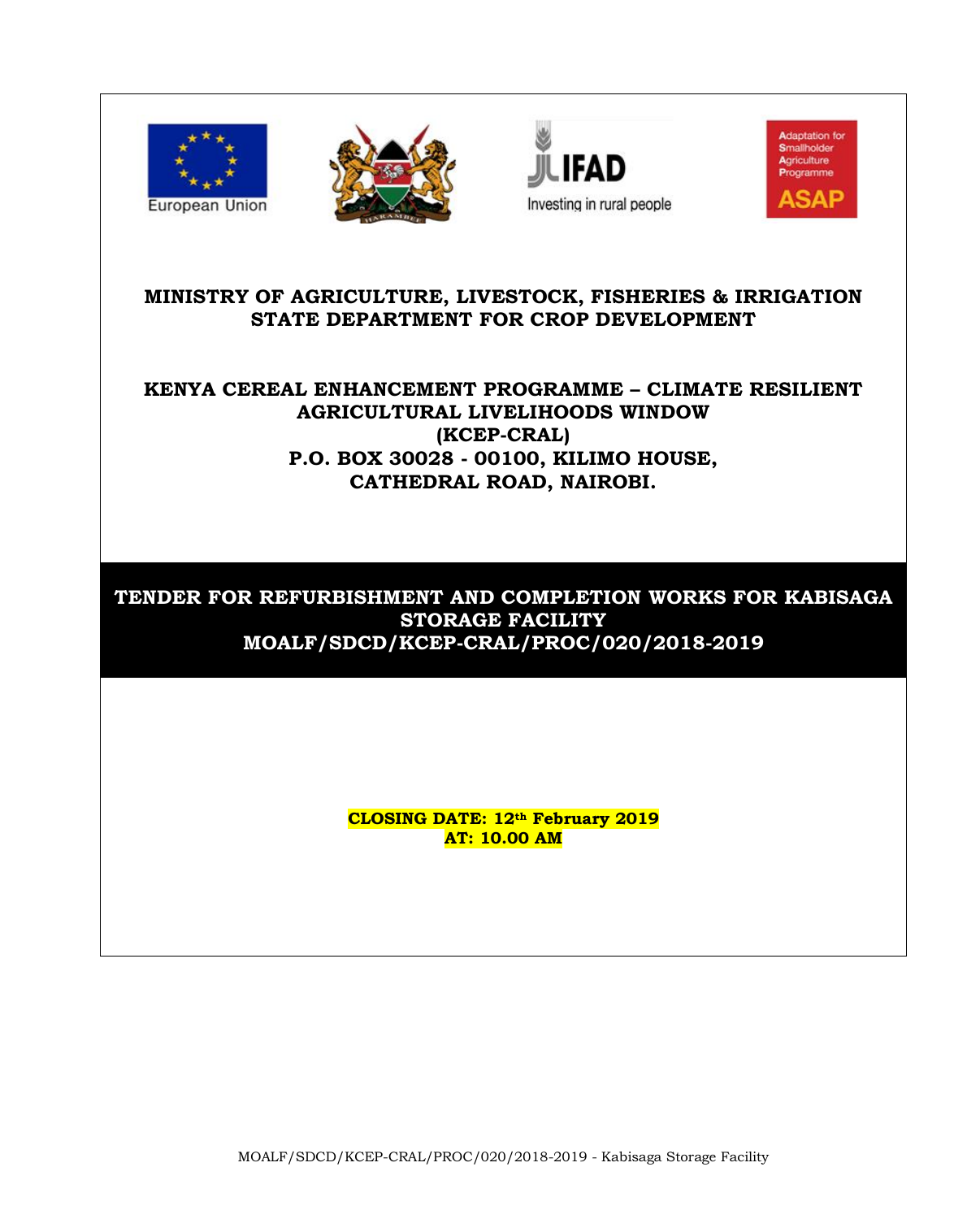European Union

Investing in rural people

Adaptation for Smallholder Agriculture Programme ASAP

# MINISTRY OF AGRICULTURE, LIVESTOCK, FISHERIES & IRRIGATION STATE DEPARTMENT FOR CROP DEVELOPMENT

## KENYA CEREAL ENHANCEMENT PROGRAMME – CLIMATE RESILIENT AGRICULTURAL LIVELIHOODS WINDOW (KCEP-CRAL)

**P.O. BOX 30028 - 00100, KILIMO HOUSE, CATHEDRAL ROAD, NAIROBI.**

# TENDER FOR REFURBISHMENT AND COMPLETION WORKS FOR KABISAGA STORAGE FACILITY MOALF/SDCD/KCEP-CRAL/PROC/020/2018-2019

**CLOSING DATE: 12th February 2019**
**AT: 10.00 AM**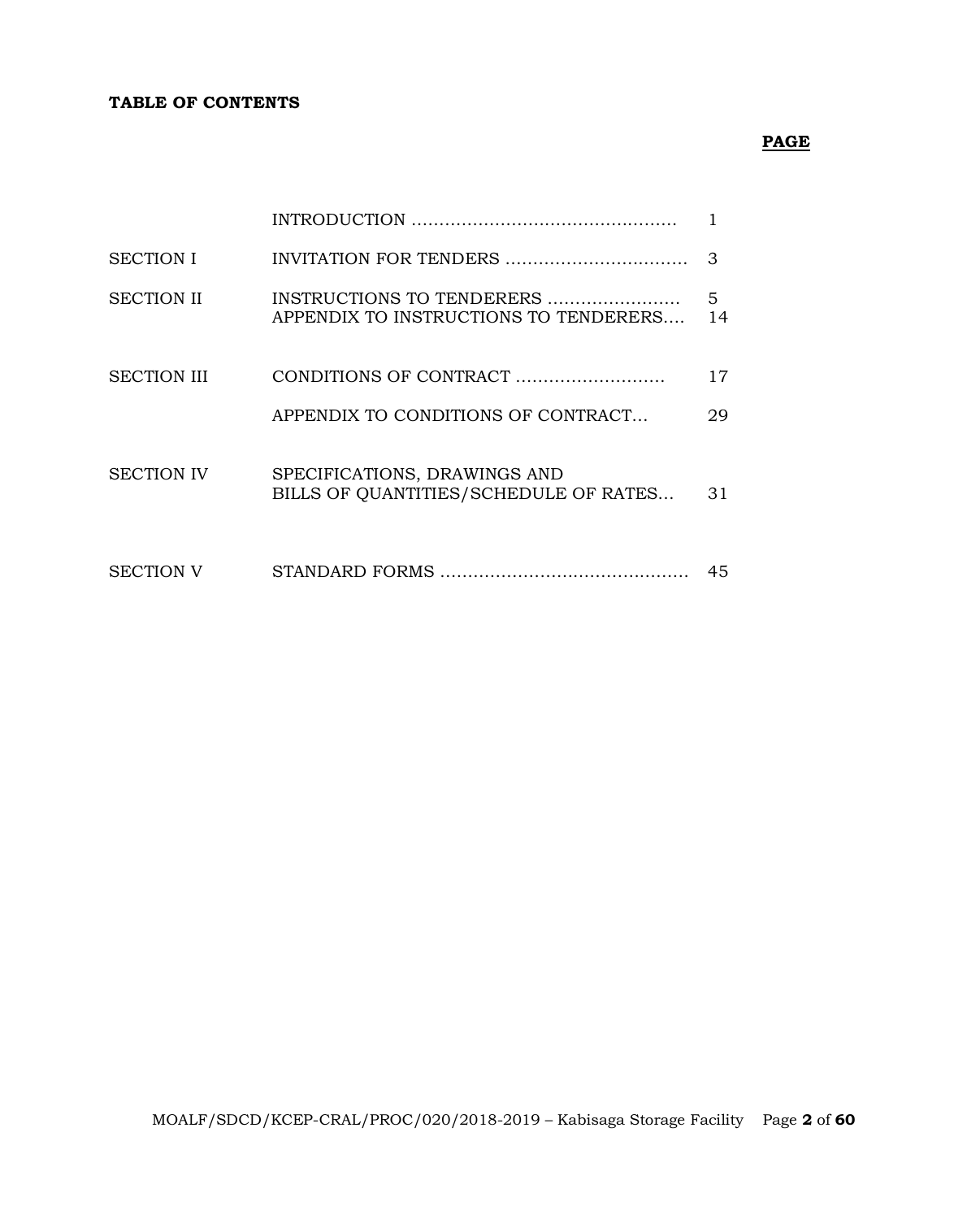**TABLE OF CONTENTS**

| | | **PAGE** |
|---|---|---|
| | INTRODUCTION ………………………………………… | 1 |
| SECTION I | INVITATION FOR TENDERS …………………………… | 3 |
| SECTION II | INSTRUCTIONS TO TENDERERS ………………….. | 5 |
| | APPENDIX TO INSTRUCTIONS TO TENDERERS…. | 14 |
| SECTION III | CONDITIONS OF CONTRACT …………………….. | 17 |
| | APPENDIX TO CONDITIONS OF CONTRACT… | 29 |
| SECTION IV | SPECIFICATIONS, DRAWINGS AND BILLS OF QUANTITIES/SCHEDULE OF RATES… | 31 |
| SECTION V | STANDARD FORMS ……………………………………. | 45 |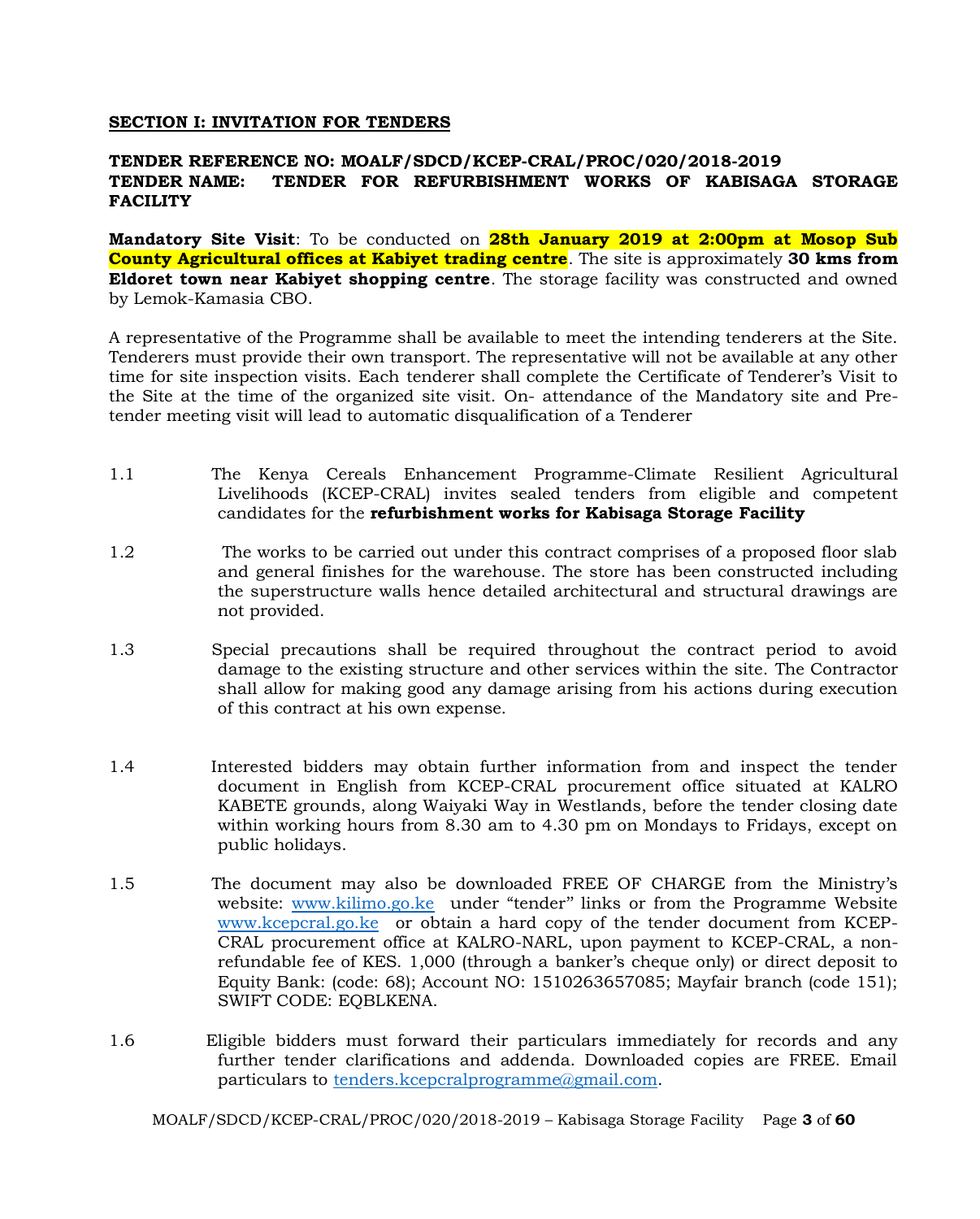**SECTION I: INVITATION FOR TENDERS**

**TENDER REFERENCE NO: MOALF/SDCD/KCEP-CRAL/PROC/020/2018-2019**
**TENDER NAME: TENDER FOR REFURBISHMENT WORKS OF KABISAGA STORAGE FACILITY**

**Mandatory Site Visit**: To be conducted on **28th January 2019 at 2:00pm at Mosop Sub County Agricultural offices at Kabiyet trading centre**. The site is approximately **30 kms from Eldoret town near Kabiyet shopping centre**. The storage facility was constructed and owned by Lemok-Kamasia CBO.

A representative of the Programme shall be available to meet the intending tenderers at the Site. Tenderers must provide their own transport. The representative will not be available at any other time for site inspection visits. Each tenderer shall complete the Certificate of Tenderer's Visit to the Site at the time of the organized site visit. On- attendance of the Mandatory site and Pre-tender meeting visit will lead to automatic disqualification of a Tenderer

1.1 The Kenya Cereals Enhancement Programme-Climate Resilient Agricultural Livelihoods (KCEP-CRAL) invites sealed tenders from eligible and competent candidates for the **refurbishment works for Kabisaga Storage Facility**

1.2 The works to be carried out under this contract comprises of a proposed floor slab and general finishes for the warehouse. The store has been constructed including the superstructure walls hence detailed architectural and structural drawings are not provided.

1.3 Special precautions shall be required throughout the contract period to avoid damage to the existing structure and other services within the site. The Contractor shall allow for making good any damage arising from his actions during execution of this contract at his own expense.

1.4 Interested bidders may obtain further information from and inspect the tender document in English from KCEP-CRAL procurement office situated at KALRO KABETE grounds, along Waiyaki Way in Westlands, before the tender closing date within working hours from 8.30 am to 4.30 pm on Mondays to Fridays, except on public holidays.

1.5 The document may also be downloaded FREE OF CHARGE from the Ministry's website: www.kilimo.go.ke under "tender" links or from the Programme Website www.kcepcral.go.ke or obtain a hard copy of the tender document from KCEP-CRAL procurement office at KALRO-NARL, upon payment to KCEP-CRAL, a non-refundable fee of KES. 1,000 (through a banker's cheque only) or direct deposit to Equity Bank: (code: 68); Account NO: 1510263657085; Mayfair branch (code 151); SWIFT CODE: EQBLKENA.

1.6 Eligible bidders must forward their particulars immediately for records and any further tender clarifications and addenda. Downloaded copies are FREE. Email particulars to tenders.kcepcralprogramme@gmail.com.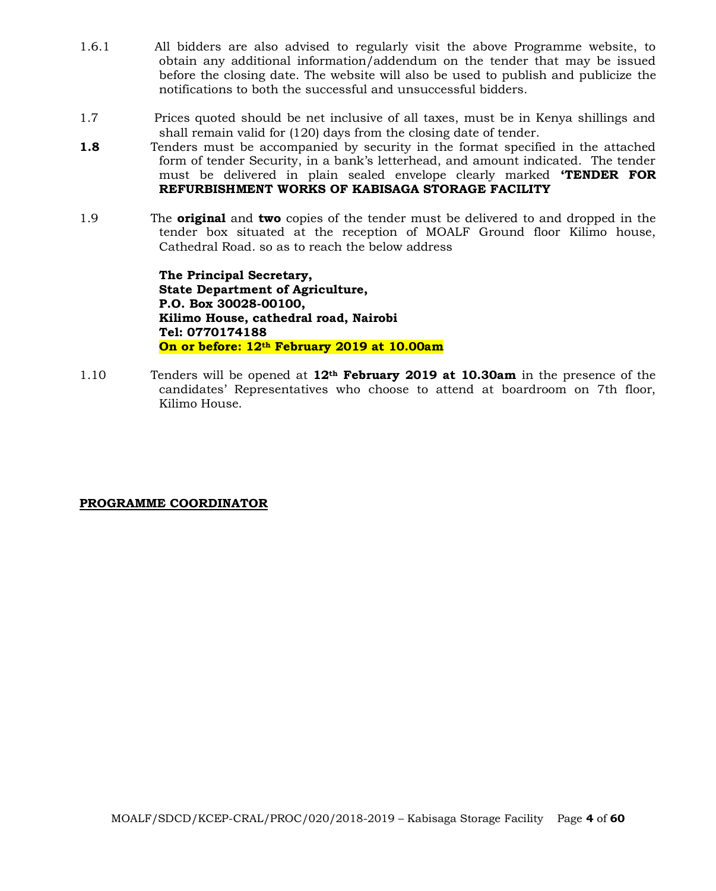1.6.1 All bidders are also advised to regularly visit the above Programme website, to obtain any additional information/addendum on the tender that may be issued before the closing date. The website will also be used to publish and publicize the notifications to both the successful and unsuccessful bidders.

1.7 Prices quoted should be net inclusive of all taxes, must be in Kenya shillings and shall remain valid for (120) days from the closing date of tender.

**1.8** Tenders must be accompanied by security in the format specified in the attached form of tender Security, in a bank's letterhead, and amount indicated. The tender must be delivered in plain sealed envelope clearly marked **'TENDER FOR REFURBISHMENT WORKS OF KABISAGA STORAGE FACILITY**

1.9 The **original** and **two** copies of the tender must be delivered to and dropped in the tender box situated at the reception of MOALF Ground floor Kilimo house, Cathedral Road. so as to reach the below address

**The Principal Secretary,**
**State Department of Agriculture,**
**P.O. Box 30028-00100,**
**Kilimo House, cathedral road, Nairobi**
**Tel: 0770174188**
**On or before: 12th February 2019 at 10.00am**

1.10 Tenders will be opened at **12th February 2019 at 10.30am** in the presence of the candidates' Representatives who choose to attend at boardroom on 7th floor, Kilimo House.

**PROGRAMME COORDINATOR**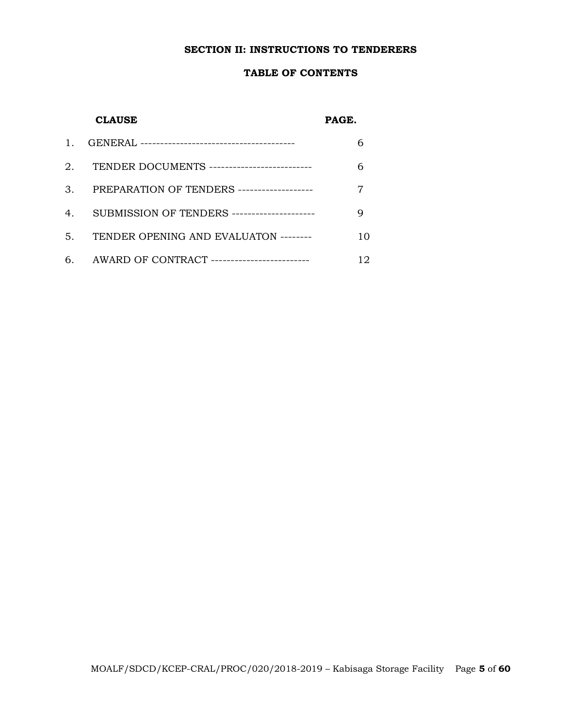## SECTION II: INSTRUCTIONS TO TENDERERS

### TABLE OF CONTENTS

| | CLAUSE | PAGE. |
|---|---|---|
| 1. | GENERAL --------------------------------------- | 6 |
| 2. | TENDER DOCUMENTS -------------------------- | 6 |
| 3. | PREPARATION OF TENDERS ------------------- | 7 |
| 4. | SUBMISSION OF TENDERS --------------------- | 9 |
| 5. | TENDER OPENING AND EVALUATON -------- | 10 |
| 6. | AWARD OF CONTRACT ------------------------- | 12 |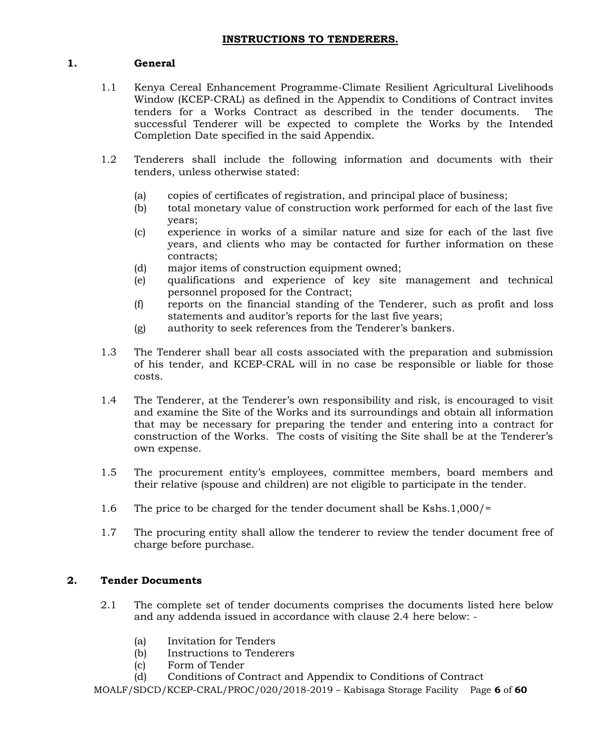# INSTRUCTIONS TO TENDERERS.

## 1. General

1.1 Kenya Cereal Enhancement Programme-Climate Resilient Agricultural Livelihoods Window (KCEP-CRAL) as defined in the Appendix to Conditions of Contract invites tenders for a Works Contract as described in the tender documents. The successful Tenderer will be expected to complete the Works by the Intended Completion Date specified in the said Appendix.

1.2 Tenderers shall include the following information and documents with their tenders, unless otherwise stated:

- (a) copies of certificates of registration, and principal place of business;
- (b) total monetary value of construction work performed for each of the last five years;
- (c) experience in works of a similar nature and size for each of the last five years, and clients who may be contacted for further information on these contracts;
- (d) major items of construction equipment owned;
- (e) qualifications and experience of key site management and technical personnel proposed for the Contract;
- (f) reports on the financial standing of the Tenderer, such as profit and loss statements and auditor's reports for the last five years;
- (g) authority to seek references from the Tenderer's bankers.

1.3 The Tenderer shall bear all costs associated with the preparation and submission of his tender, and KCEP-CRAL will in no case be responsible or liable for those costs.

1.4 The Tenderer, at the Tenderer's own responsibility and risk, is encouraged to visit and examine the Site of the Works and its surroundings and obtain all information that may be necessary for preparing the tender and entering into a contract for construction of the Works. The costs of visiting the Site shall be at the Tenderer's own expense.

1.5 The procurement entity's employees, committee members, board members and their relative (spouse and children) are not eligible to participate in the tender.

1.6 The price to be charged for the tender document shall be Kshs.1,000/=

1.7 The procuring entity shall allow the tenderer to review the tender document free of charge before purchase.

## 2. Tender Documents

2.1 The complete set of tender documents comprises the documents listed here below and any addenda issued in accordance with clause 2.4 here below: -

- (a) Invitation for Tenders
- (b) Instructions to Tenderers
- (c) Form of Tender
- (d) Conditions of Contract and Appendix to Conditions of Contract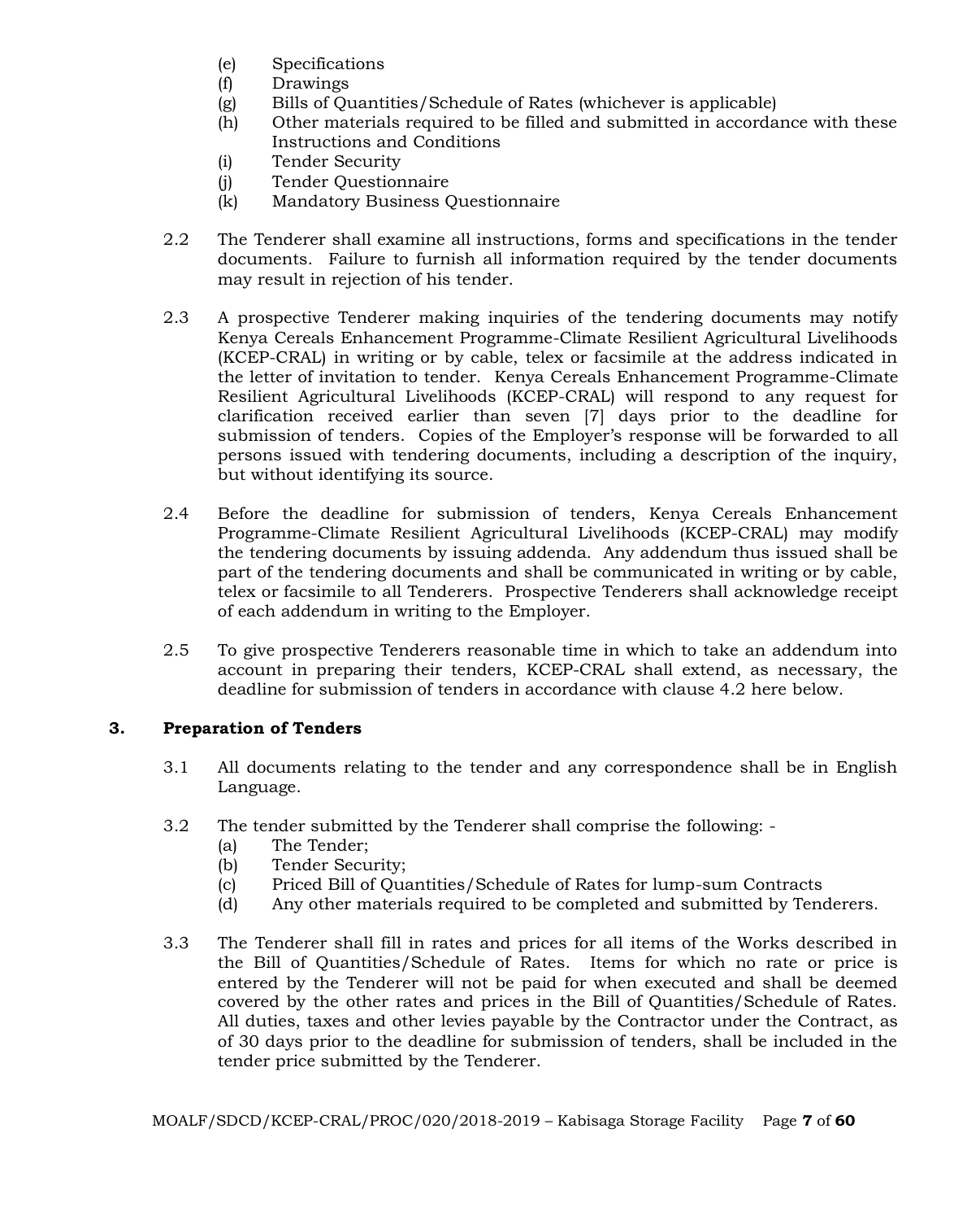(e) Specifications
(f) Drawings
(g) Bills of Quantities/Schedule of Rates (whichever is applicable)
(h) Other materials required to be filled and submitted in accordance with these Instructions and Conditions
(i) Tender Security
(j) Tender Questionnaire
(k) Mandatory Business Questionnaire

2.2 The Tenderer shall examine all instructions, forms and specifications in the tender documents. Failure to furnish all information required by the tender documents may result in rejection of his tender.

2.3 A prospective Tenderer making inquiries of the tendering documents may notify Kenya Cereals Enhancement Programme-Climate Resilient Agricultural Livelihoods (KCEP-CRAL) in writing or by cable, telex or facsimile at the address indicated in the letter of invitation to tender. Kenya Cereals Enhancement Programme-Climate Resilient Agricultural Livelihoods (KCEP-CRAL) will respond to any request for clarification received earlier than seven [7] days prior to the deadline for submission of tenders. Copies of the Employer's response will be forwarded to all persons issued with tendering documents, including a description of the inquiry, but without identifying its source.

2.4 Before the deadline for submission of tenders, Kenya Cereals Enhancement Programme-Climate Resilient Agricultural Livelihoods (KCEP-CRAL) may modify the tendering documents by issuing addenda. Any addendum thus issued shall be part of the tendering documents and shall be communicated in writing or by cable, telex or facsimile to all Tenderers. Prospective Tenderers shall acknowledge receipt of each addendum in writing to the Employer.

2.5 To give prospective Tenderers reasonable time in which to take an addendum into account in preparing their tenders, KCEP-CRAL shall extend, as necessary, the deadline for submission of tenders in accordance with clause 4.2 here below.

## 3. Preparation of Tenders

3.1 All documents relating to the tender and any correspondence shall be in English Language.

3.2 The tender submitted by the Tenderer shall comprise the following: -
(a) The Tender;
(b) Tender Security;
(c) Priced Bill of Quantities/Schedule of Rates for lump-sum Contracts
(d) Any other materials required to be completed and submitted by Tenderers.

3.3 The Tenderer shall fill in rates and prices for all items of the Works described in the Bill of Quantities/Schedule of Rates. Items for which no rate or price is entered by the Tenderer will not be paid for when executed and shall be deemed covered by the other rates and prices in the Bill of Quantities/Schedule of Rates. All duties, taxes and other levies payable by the Contractor under the Contract, as of 30 days prior to the deadline for submission of tenders, shall be included in the tender price submitted by the Tenderer.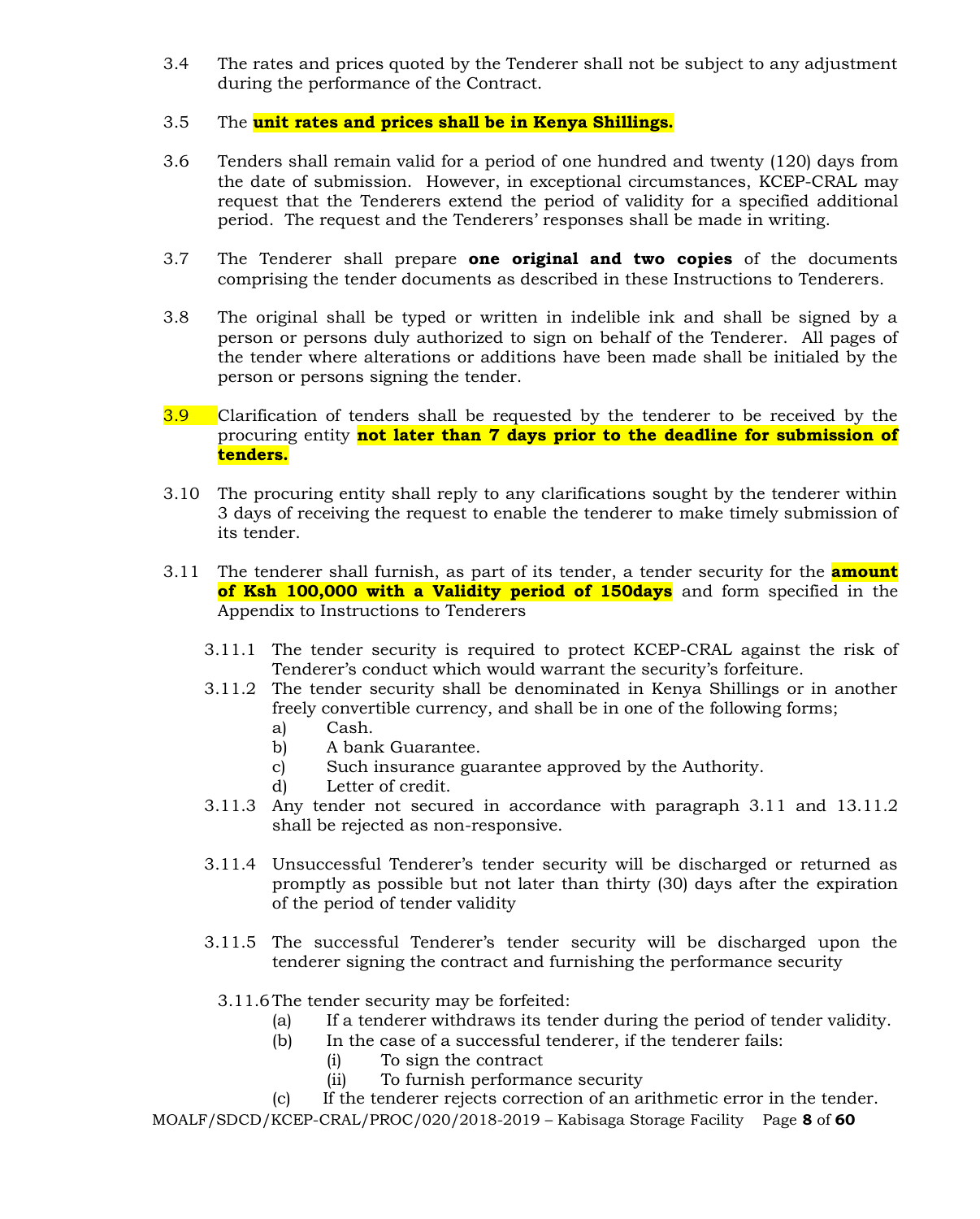3.4 The rates and prices quoted by the Tenderer shall not be subject to any adjustment during the performance of the Contract.

3.5 The **unit rates and prices shall be in Kenya Shillings.**

3.6 Tenders shall remain valid for a period of one hundred and twenty (120) days from the date of submission. However, in exceptional circumstances, KCEP-CRAL may request that the Tenderers extend the period of validity for a specified additional period. The request and the Tenderers' responses shall be made in writing.

3.7 The Tenderer shall prepare **one original and two copies** of the documents comprising the tender documents as described in these Instructions to Tenderers.

3.8 The original shall be typed or written in indelible ink and shall be signed by a person or persons duly authorized to sign on behalf of the Tenderer. All pages of the tender where alterations or additions have been made shall be initialed by the person or persons signing the tender.

3.9 Clarification of tenders shall be requested by the tenderer to be received by the procuring entity **not later than 7 days prior to the deadline for submission of tenders.**

3.10 The procuring entity shall reply to any clarifications sought by the tenderer within 3 days of receiving the request to enable the tenderer to make timely submission of its tender.

3.11 The tenderer shall furnish, as part of its tender, a tender security for the **amount of Ksh 100,000 with a Validity period of 150days** and form specified in the Appendix to Instructions to Tenderers

3.11.1 The tender security is required to protect KCEP-CRAL against the risk of Tenderer's conduct which would warrant the security's forfeiture.

3.11.2 The tender security shall be denominated in Kenya Shillings or in another freely convertible currency, and shall be in one of the following forms;

a) Cash.
b) A bank Guarantee.
c) Such insurance guarantee approved by the Authority.
d) Letter of credit.

3.11.3 Any tender not secured in accordance with paragraph 3.11 and 13.11.2 shall be rejected as non-responsive.

3.11.4 Unsuccessful Tenderer's tender security will be discharged or returned as promptly as possible but not later than thirty (30) days after the expiration of the period of tender validity

3.11.5 The successful Tenderer's tender security will be discharged upon the tenderer signing the contract and furnishing the performance security

3.11.6 The tender security may be forfeited:

(a) If a tenderer withdraws its tender during the period of tender validity.
(b) In the case of a successful tenderer, if the tenderer fails:
  (i) To sign the contract
  (ii) To furnish performance security
(c) If the tenderer rejects correction of an arithmetic error in the tender.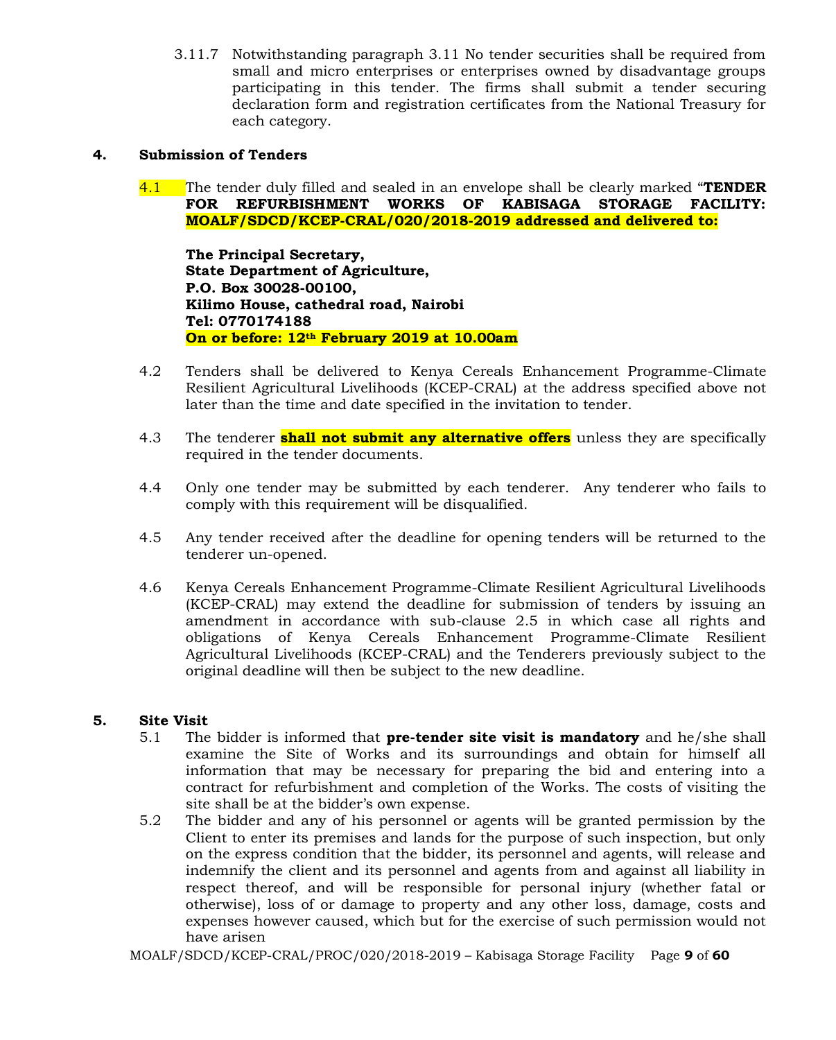3.11.7 Notwithstanding paragraph 3.11 No tender securities shall be required from small and micro enterprises or enterprises owned by disadvantage groups participating in this tender. The firms shall submit a tender securing declaration form and registration certificates from the National Treasury for each category.

## 4. Submission of Tenders

4.1 The tender duly filled and sealed in an envelope shall be clearly marked "**TENDER FOR REFURBISHMENT WORKS OF KABISAGA STORAGE FACILITY: MOALF/SDCD/KCEP-CRAL/020/2018-2019 addressed and delivered to:**

**The Principal Secretary,**
**State Department of Agriculture,**
**P.O. Box 30028-00100,**
**Kilimo House, cathedral road, Nairobi**
**Tel: 0770174188**
**On or before: 12th February 2019 at 10.00am**

4.2 Tenders shall be delivered to Kenya Cereals Enhancement Programme-Climate Resilient Agricultural Livelihoods (KCEP-CRAL) at the address specified above not later than the time and date specified in the invitation to tender.

4.3 The tenderer **shall not submit any alternative offers** unless they are specifically required in the tender documents.

4.4 Only one tender may be submitted by each tenderer. Any tenderer who fails to comply with this requirement will be disqualified.

4.5 Any tender received after the deadline for opening tenders will be returned to the tenderer un-opened.

4.6 Kenya Cereals Enhancement Programme-Climate Resilient Agricultural Livelihoods (KCEP-CRAL) may extend the deadline for submission of tenders by issuing an amendment in accordance with sub-clause 2.5 in which case all rights and obligations of Kenya Cereals Enhancement Programme-Climate Resilient Agricultural Livelihoods (KCEP-CRAL) and the Tenderers previously subject to the original deadline will then be subject to the new deadline.

## 5. Site Visit

5.1 The bidder is informed that **pre-tender site visit is mandatory** and he/she shall examine the Site of Works and its surroundings and obtain for himself all information that may be necessary for preparing the bid and entering into a contract for refurbishment and completion of the Works. The costs of visiting the site shall be at the bidder's own expense.

5.2 The bidder and any of his personnel or agents will be granted permission by the Client to enter its premises and lands for the purpose of such inspection, but only on the express condition that the bidder, its personnel and agents, will release and indemnify the client and its personnel and agents from and against all liability in respect thereof, and will be responsible for personal injury (whether fatal or otherwise), loss of or damage to property and any other loss, damage, costs and expenses however caused, which but for the exercise of such permission would not have arisen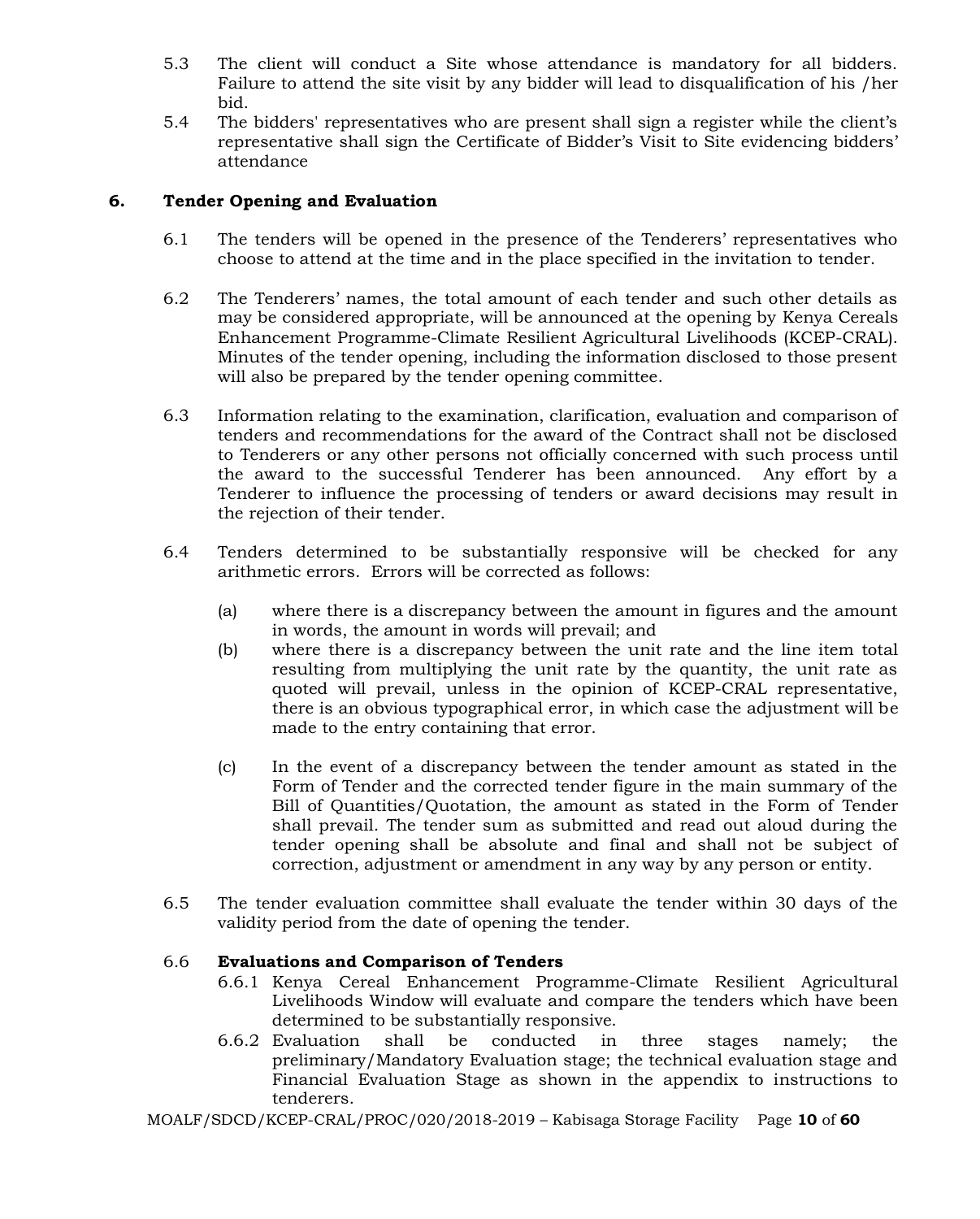5.3 The client will conduct a Site whose attendance is mandatory for all bidders. Failure to attend the site visit by any bidder will lead to disqualification of his /her bid.

5.4 The bidders' representatives who are present shall sign a register while the client's representative shall sign the Certificate of Bidder's Visit to Site evidencing bidders' attendance

## 6. Tender Opening and Evaluation

6.1 The tenders will be opened in the presence of the Tenderers' representatives who choose to attend at the time and in the place specified in the invitation to tender.

6.2 The Tenderers' names, the total amount of each tender and such other details as may be considered appropriate, will be announced at the opening by Kenya Cereals Enhancement Programme-Climate Resilient Agricultural Livelihoods (KCEP-CRAL). Minutes of the tender opening, including the information disclosed to those present will also be prepared by the tender opening committee.

6.3 Information relating to the examination, clarification, evaluation and comparison of tenders and recommendations for the award of the Contract shall not be disclosed to Tenderers or any other persons not officially concerned with such process until the award to the successful Tenderer has been announced. Any effort by a Tenderer to influence the processing of tenders or award decisions may result in the rejection of their tender.

6.4 Tenders determined to be substantially responsive will be checked for any arithmetic errors. Errors will be corrected as follows:

(a) where there is a discrepancy between the amount in figures and the amount in words, the amount in words will prevail; and

(b) where there is a discrepancy between the unit rate and the line item total resulting from multiplying the unit rate by the quantity, the unit rate as quoted will prevail, unless in the opinion of KCEP-CRAL representative, there is an obvious typographical error, in which case the adjustment will be made to the entry containing that error.

(c) In the event of a discrepancy between the tender amount as stated in the Form of Tender and the corrected tender figure in the main summary of the Bill of Quantities/Quotation, the amount as stated in the Form of Tender shall prevail. The tender sum as submitted and read out aloud during the tender opening shall be absolute and final and shall not be subject of correction, adjustment or amendment in any way by any person or entity.

6.5 The tender evaluation committee shall evaluate the tender within 30 days of the validity period from the date of opening the tender.

6.6 **Evaluations and Comparison of Tenders**

6.6.1 Kenya Cereal Enhancement Programme-Climate Resilient Agricultural Livelihoods Window will evaluate and compare the tenders which have been determined to be substantially responsive.

6.6.2 Evaluation shall be conducted in three stages namely; the preliminary/Mandatory Evaluation stage; the technical evaluation stage and Financial Evaluation Stage as shown in the appendix to instructions to tenderers.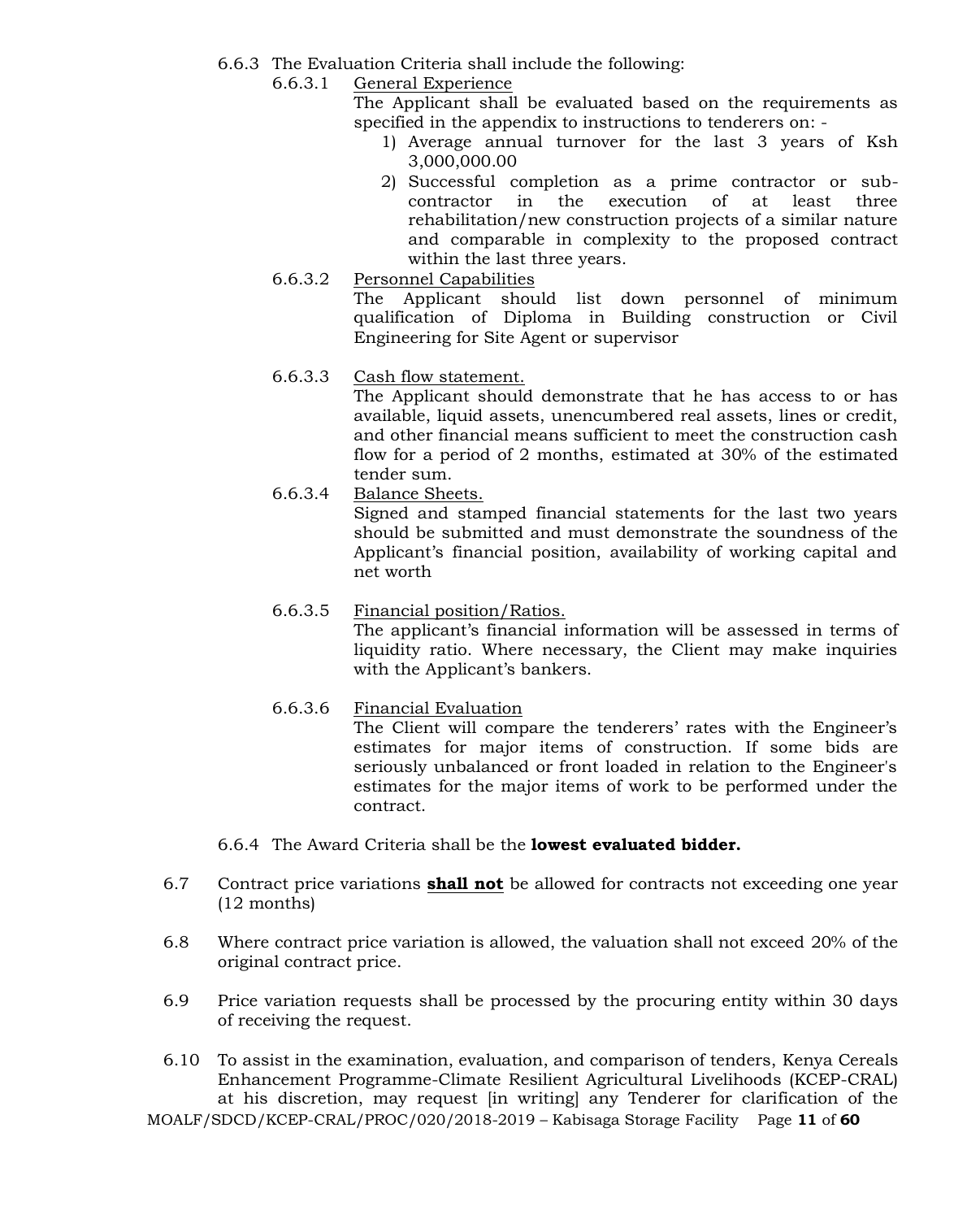6.6.3 The Evaluation Criteria shall include the following:

6.6.3.1 <u>General Experience</u>

The Applicant shall be evaluated based on the requirements as specified in the appendix to instructions to tenderers on: -

1) Average annual turnover for the last 3 years of Ksh 3,000,000.00
2) Successful completion as a prime contractor or sub-contractor in the execution of at least three rehabilitation/new construction projects of a similar nature and comparable in complexity to the proposed contract within the last three years.

6.6.3.2 <u>Personnel Capabilities</u>

The Applicant should list down personnel of minimum qualification of Diploma in Building construction or Civil Engineering for Site Agent or supervisor

6.6.3.3 <u>Cash flow statement.</u>

The Applicant should demonstrate that he has access to or has available, liquid assets, unencumbered real assets, lines or credit, and other financial means sufficient to meet the construction cash flow for a period of 2 months, estimated at 30% of the estimated tender sum.

6.6.3.4 <u>Balance Sheets.</u>

Signed and stamped financial statements for the last two years should be submitted and must demonstrate the soundness of the Applicant's financial position, availability of working capital and net worth

6.6.3.5 <u>Financial position/Ratios.</u>

The applicant's financial information will be assessed in terms of liquidity ratio. Where necessary, the Client may make inquiries with the Applicant's bankers.

6.6.3.6 <u>Financial Evaluation</u>

The Client will compare the tenderers' rates with the Engineer's estimates for major items of construction. If some bids are seriously unbalanced or front loaded in relation to the Engineer's estimates for the major items of work to be performed under the contract.

6.6.4 The Award Criteria shall be the **lowest evaluated bidder.**

6.7 Contract price variations **<u>shall not</u>** be allowed for contracts not exceeding one year (12 months)

6.8 Where contract price variation is allowed, the valuation shall not exceed 20% of the original contract price.

6.9 Price variation requests shall be processed by the procuring entity within 30 days of receiving the request.

6.10 To assist in the examination, evaluation, and comparison of tenders, Kenya Cereals Enhancement Programme-Climate Resilient Agricultural Livelihoods (KCEP-CRAL) at his discretion, may request [in writing] any Tenderer for clarification of the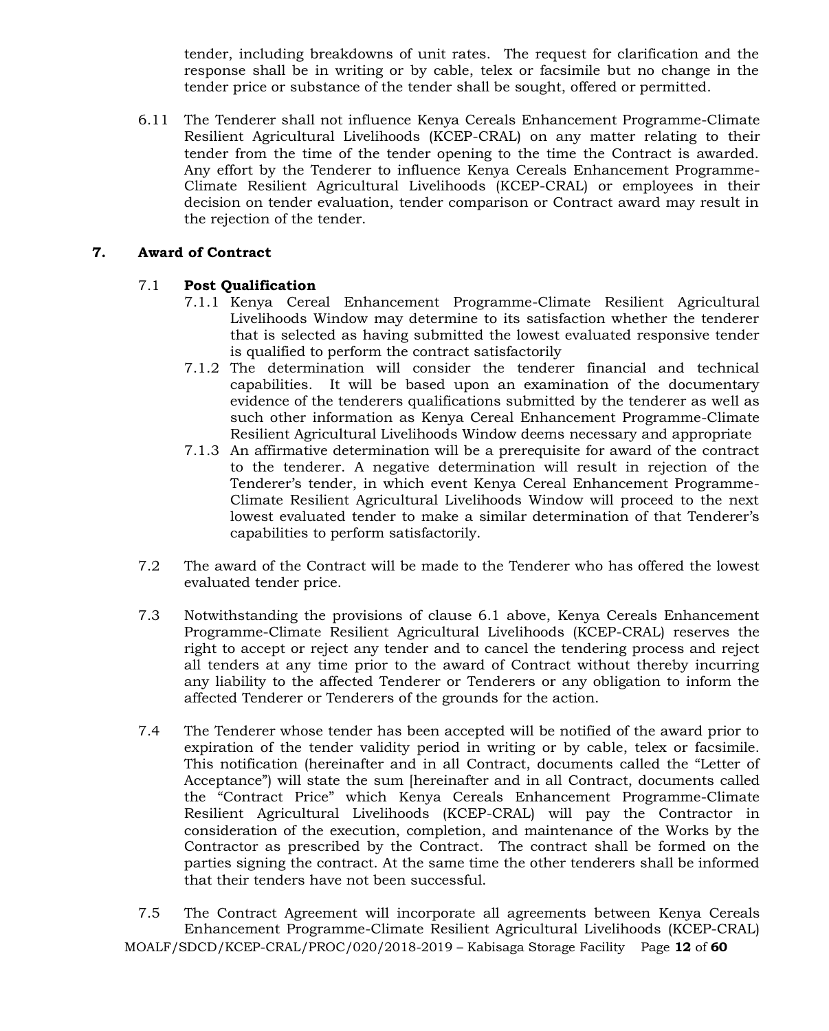tender, including breakdowns of unit rates. The request for clarification and the response shall be in writing or by cable, telex or facsimile but no change in the tender price or substance of the tender shall be sought, offered or permitted.

6.11 The Tenderer shall not influence Kenya Cereals Enhancement Programme-Climate Resilient Agricultural Livelihoods (KCEP-CRAL) on any matter relating to their tender from the time of the tender opening to the time the Contract is awarded. Any effort by the Tenderer to influence Kenya Cereals Enhancement Programme-Climate Resilient Agricultural Livelihoods (KCEP-CRAL) or employees in their decision on tender evaluation, tender comparison or Contract award may result in the rejection of the tender.

## 7. Award of Contract

### 7.1 Post Qualification

7.1.1 Kenya Cereal Enhancement Programme-Climate Resilient Agricultural Livelihoods Window may determine to its satisfaction whether the tenderer that is selected as having submitted the lowest evaluated responsive tender is qualified to perform the contract satisfactorily

7.1.2 The determination will consider the tenderer financial and technical capabilities. It will be based upon an examination of the documentary evidence of the tenderers qualifications submitted by the tenderer as well as such other information as Kenya Cereal Enhancement Programme-Climate Resilient Agricultural Livelihoods Window deems necessary and appropriate

7.1.3 An affirmative determination will be a prerequisite for award of the contract to the tenderer. A negative determination will result in rejection of the Tenderer's tender, in which event Kenya Cereal Enhancement Programme-Climate Resilient Agricultural Livelihoods Window will proceed to the next lowest evaluated tender to make a similar determination of that Tenderer's capabilities to perform satisfactorily.

7.2 The award of the Contract will be made to the Tenderer who has offered the lowest evaluated tender price.

7.3 Notwithstanding the provisions of clause 6.1 above, Kenya Cereals Enhancement Programme-Climate Resilient Agricultural Livelihoods (KCEP-CRAL) reserves the right to accept or reject any tender and to cancel the tendering process and reject all tenders at any time prior to the award of Contract without thereby incurring any liability to the affected Tenderer or Tenderers or any obligation to inform the affected Tenderer or Tenderers of the grounds for the action.

7.4 The Tenderer whose tender has been accepted will be notified of the award prior to expiration of the tender validity period in writing or by cable, telex or facsimile. This notification (hereinafter and in all Contract, documents called the "Letter of Acceptance") will state the sum [hereinafter and in all Contract, documents called the "Contract Price" which Kenya Cereals Enhancement Programme-Climate Resilient Agricultural Livelihoods (KCEP-CRAL) will pay the Contractor in consideration of the execution, completion, and maintenance of the Works by the Contractor as prescribed by the Contract. The contract shall be formed on the parties signing the contract. At the same time the other tenderers shall be informed that their tenders have not been successful.

7.5 The Contract Agreement will incorporate all agreements between Kenya Cereals Enhancement Programme-Climate Resilient Agricultural Livelihoods (KCEP-CRAL)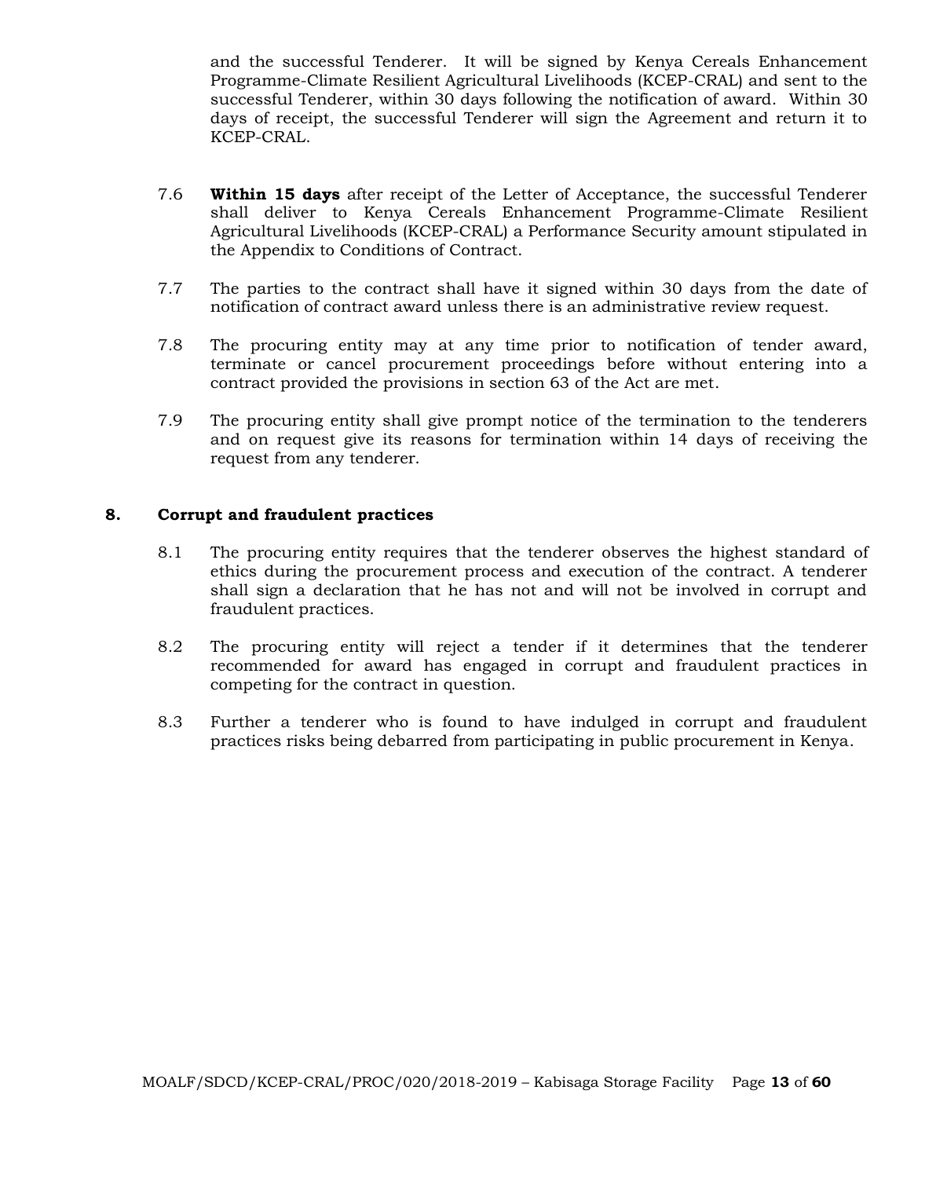and the successful Tenderer. It will be signed by Kenya Cereals Enhancement Programme-Climate Resilient Agricultural Livelihoods (KCEP-CRAL) and sent to the successful Tenderer, within 30 days following the notification of award. Within 30 days of receipt, the successful Tenderer will sign the Agreement and return it to KCEP-CRAL.

7.6 **Within 15 days** after receipt of the Letter of Acceptance, the successful Tenderer shall deliver to Kenya Cereals Enhancement Programme-Climate Resilient Agricultural Livelihoods (KCEP-CRAL) a Performance Security amount stipulated in the Appendix to Conditions of Contract.

7.7 The parties to the contract shall have it signed within 30 days from the date of notification of contract award unless there is an administrative review request.

7.8 The procuring entity may at any time prior to notification of tender award, terminate or cancel procurement proceedings before without entering into a contract provided the provisions in section 63 of the Act are met.

7.9 The procuring entity shall give prompt notice of the termination to the tenderers and on request give its reasons for termination within 14 days of receiving the request from any tenderer.

## 8. Corrupt and fraudulent practices

8.1 The procuring entity requires that the tenderer observes the highest standard of ethics during the procurement process and execution of the contract. A tenderer shall sign a declaration that he has not and will not be involved in corrupt and fraudulent practices.

8.2 The procuring entity will reject a tender if it determines that the tenderer recommended for award has engaged in corrupt and fraudulent practices in competing for the contract in question.

8.3 Further a tenderer who is found to have indulged in corrupt and fraudulent practices risks being debarred from participating in public procurement in Kenya.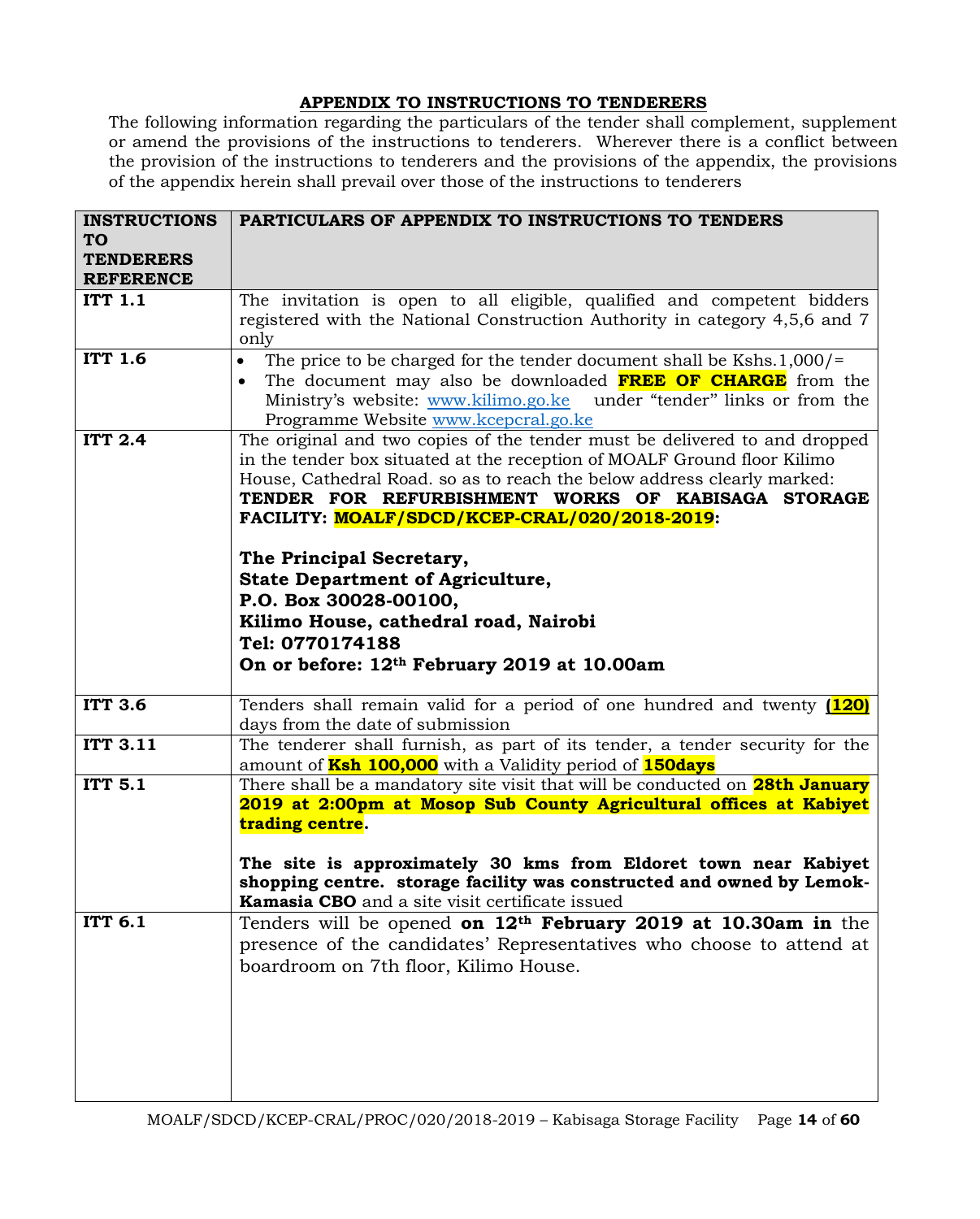## APPENDIX TO INSTRUCTIONS TO TENDERERS

The following information regarding the particulars of the tender shall complement, supplement or amend the provisions of the instructions to tenderers. Wherever there is a conflict between the provision of the instructions to tenderers and the provisions of the appendix, the provisions of the appendix herein shall prevail over those of the instructions to tenderers

| INSTRUCTIONS TO TENDERERS REFERENCE | PARTICULARS OF APPENDIX TO INSTRUCTIONS TO TENDERS |
|---|---|
| **ITT 1.1** | The invitation is open to all eligible, qualified and competent bidders registered with the National Construction Authority in category 4,5,6 and 7 only |
| **ITT 1.6** | • The price to be charged for the tender document shall be Kshs.1,000/= <br> • The document may also be downloaded **FREE OF CHARGE** from the Ministry's website: www.kilimo.go.ke under "tender" links or from the Programme Website www.kcepcral.go.ke |
| **ITT 2.4** | The original and two copies of the tender must be delivered to and dropped in the tender box situated at the reception of MOALF Ground floor Kilimo House, Cathedral Road. so as to reach the below address clearly marked: **TENDER FOR REFURBISHMENT WORKS OF KABISAGA STORAGE FACILITY: MOALF/SDCD/KCEP-CRAL/020/2018-2019:** <br><br> **The Principal Secretary,** <br> **State Department of Agriculture,** <br> **P.O. Box 30028-00100,** <br> **Kilimo House, cathedral road, Nairobi** <br> **Tel: 0770174188** <br> **On or before: 12th February 2019 at 10.00am** |
| **ITT 3.6** | Tenders shall remain valid for a period of one hundred and twenty **(120)** days from the date of submission |
| **ITT 3.11** | The tenderer shall furnish, as part of its tender, a tender security for the amount of **Ksh 100,000** with a Validity period of **150days** |
| **ITT 5.1** | There shall be a mandatory site visit that will be conducted on **28th January 2019 at 2:00pm at Mosop Sub County Agricultural offices at Kabiyet trading centre**. <br><br> **The site is approximately 30 kms from Eldoret town near Kabiyet shopping centre. storage facility was constructed and owned by Lemok-Kamasia CBO** and a site visit certificate issued |
| **ITT 6.1** | Tenders will be opened **on 12th February 2019 at 10.30am in** the presence of the candidates' Representatives who choose to attend at boardroom on 7th floor, Kilimo House. |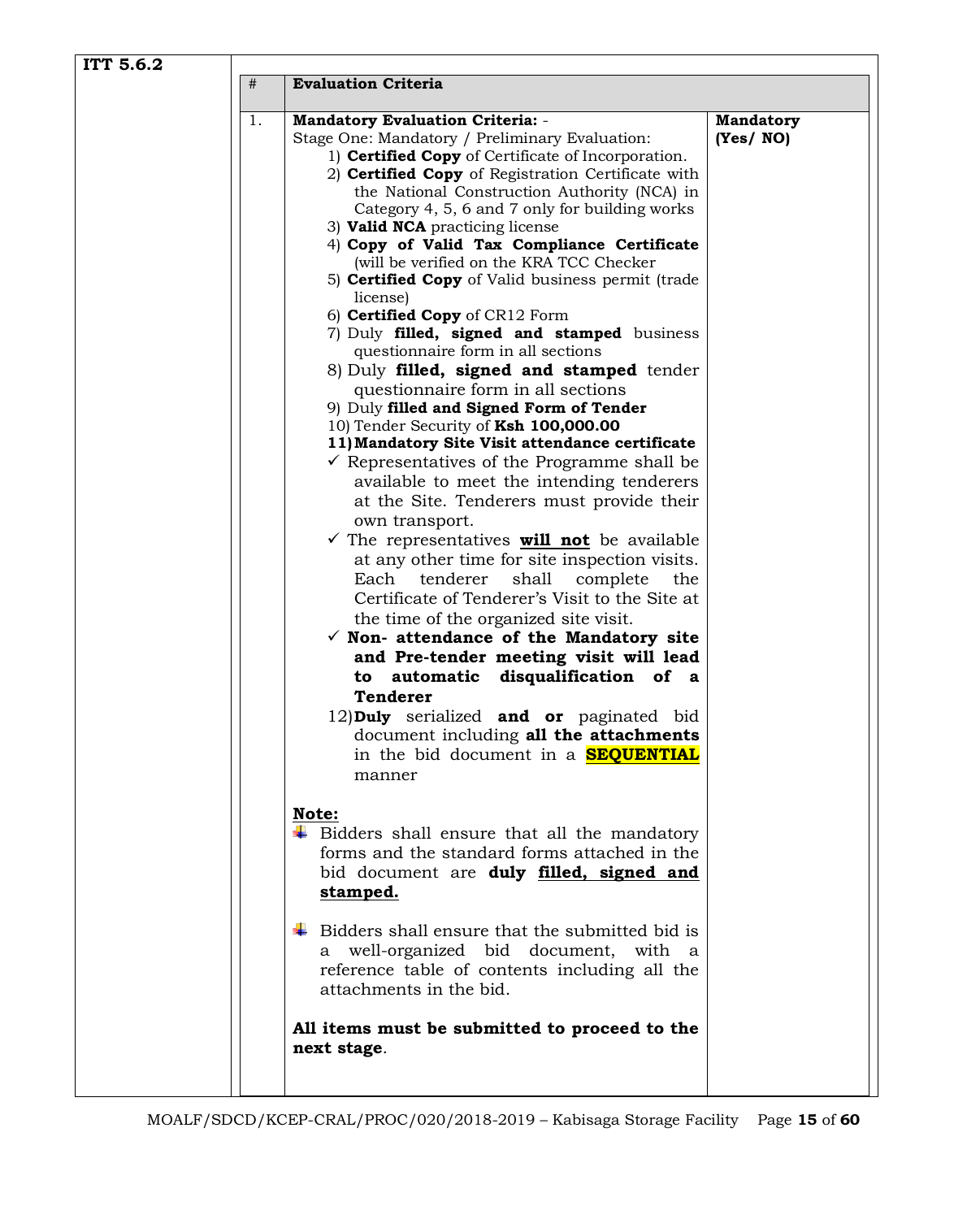| ITT 5.6.2 | # | Evaluation Criteria | |
|---|---|---|---|
| | 1. | **Mandatory Evaluation Criteria: -**<br>Stage One: Mandatory / Preliminary Evaluation:<br>1) **Certified Copy** of Certificate of Incorporation.<br>2) **Certified Copy** of Registration Certificate with the National Construction Authority (NCA) in Category 4, 5, 6 and 7 only for building works<br>3) **Valid NCA** practicing license<br>4) **Copy of Valid Tax Compliance Certificate** (will be verified on the KRA TCC Checker<br>5) **Certified Copy** of Valid business permit (trade license)<br>6) **Certified Copy** of CR12 Form<br>7) Duly **filled, signed and stamped** business questionnaire form in all sections<br>8) Duly **filled, signed and stamped** tender questionnaire form in all sections<br>9) Duly **filled and Signed Form of Tender**<br>10) Tender Security of **Ksh 100,000.00**<br>**11) Mandatory Site Visit attendance certificate**<br>✓ Representatives of the Programme shall be available to meet the intending tenderers at the Site. Tenderers must provide their own transport.<br>✓ The representatives **<u>will not</u>** be available at any other time for site inspection visits. Each tenderer shall complete the Certificate of Tenderer's Visit to the Site at the time of the organized site visit.<br>✓ **Non- attendance of the Mandatory site and Pre-tender meeting visit will lead to automatic disqualification of a Tenderer**<br>12) **Duly** serialized **and or** paginated bid document including **all the attachments** in the bid document in a **SEQUENTIAL** manner<br><br>**<u>Note:</u>**<br>- Bidders shall ensure that all the mandatory forms and the standard forms attached in the bid document are **duly <u>filled, signed and stamped.</u>**<br>- Bidders shall ensure that the submitted bid is a well-organized bid document, with a reference table of contents including all the attachments in the bid.<br><br>**All items must be submitted to proceed to the next stage**. | **Mandatory (Yes/ NO)** |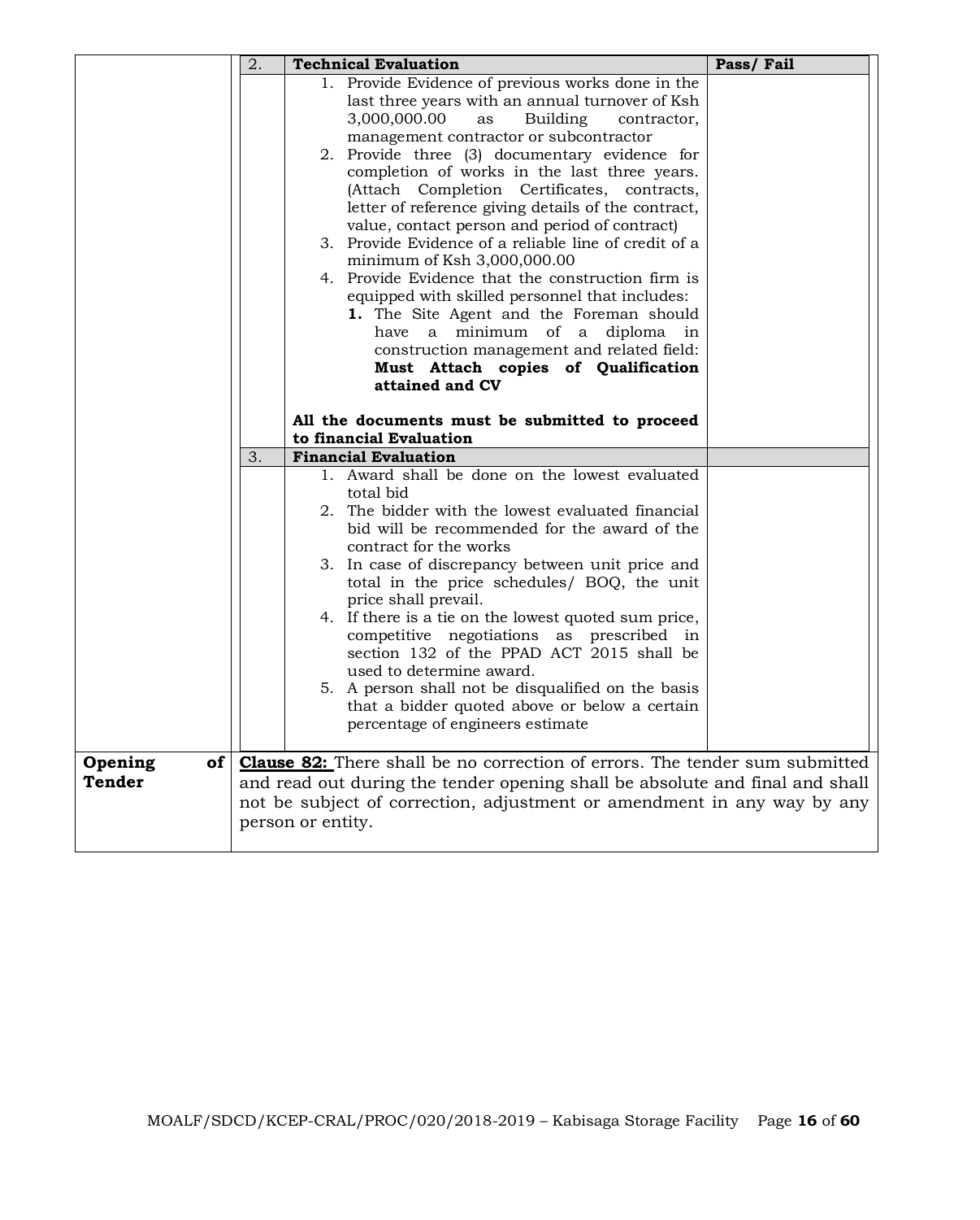|  | No. | Criteria | Pass/ Fail |
|---|---|---|---|
|  | 2. | **Technical Evaluation** | **Pass/ Fail** |
|  |  | 1. Provide Evidence of previous works done in the last three years with an annual turnover of Ksh 3,000,000.00 as Building contractor, management contractor or subcontractor<br>2. Provide three (3) documentary evidence for completion of works in the last three years. (Attach Completion Certificates, contracts, letter of reference giving details of the contract, value, contact person and period of contract)<br>3. Provide Evidence of a reliable line of credit of a minimum of Ksh 3,000,000.00<br>4. Provide Evidence that the construction firm is equipped with skilled personnel that includes:<br>**1.** The Site Agent and the Foreman should have a minimum of a diploma in construction management and related field: **Must Attach copies of Qualification attained and CV**<br><br>**All the documents must be submitted to proceed to financial Evaluation** |  |
|  | 3. | **Financial Evaluation** |  |
|  |  | 1. Award shall be done on the lowest evaluated total bid<br>2. The bidder with the lowest evaluated financial bid will be recommended for the award of the contract for the works<br>3. In case of discrepancy between unit price and total in the price schedules/ BOQ, the unit price shall prevail.<br>4. If there is a tie on the lowest quoted sum price, competitive negotiations as prescribed in section 132 of the PPAD ACT 2015 shall be used to determine award.<br>5. A person shall not be disqualified on the basis that a bidder quoted above or below a certain percentage of engineers estimate |  |
| **Opening of Tender** | **Clause 82:** There shall be no correction of errors. The tender sum submitted and read out during the tender opening shall be absolute and final and shall not be subject of correction, adjustment or amendment in any way by any person or entity. |  |  |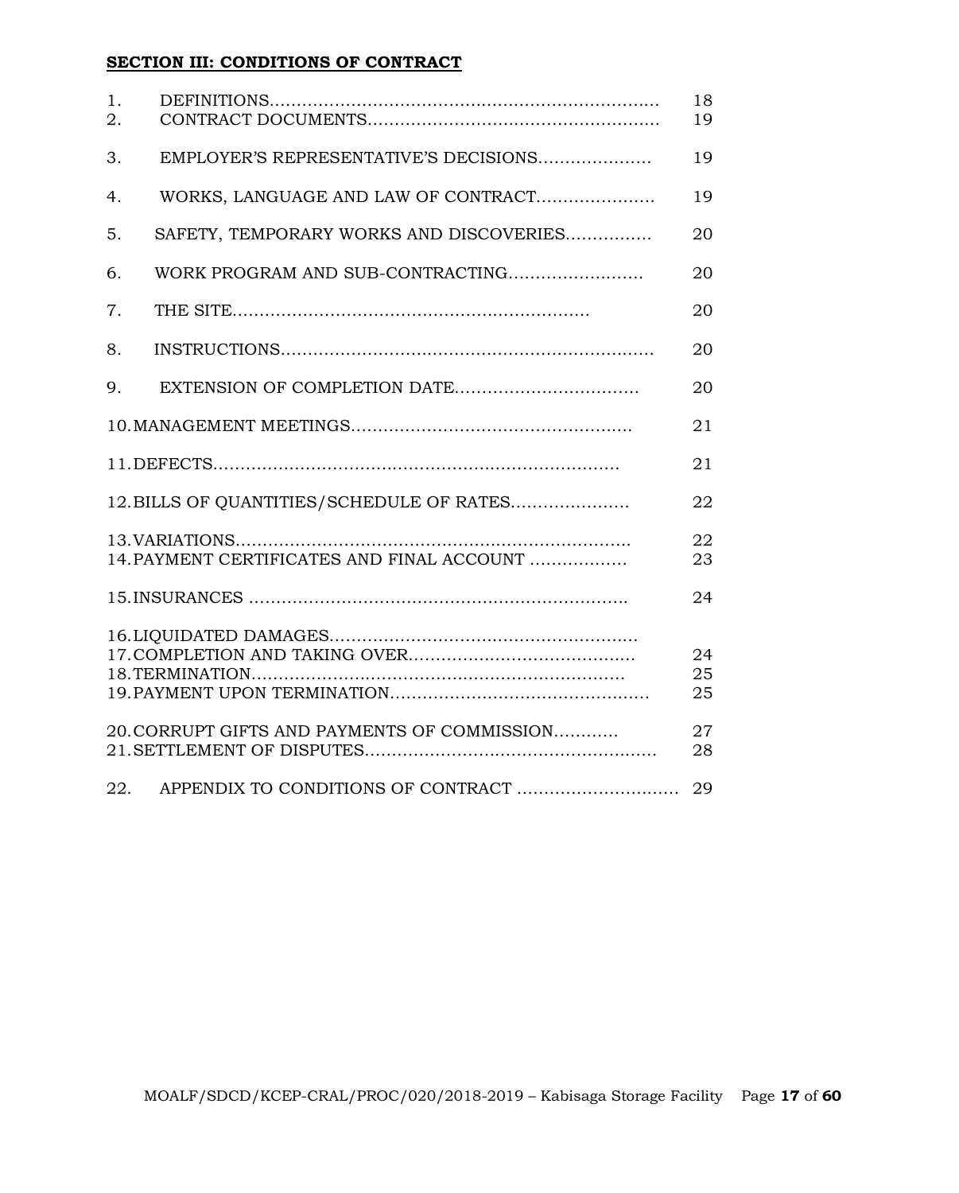## SECTION III: CONDITIONS OF CONTRACT

| No. | Title | Page |
|---|---|---|
| 1. | DEFINITIONS | 18 |
| 2. | CONTRACT DOCUMENTS | 19 |
| 3. | EMPLOYER'S REPRESENTATIVE'S DECISIONS | 19 |
| 4. | WORKS, LANGUAGE AND LAW OF CONTRACT | 19 |
| 5. | SAFETY, TEMPORARY WORKS AND DISCOVERIES | 20 |
| 6. | WORK PROGRAM AND SUB-CONTRACTING | 20 |
| 7. | THE SITE | 20 |
| 8. | INSTRUCTIONS | 20 |
| 9. | EXTENSION OF COMPLETION DATE | 20 |
| 10. | MANAGEMENT MEETINGS | 21 |
| 11. | DEFECTS | 21 |
| 12. | BILLS OF QUANTITIES/SCHEDULE OF RATES | 22 |
| 13. | VARIATIONS | 22 |
| 14. | PAYMENT CERTIFICATES AND FINAL ACCOUNT | 23 |
| 15. | INSURANCES | 24 |
| 16. | LIQUIDATED DAMAGES | |
| 17. | COMPLETION AND TAKING OVER | 24 |
| 18. | TERMINATION | 25 |
| 19. | PAYMENT UPON TERMINATION | 25 |
| 20. | CORRUPT GIFTS AND PAYMENTS OF COMMISSION | 27 |
| 21. | SETTLEMENT OF DISPUTES | 28 |
| 22. | APPENDIX TO CONDITIONS OF CONTRACT | 29 |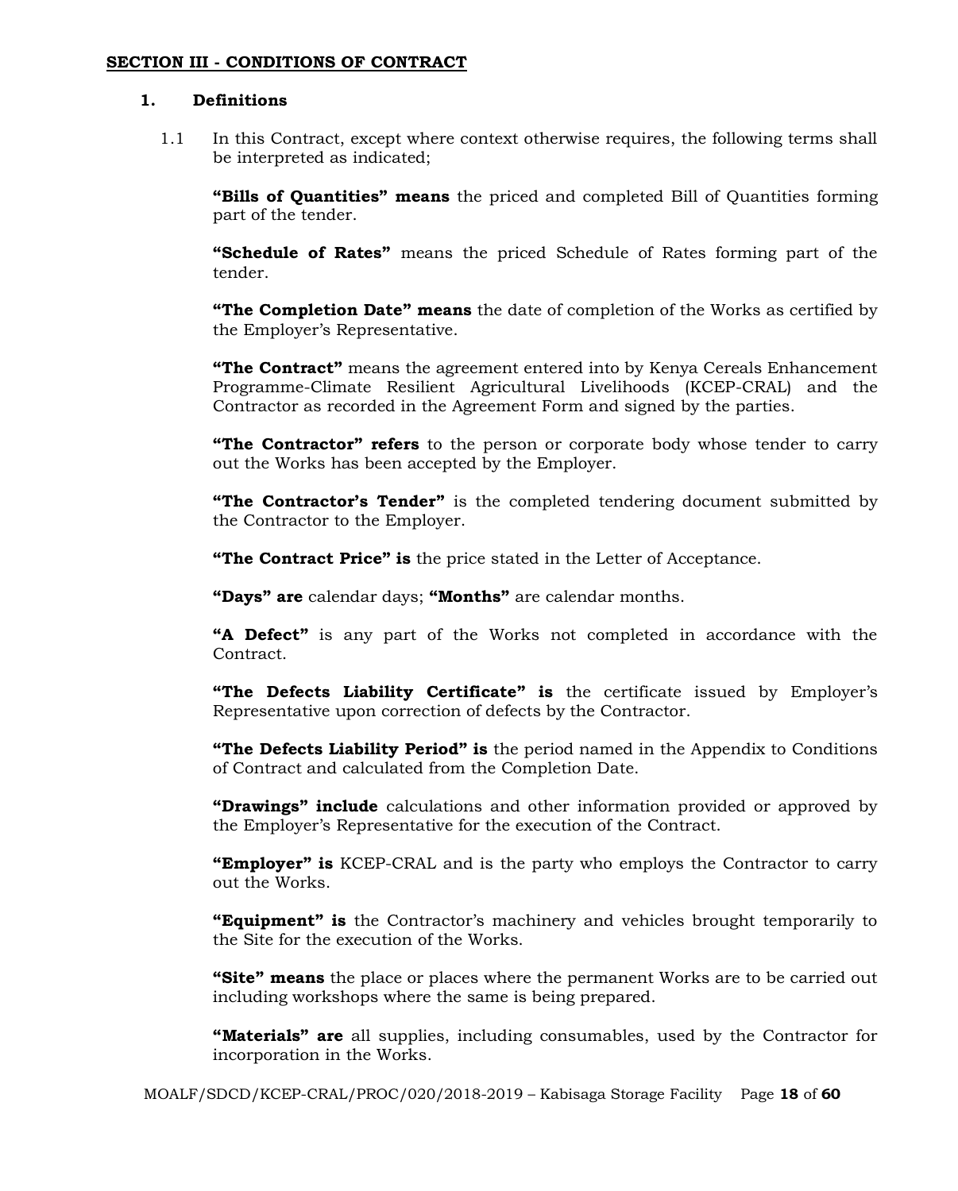**SECTION III - CONDITIONS OF CONTRACT**

**1. Definitions**

1.1 In this Contract, except where context otherwise requires, the following terms shall be interpreted as indicated;

**"Bills of Quantities" means** the priced and completed Bill of Quantities forming part of the tender.

**"Schedule of Rates"** means the priced Schedule of Rates forming part of the tender.

**"The Completion Date" means** the date of completion of the Works as certified by the Employer's Representative.

**"The Contract"** means the agreement entered into by Kenya Cereals Enhancement Programme-Climate Resilient Agricultural Livelihoods (KCEP-CRAL) and the Contractor as recorded in the Agreement Form and signed by the parties.

**"The Contractor" refers** to the person or corporate body whose tender to carry out the Works has been accepted by the Employer.

**"The Contractor's Tender"** is the completed tendering document submitted by the Contractor to the Employer.

**"The Contract Price" is** the price stated in the Letter of Acceptance.

**"Days" are** calendar days; **"Months"** are calendar months.

**"A Defect"** is any part of the Works not completed in accordance with the Contract.

**"The Defects Liability Certificate" is** the certificate issued by Employer's Representative upon correction of defects by the Contractor.

**"The Defects Liability Period" is** the period named in the Appendix to Conditions of Contract and calculated from the Completion Date.

**"Drawings" include** calculations and other information provided or approved by the Employer's Representative for the execution of the Contract.

**"Employer" is** KCEP-CRAL and is the party who employs the Contractor to carry out the Works.

**"Equipment" is** the Contractor's machinery and vehicles brought temporarily to the Site for the execution of the Works.

**"Site" means** the place or places where the permanent Works are to be carried out including workshops where the same is being prepared.

**"Materials" are** all supplies, including consumables, used by the Contractor for incorporation in the Works.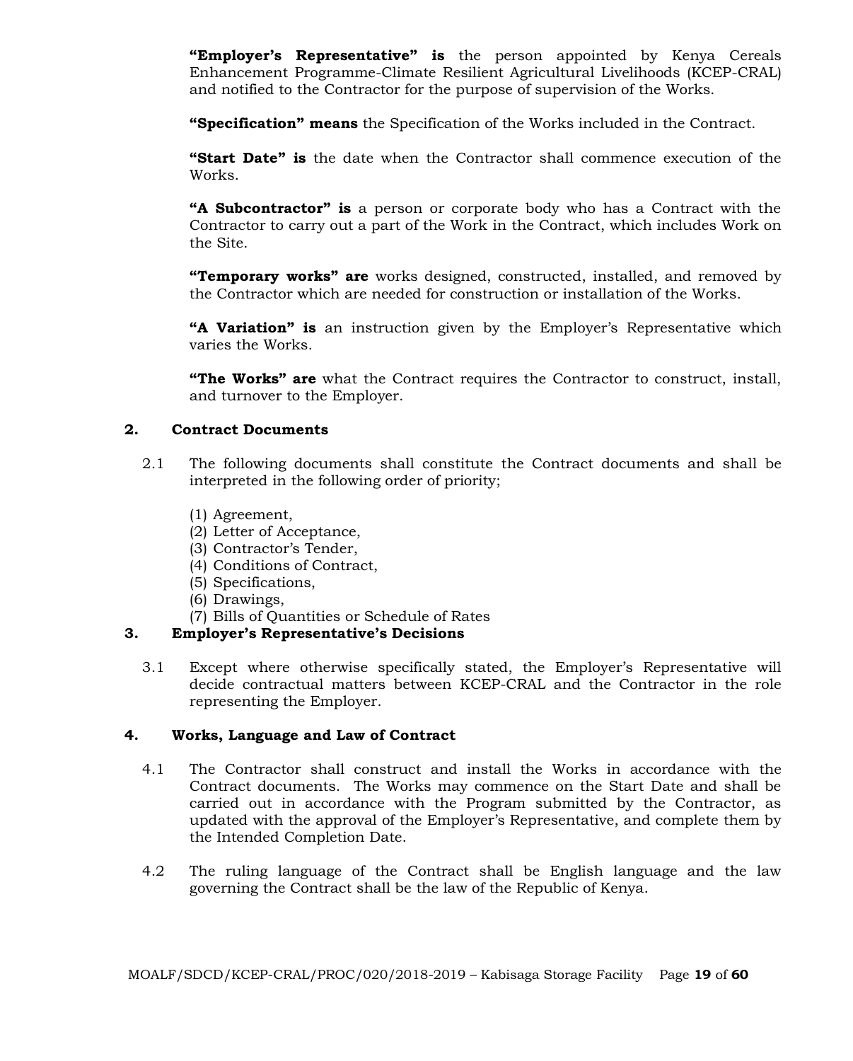**"Employer's Representative" is** the person appointed by Kenya Cereals Enhancement Programme-Climate Resilient Agricultural Livelihoods (KCEP-CRAL) and notified to the Contractor for the purpose of supervision of the Works.

**"Specification" means** the Specification of the Works included in the Contract.

**"Start Date" is** the date when the Contractor shall commence execution of the Works.

**"A Subcontractor" is** a person or corporate body who has a Contract with the Contractor to carry out a part of the Work in the Contract, which includes Work on the Site.

**"Temporary works" are** works designed, constructed, installed, and removed by the Contractor which are needed for construction or installation of the Works.

**"A Variation" is** an instruction given by the Employer's Representative which varies the Works.

**"The Works" are** what the Contract requires the Contractor to construct, install, and turnover to the Employer.

## 2. Contract Documents

2.1 The following documents shall constitute the Contract documents and shall be interpreted in the following order of priority;

(1) Agreement,
(2) Letter of Acceptance,
(3) Contractor's Tender,
(4) Conditions of Contract,
(5) Specifications,
(6) Drawings,
(7) Bills of Quantities or Schedule of Rates

## 3. Employer's Representative's Decisions

3.1 Except where otherwise specifically stated, the Employer's Representative will decide contractual matters between KCEP-CRAL and the Contractor in the role representing the Employer.

## 4. Works, Language and Law of Contract

4.1 The Contractor shall construct and install the Works in accordance with the Contract documents. The Works may commence on the Start Date and shall be carried out in accordance with the Program submitted by the Contractor, as updated with the approval of the Employer's Representative, and complete them by the Intended Completion Date.

4.2 The ruling language of the Contract shall be English language and the law governing the Contract shall be the law of the Republic of Kenya.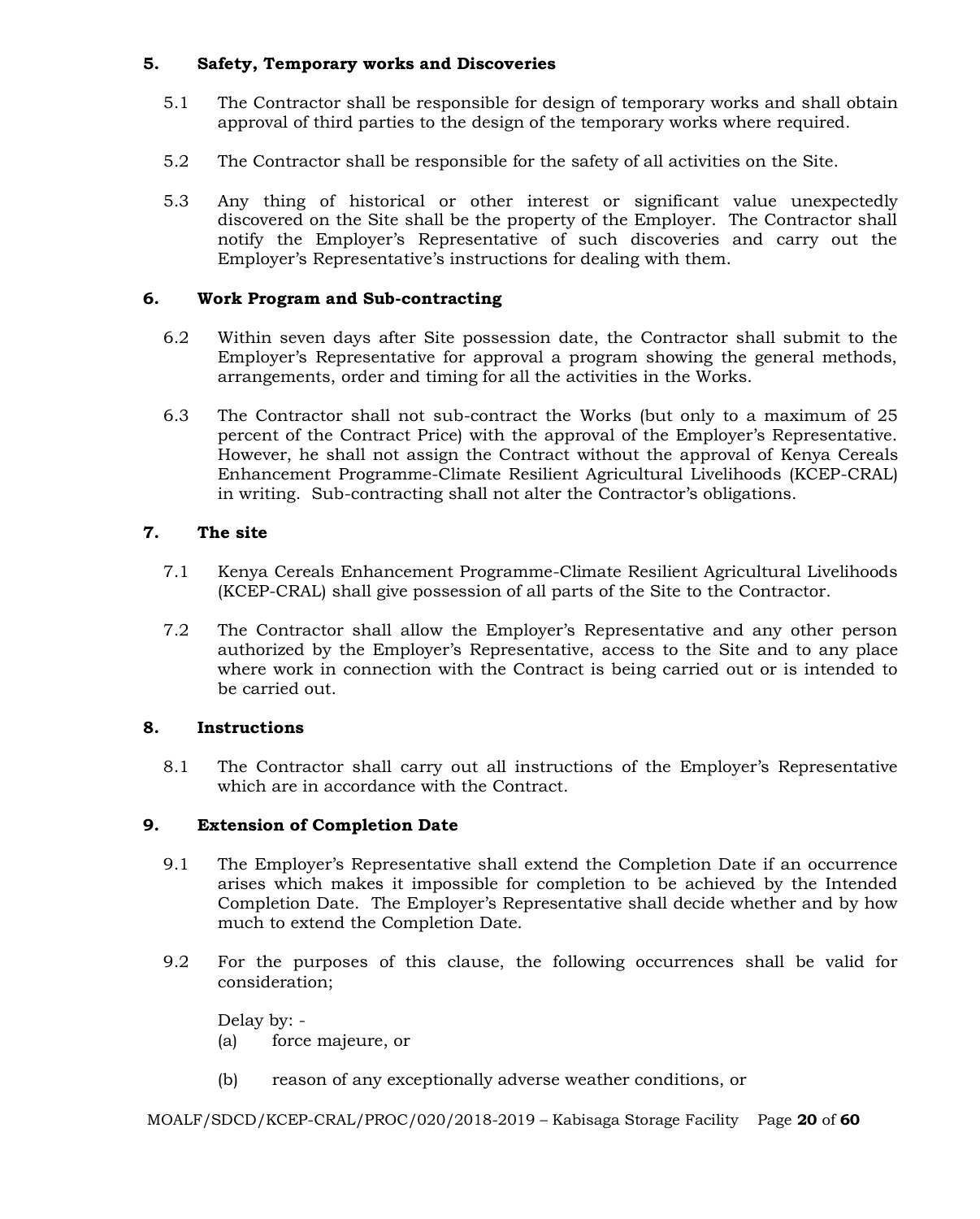## 5. Safety, Temporary works and Discoveries

5.1 The Contractor shall be responsible for design of temporary works and shall obtain approval of third parties to the design of the temporary works where required.

5.2 The Contractor shall be responsible for the safety of all activities on the Site.

5.3 Any thing of historical or other interest or significant value unexpectedly discovered on the Site shall be the property of the Employer. The Contractor shall notify the Employer's Representative of such discoveries and carry out the Employer's Representative's instructions for dealing with them.

## 6. Work Program and Sub-contracting

6.2 Within seven days after Site possession date, the Contractor shall submit to the Employer's Representative for approval a program showing the general methods, arrangements, order and timing for all the activities in the Works.

6.3 The Contractor shall not sub-contract the Works (but only to a maximum of 25 percent of the Contract Price) with the approval of the Employer's Representative. However, he shall not assign the Contract without the approval of Kenya Cereals Enhancement Programme-Climate Resilient Agricultural Livelihoods (KCEP-CRAL) in writing. Sub-contracting shall not alter the Contractor's obligations.

## 7. The site

7.1 Kenya Cereals Enhancement Programme-Climate Resilient Agricultural Livelihoods (KCEP-CRAL) shall give possession of all parts of the Site to the Contractor.

7.2 The Contractor shall allow the Employer's Representative and any other person authorized by the Employer's Representative, access to the Site and to any place where work in connection with the Contract is being carried out or is intended to be carried out.

## 8. Instructions

8.1 The Contractor shall carry out all instructions of the Employer's Representative which are in accordance with the Contract.

## 9. Extension of Completion Date

9.1 The Employer's Representative shall extend the Completion Date if an occurrence arises which makes it impossible for completion to be achieved by the Intended Completion Date. The Employer's Representative shall decide whether and by how much to extend the Completion Date.

9.2 For the purposes of this clause, the following occurrences shall be valid for consideration;

Delay by: -

(a) force majeure, or

(b) reason of any exceptionally adverse weather conditions, or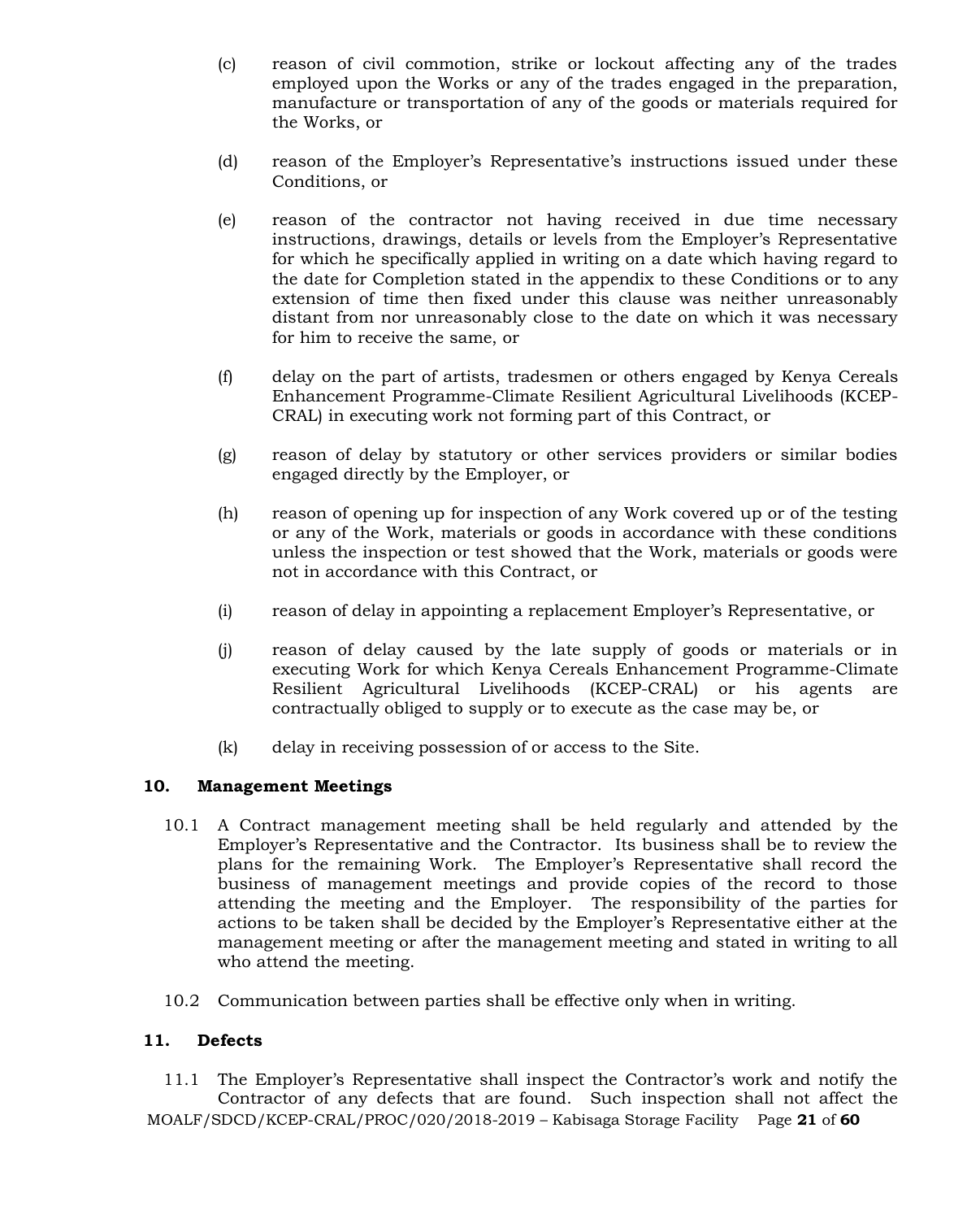(c) reason of civil commotion, strike or lockout affecting any of the trades employed upon the Works or any of the trades engaged in the preparation, manufacture or transportation of any of the goods or materials required for the Works, or

(d) reason of the Employer's Representative's instructions issued under these Conditions, or

(e) reason of the contractor not having received in due time necessary instructions, drawings, details or levels from the Employer's Representative for which he specifically applied in writing on a date which having regard to the date for Completion stated in the appendix to these Conditions or to any extension of time then fixed under this clause was neither unreasonably distant from nor unreasonably close to the date on which it was necessary for him to receive the same, or

(f) delay on the part of artists, tradesmen or others engaged by Kenya Cereals Enhancement Programme-Climate Resilient Agricultural Livelihoods (KCEP-CRAL) in executing work not forming part of this Contract, or

(g) reason of delay by statutory or other services providers or similar bodies engaged directly by the Employer, or

(h) reason of opening up for inspection of any Work covered up or of the testing or any of the Work, materials or goods in accordance with these conditions unless the inspection or test showed that the Work, materials or goods were not in accordance with this Contract, or

(i) reason of delay in appointing a replacement Employer's Representative, or

(j) reason of delay caused by the late supply of goods or materials or in executing Work for which Kenya Cereals Enhancement Programme-Climate Resilient Agricultural Livelihoods (KCEP-CRAL) or his agents are contractually obliged to supply or to execute as the case may be, or

(k) delay in receiving possession of or access to the Site.

## 10. Management Meetings

10.1 A Contract management meeting shall be held regularly and attended by the Employer's Representative and the Contractor. Its business shall be to review the plans for the remaining Work. The Employer's Representative shall record the business of management meetings and provide copies of the record to those attending the meeting and the Employer. The responsibility of the parties for actions to be taken shall be decided by the Employer's Representative either at the management meeting or after the management meeting and stated in writing to all who attend the meeting.

10.2 Communication between parties shall be effective only when in writing.

## 11. Defects

11.1 The Employer's Representative shall inspect the Contractor's work and notify the Contractor of any defects that are found. Such inspection shall not affect the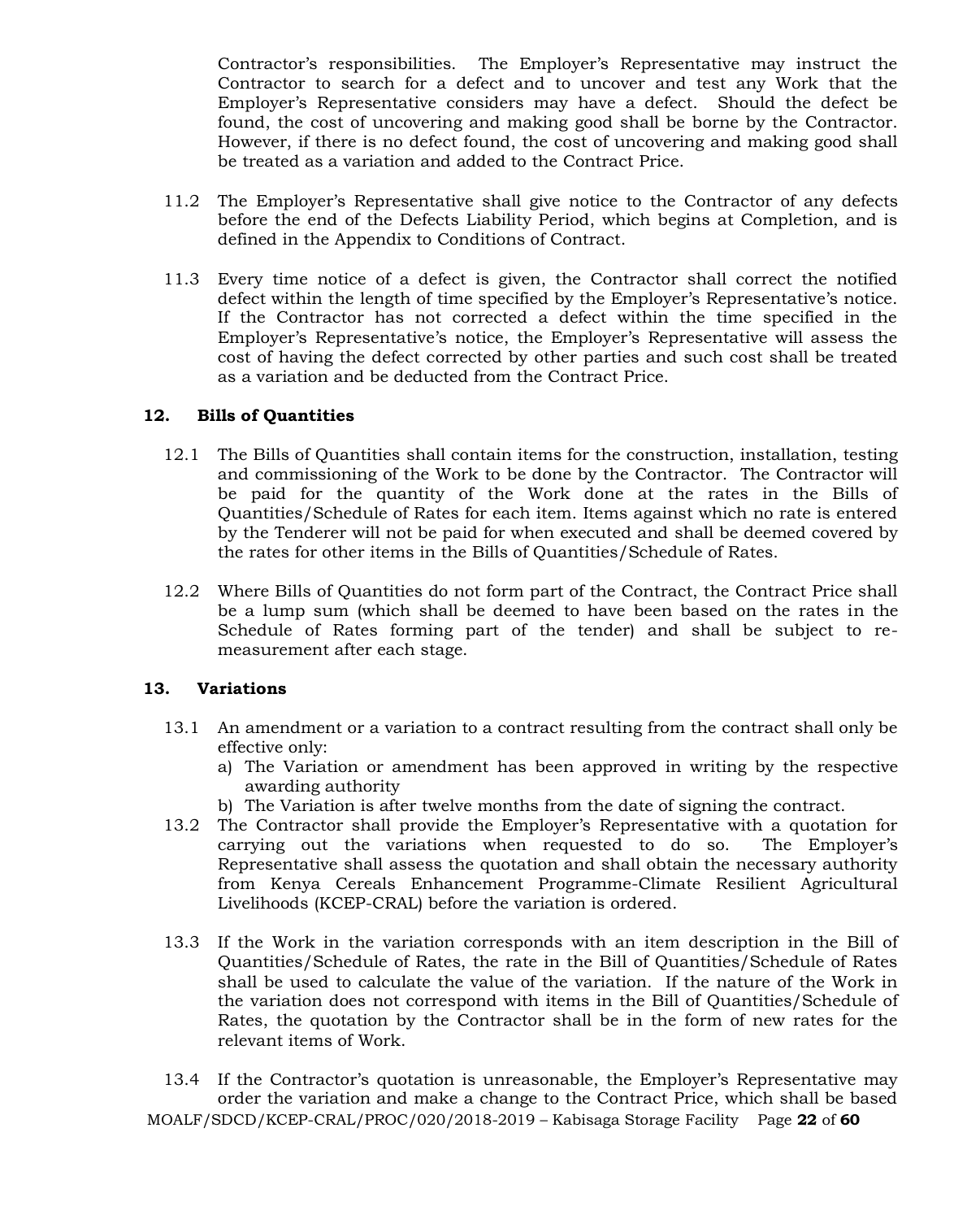Contractor's responsibilities. The Employer's Representative may instruct the Contractor to search for a defect and to uncover and test any Work that the Employer's Representative considers may have a defect. Should the defect be found, the cost of uncovering and making good shall be borne by the Contractor. However, if there is no defect found, the cost of uncovering and making good shall be treated as a variation and added to the Contract Price.

11.2 The Employer's Representative shall give notice to the Contractor of any defects before the end of the Defects Liability Period, which begins at Completion, and is defined in the Appendix to Conditions of Contract.

11.3 Every time notice of a defect is given, the Contractor shall correct the notified defect within the length of time specified by the Employer's Representative's notice. If the Contractor has not corrected a defect within the time specified in the Employer's Representative's notice, the Employer's Representative will assess the cost of having the defect corrected by other parties and such cost shall be treated as a variation and be deducted from the Contract Price.

## 12. Bills of Quantities

12.1 The Bills of Quantities shall contain items for the construction, installation, testing and commissioning of the Work to be done by the Contractor. The Contractor will be paid for the quantity of the Work done at the rates in the Bills of Quantities/Schedule of Rates for each item. Items against which no rate is entered by the Tenderer will not be paid for when executed and shall be deemed covered by the rates for other items in the Bills of Quantities/Schedule of Rates.

12.2 Where Bills of Quantities do not form part of the Contract, the Contract Price shall be a lump sum (which shall be deemed to have been based on the rates in the Schedule of Rates forming part of the tender) and shall be subject to re-measurement after each stage.

## 13. Variations

13.1 An amendment or a variation to a contract resulting from the contract shall only be effective only:

a) The Variation or amendment has been approved in writing by the respective awarding authority
b) The Variation is after twelve months from the date of signing the contract.

13.2 The Contractor shall provide the Employer's Representative with a quotation for carrying out the variations when requested to do so. The Employer's Representative shall assess the quotation and shall obtain the necessary authority from Kenya Cereals Enhancement Programme-Climate Resilient Agricultural Livelihoods (KCEP-CRAL) before the variation is ordered.

13.3 If the Work in the variation corresponds with an item description in the Bill of Quantities/Schedule of Rates, the rate in the Bill of Quantities/Schedule of Rates shall be used to calculate the value of the variation. If the nature of the Work in the variation does not correspond with items in the Bill of Quantities/Schedule of Rates, the quotation by the Contractor shall be in the form of new rates for the relevant items of Work.

13.4 If the Contractor's quotation is unreasonable, the Employer's Representative may order the variation and make a change to the Contract Price, which shall be based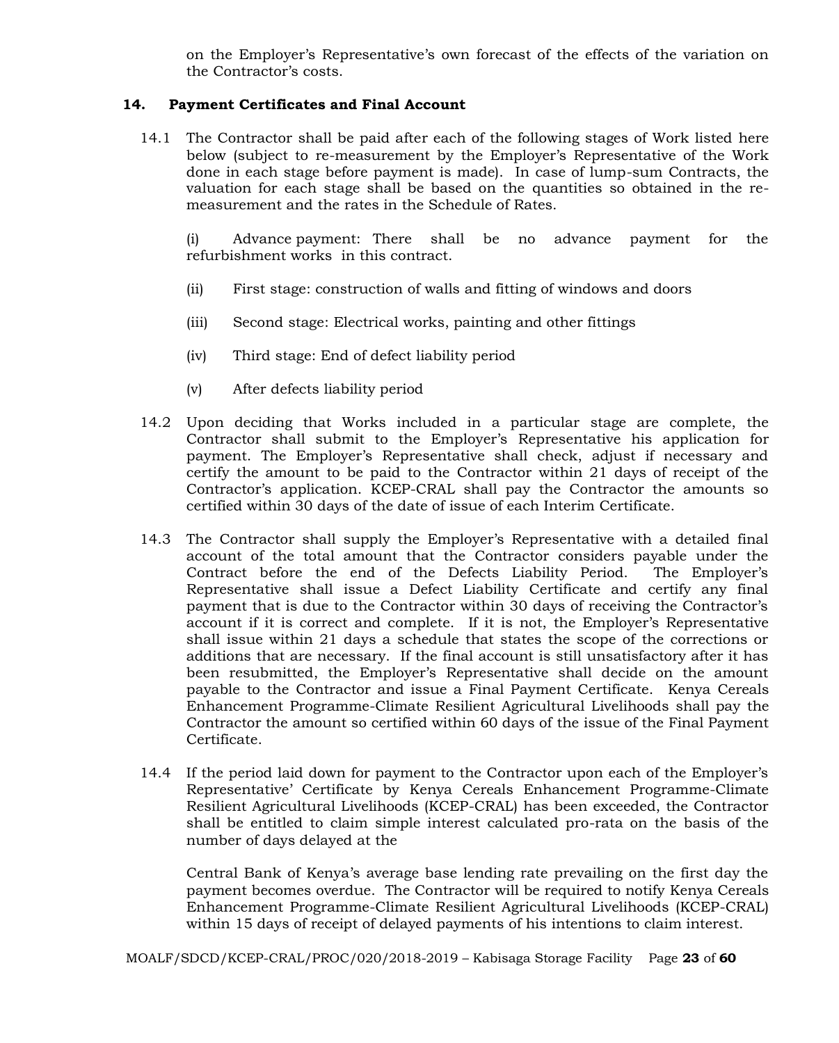on the Employer's Representative's own forecast of the effects of the variation on the Contractor's costs.

## 14. Payment Certificates and Final Account

14.1 The Contractor shall be paid after each of the following stages of Work listed here below (subject to re-measurement by the Employer's Representative of the Work done in each stage before payment is made). In case of lump-sum Contracts, the valuation for each stage shall be based on the quantities so obtained in the re-measurement and the rates in the Schedule of Rates.

(i) Advance payment: There shall be no advance payment for the refurbishment works in this contract.

(ii) First stage: construction of walls and fitting of windows and doors

(iii) Second stage: Electrical works, painting and other fittings

(iv) Third stage: End of defect liability period

(v) After defects liability period

14.2 Upon deciding that Works included in a particular stage are complete, the Contractor shall submit to the Employer's Representative his application for payment. The Employer's Representative shall check, adjust if necessary and certify the amount to be paid to the Contractor within 21 days of receipt of the Contractor's application. KCEP-CRAL shall pay the Contractor the amounts so certified within 30 days of the date of issue of each Interim Certificate.

14.3 The Contractor shall supply the Employer's Representative with a detailed final account of the total amount that the Contractor considers payable under the Contract before the end of the Defects Liability Period. The Employer's Representative shall issue a Defect Liability Certificate and certify any final payment that is due to the Contractor within 30 days of receiving the Contractor's account if it is correct and complete. If it is not, the Employer's Representative shall issue within 21 days a schedule that states the scope of the corrections or additions that are necessary. If the final account is still unsatisfactory after it has been resubmitted, the Employer's Representative shall decide on the amount payable to the Contractor and issue a Final Payment Certificate. Kenya Cereals Enhancement Programme-Climate Resilient Agricultural Livelihoods shall pay the Contractor the amount so certified within 60 days of the issue of the Final Payment Certificate.

14.4 If the period laid down for payment to the Contractor upon each of the Employer's Representative' Certificate by Kenya Cereals Enhancement Programme-Climate Resilient Agricultural Livelihoods (KCEP-CRAL) has been exceeded, the Contractor shall be entitled to claim simple interest calculated pro-rata on the basis of the number of days delayed at the

Central Bank of Kenya's average base lending rate prevailing on the first day the payment becomes overdue. The Contractor will be required to notify Kenya Cereals Enhancement Programme-Climate Resilient Agricultural Livelihoods (KCEP-CRAL) within 15 days of receipt of delayed payments of his intentions to claim interest.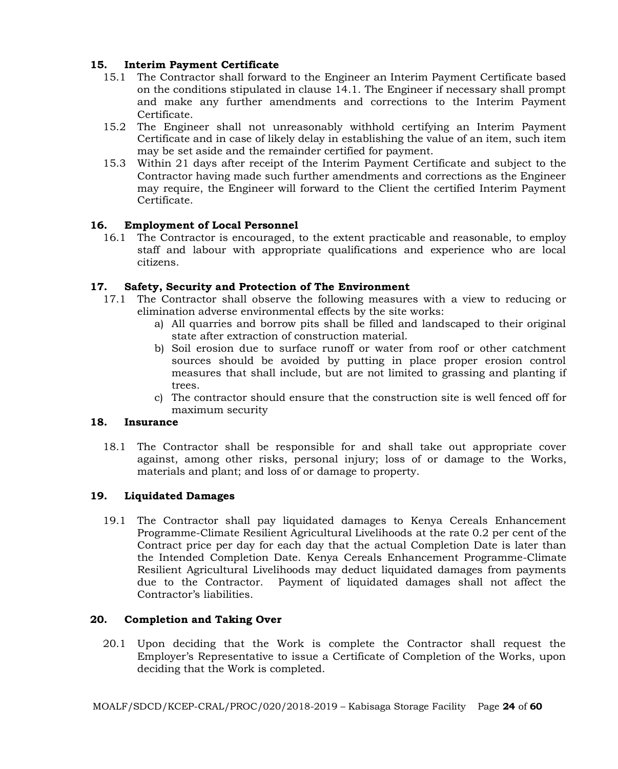## 15. Interim Payment Certificate

15.1 The Contractor shall forward to the Engineer an Interim Payment Certificate based on the conditions stipulated in clause 14.1. The Engineer if necessary shall prompt and make any further amendments and corrections to the Interim Payment Certificate.

15.2 The Engineer shall not unreasonably withhold certifying an Interim Payment Certificate and in case of likely delay in establishing the value of an item, such item may be set aside and the remainder certified for payment.

15.3 Within 21 days after receipt of the Interim Payment Certificate and subject to the Contractor having made such further amendments and corrections as the Engineer may require, the Engineer will forward to the Client the certified Interim Payment Certificate.

## 16. Employment of Local Personnel

16.1 The Contractor is encouraged, to the extent practicable and reasonable, to employ staff and labour with appropriate qualifications and experience who are local citizens.

## 17. Safety, Security and Protection of The Environment

17.1 The Contractor shall observe the following measures with a view to reducing or elimination adverse environmental effects by the site works:

a) All quarries and borrow pits shall be filled and landscaped to their original state after extraction of construction material.

b) Soil erosion due to surface runoff or water from roof or other catchment sources should be avoided by putting in place proper erosion control measures that shall include, but are not limited to grassing and planting if trees.

c) The contractor should ensure that the construction site is well fenced off for maximum security

## 18. Insurance

18.1 The Contractor shall be responsible for and shall take out appropriate cover against, among other risks, personal injury; loss of or damage to the Works, materials and plant; and loss of or damage to property.

## 19. Liquidated Damages

19.1 The Contractor shall pay liquidated damages to Kenya Cereals Enhancement Programme-Climate Resilient Agricultural Livelihoods at the rate 0.2 per cent of the Contract price per day for each day that the actual Completion Date is later than the Intended Completion Date. Kenya Cereals Enhancement Programme-Climate Resilient Agricultural Livelihoods may deduct liquidated damages from payments due to the Contractor. Payment of liquidated damages shall not affect the Contractor's liabilities.

## 20. Completion and Taking Over

20.1 Upon deciding that the Work is complete the Contractor shall request the Employer's Representative to issue a Certificate of Completion of the Works, upon deciding that the Work is completed.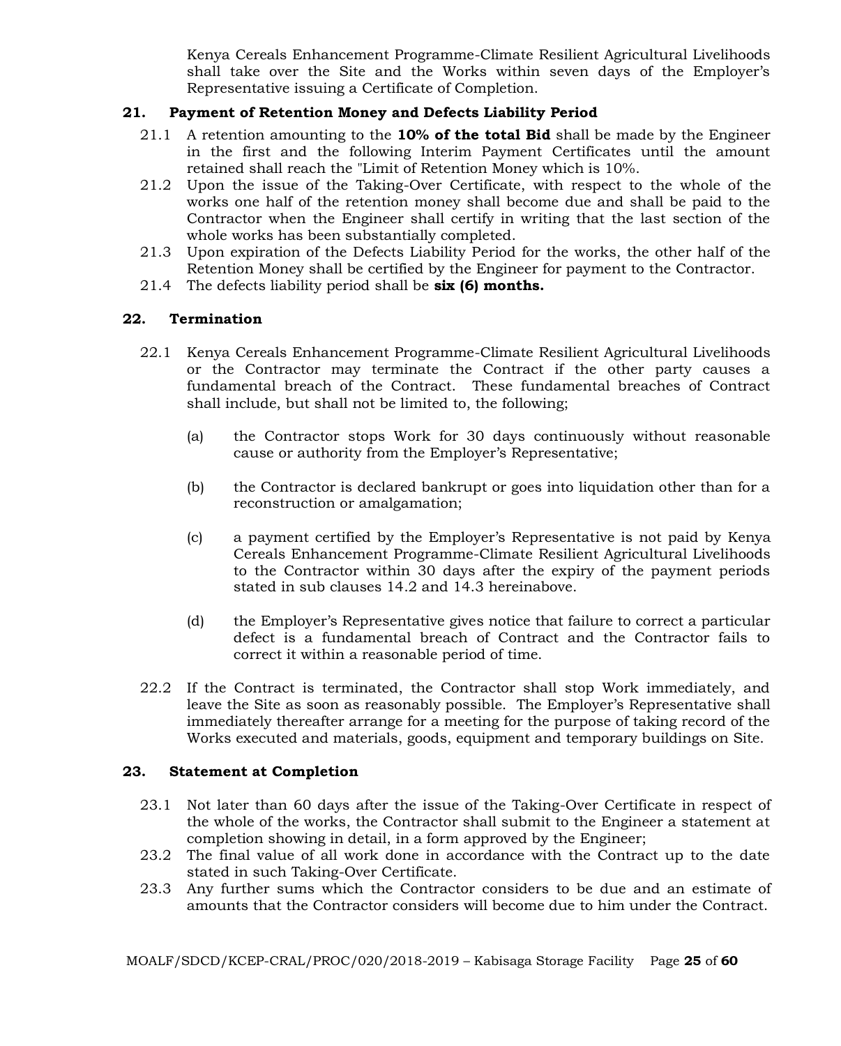Kenya Cereals Enhancement Programme-Climate Resilient Agricultural Livelihoods shall take over the Site and the Works within seven days of the Employer's Representative issuing a Certificate of Completion.

## 21. Payment of Retention Money and Defects Liability Period

21.1 A retention amounting to the **10% of the total Bid** shall be made by the Engineer in the first and the following Interim Payment Certificates until the amount retained shall reach the "Limit of Retention Money which is 10%.

21.2 Upon the issue of the Taking-Over Certificate, with respect to the whole of the works one half of the retention money shall become due and shall be paid to the Contractor when the Engineer shall certify in writing that the last section of the whole works has been substantially completed.

21.3 Upon expiration of the Defects Liability Period for the works, the other half of the Retention Money shall be certified by the Engineer for payment to the Contractor.

21.4 The defects liability period shall be **six (6) months.**

## 22. Termination

22.1 Kenya Cereals Enhancement Programme-Climate Resilient Agricultural Livelihoods or the Contractor may terminate the Contract if the other party causes a fundamental breach of the Contract. These fundamental breaches of Contract shall include, but shall not be limited to, the following;

(a) the Contractor stops Work for 30 days continuously without reasonable cause or authority from the Employer's Representative;

(b) the Contractor is declared bankrupt or goes into liquidation other than for a reconstruction or amalgamation;

(c) a payment certified by the Employer's Representative is not paid by Kenya Cereals Enhancement Programme-Climate Resilient Agricultural Livelihoods to the Contractor within 30 days after the expiry of the payment periods stated in sub clauses 14.2 and 14.3 hereinabove.

(d) the Employer's Representative gives notice that failure to correct a particular defect is a fundamental breach of Contract and the Contractor fails to correct it within a reasonable period of time.

22.2 If the Contract is terminated, the Contractor shall stop Work immediately, and leave the Site as soon as reasonably possible. The Employer's Representative shall immediately thereafter arrange for a meeting for the purpose of taking record of the Works executed and materials, goods, equipment and temporary buildings on Site.

## 23. Statement at Completion

23.1 Not later than 60 days after the issue of the Taking-Over Certificate in respect of the whole of the works, the Contractor shall submit to the Engineer a statement at completion showing in detail, in a form approved by the Engineer;

23.2 The final value of all work done in accordance with the Contract up to the date stated in such Taking-Over Certificate.

23.3 Any further sums which the Contractor considers to be due and an estimate of amounts that the Contractor considers will become due to him under the Contract.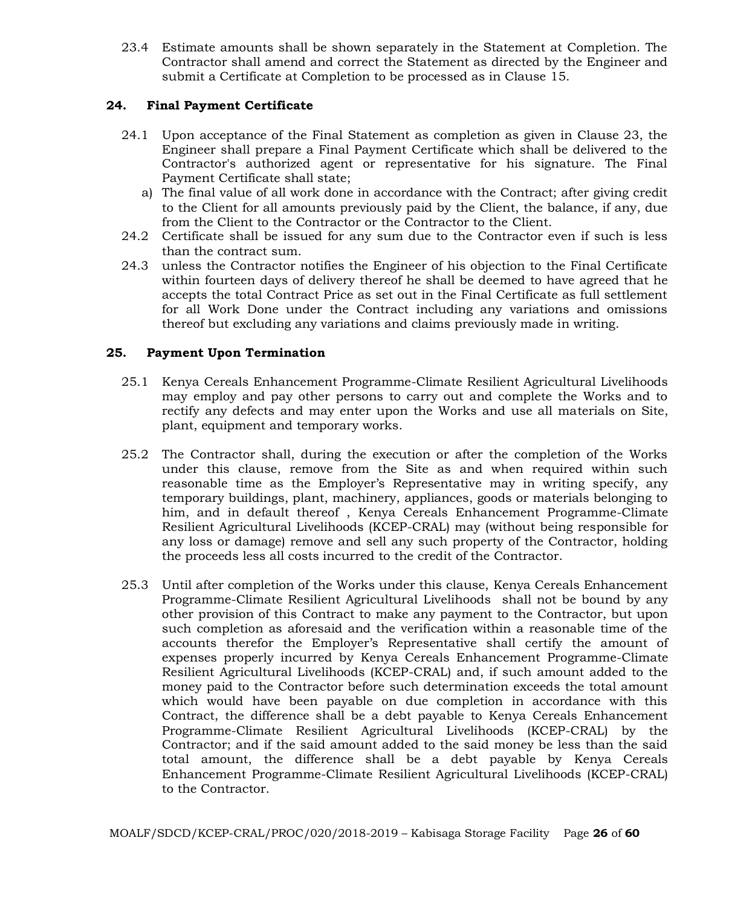23.4 Estimate amounts shall be shown separately in the Statement at Completion. The Contractor shall amend and correct the Statement as directed by the Engineer and submit a Certificate at Completion to be processed as in Clause 15.

## 24. Final Payment Certificate

24.1 Upon acceptance of the Final Statement as completion as given in Clause 23, the Engineer shall prepare a Final Payment Certificate which shall be delivered to the Contractor's authorized agent or representative for his signature. The Final Payment Certificate shall state;

a) The final value of all work done in accordance with the Contract; after giving credit to the Client for all amounts previously paid by the Client, the balance, if any, due from the Client to the Contractor or the Contractor to the Client.

24.2 Certificate shall be issued for any sum due to the Contractor even if such is less than the contract sum.

24.3 unless the Contractor notifies the Engineer of his objection to the Final Certificate within fourteen days of delivery thereof he shall be deemed to have agreed that he accepts the total Contract Price as set out in the Final Certificate as full settlement for all Work Done under the Contract including any variations and omissions thereof but excluding any variations and claims previously made in writing.

## 25. Payment Upon Termination

25.1 Kenya Cereals Enhancement Programme-Climate Resilient Agricultural Livelihoods may employ and pay other persons to carry out and complete the Works and to rectify any defects and may enter upon the Works and use all materials on Site, plant, equipment and temporary works.

25.2 The Contractor shall, during the execution or after the completion of the Works under this clause, remove from the Site as and when required within such reasonable time as the Employer's Representative may in writing specify, any temporary buildings, plant, machinery, appliances, goods or materials belonging to him, and in default thereof , Kenya Cereals Enhancement Programme-Climate Resilient Agricultural Livelihoods (KCEP-CRAL) may (without being responsible for any loss or damage) remove and sell any such property of the Contractor, holding the proceeds less all costs incurred to the credit of the Contractor.

25.3 Until after completion of the Works under this clause, Kenya Cereals Enhancement Programme-Climate Resilient Agricultural Livelihoods shall not be bound by any other provision of this Contract to make any payment to the Contractor, but upon such completion as aforesaid and the verification within a reasonable time of the accounts therefor the Employer's Representative shall certify the amount of expenses properly incurred by Kenya Cereals Enhancement Programme-Climate Resilient Agricultural Livelihoods (KCEP-CRAL) and, if such amount added to the money paid to the Contractor before such determination exceeds the total amount which would have been payable on due completion in accordance with this Contract, the difference shall be a debt payable to Kenya Cereals Enhancement Programme-Climate Resilient Agricultural Livelihoods (KCEP-CRAL) by the Contractor; and if the said amount added to the said money be less than the said total amount, the difference shall be a debt payable by Kenya Cereals Enhancement Programme-Climate Resilient Agricultural Livelihoods (KCEP-CRAL) to the Contractor.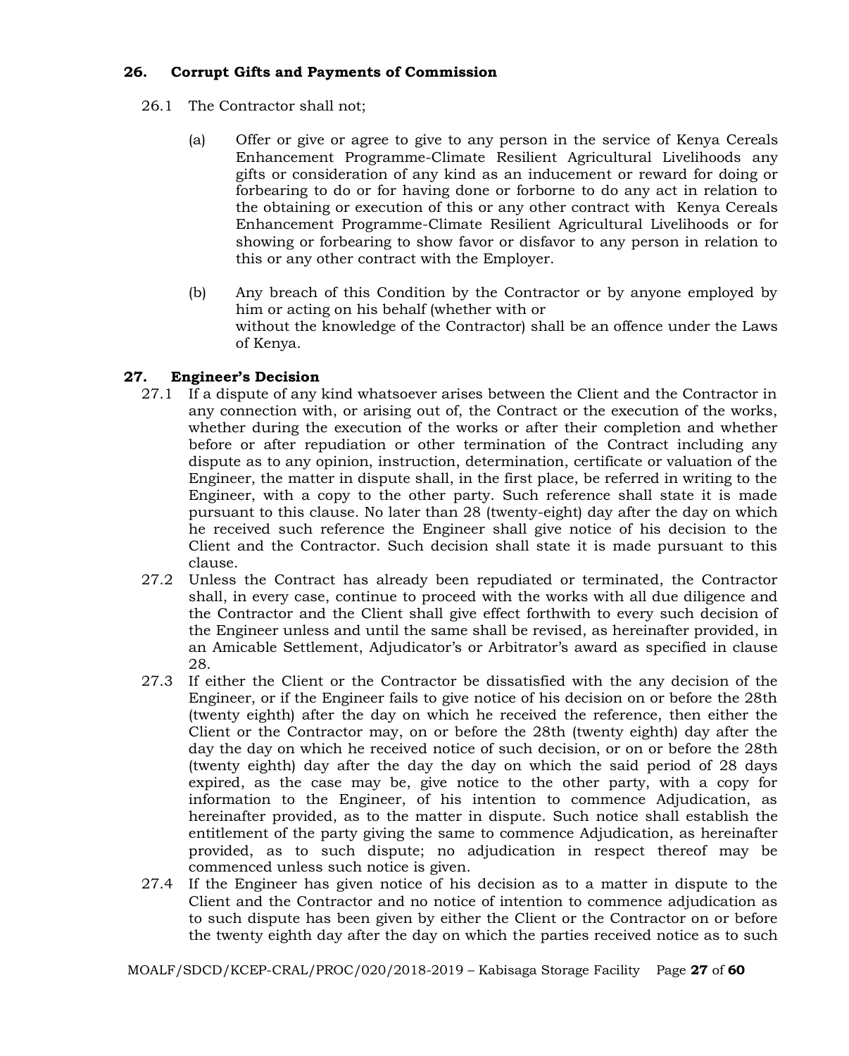## 26. Corrupt Gifts and Payments of Commission

26.1 The Contractor shall not;

(a) Offer or give or agree to give to any person in the service of Kenya Cereals Enhancement Programme-Climate Resilient Agricultural Livelihoods any gifts or consideration of any kind as an inducement or reward for doing or forbearing to do or for having done or forborne to do any act in relation to the obtaining or execution of this or any other contract with Kenya Cereals Enhancement Programme-Climate Resilient Agricultural Livelihoods or for showing or forbearing to show favor or disfavor to any person in relation to this or any other contract with the Employer.

(b) Any breach of this Condition by the Contractor or by anyone employed by him or acting on his behalf (whether with or without the knowledge of the Contractor) shall be an offence under the Laws of Kenya.

## 27. Engineer's Decision

27.1 If a dispute of any kind whatsoever arises between the Client and the Contractor in any connection with, or arising out of, the Contract or the execution of the works, whether during the execution of the works or after their completion and whether before or after repudiation or other termination of the Contract including any dispute as to any opinion, instruction, determination, certificate or valuation of the Engineer, the matter in dispute shall, in the first place, be referred in writing to the Engineer, with a copy to the other party. Such reference shall state it is made pursuant to this clause. No later than 28 (twenty-eight) day after the day on which he received such reference the Engineer shall give notice of his decision to the Client and the Contractor. Such decision shall state it is made pursuant to this clause.

27.2 Unless the Contract has already been repudiated or terminated, the Contractor shall, in every case, continue to proceed with the works with all due diligence and the Contractor and the Client shall give effect forthwith to every such decision of the Engineer unless and until the same shall be revised, as hereinafter provided, in an Amicable Settlement, Adjudicator's or Arbitrator's award as specified in clause 28.

27.3 If either the Client or the Contractor be dissatisfied with the any decision of the Engineer, or if the Engineer fails to give notice of his decision on or before the 28th (twenty eighth) after the day on which he received the reference, then either the Client or the Contractor may, on or before the 28th (twenty eighth) day after the day the day on which he received notice of such decision, or on or before the 28th (twenty eighth) day after the day the day on which the said period of 28 days expired, as the case may be, give notice to the other party, with a copy for information to the Engineer, of his intention to commence Adjudication, as hereinafter provided, as to the matter in dispute. Such notice shall establish the entitlement of the party giving the same to commence Adjudication, as hereinafter provided, as to such dispute; no adjudication in respect thereof may be commenced unless such notice is given.

27.4 If the Engineer has given notice of his decision as to a matter in dispute to the Client and the Contractor and no notice of intention to commence adjudication as to such dispute has been given by either the Client or the Contractor on or before the twenty eighth day after the day on which the parties received notice as to such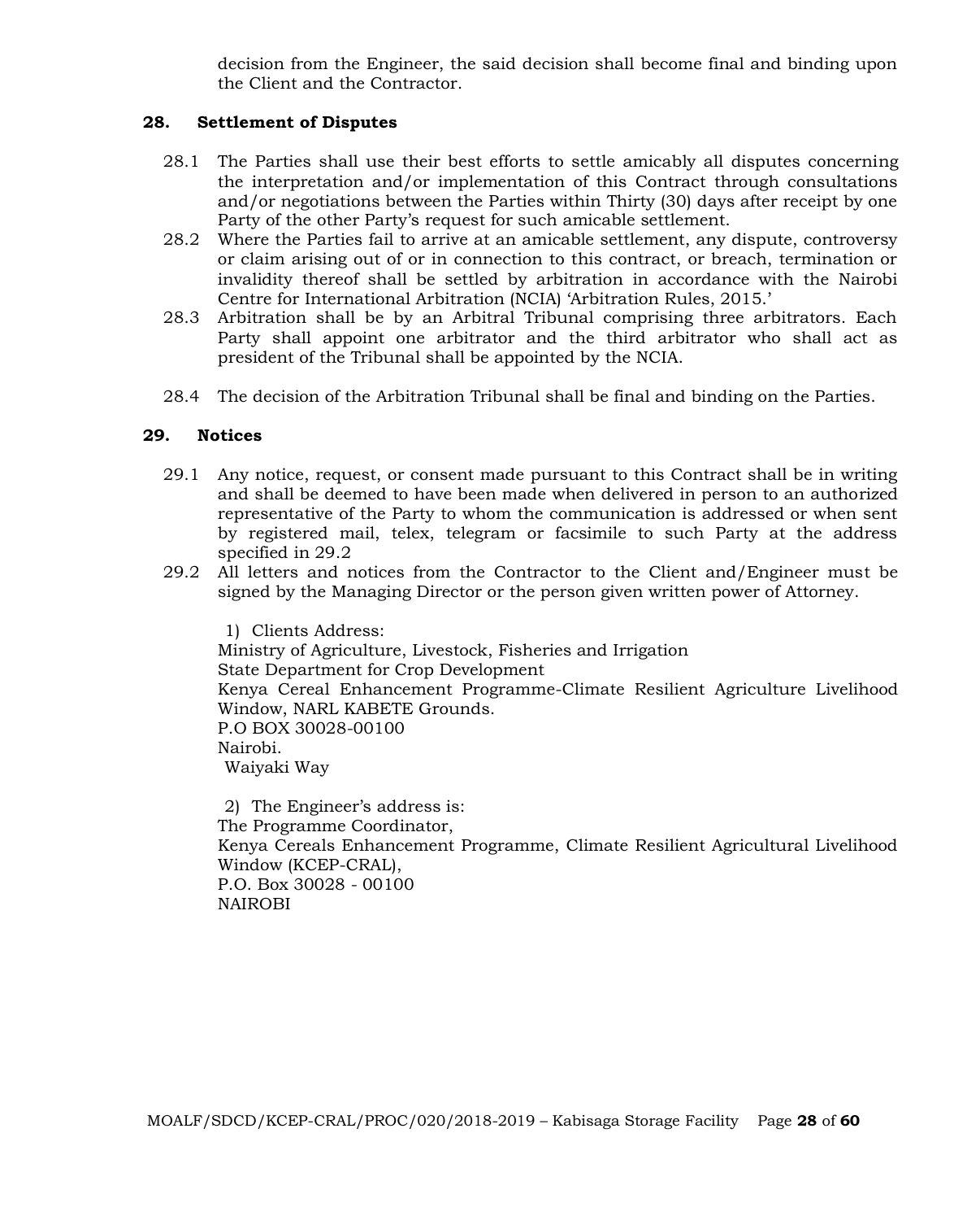decision from the Engineer, the said decision shall become final and binding upon the Client and the Contractor.

**28. Settlement of Disputes**

28.1 The Parties shall use their best efforts to settle amicably all disputes concerning the interpretation and/or implementation of this Contract through consultations and/or negotiations between the Parties within Thirty (30) days after receipt by one Party of the other Party's request for such amicable settlement.

28.2 Where the Parties fail to arrive at an amicable settlement, any dispute, controversy or claim arising out of or in connection to this contract, or breach, termination or invalidity thereof shall be settled by arbitration in accordance with the Nairobi Centre for International Arbitration (NCIA) 'Arbitration Rules, 2015.'

28.3 Arbitration shall be by an Arbitral Tribunal comprising three arbitrators. Each Party shall appoint one arbitrator and the third arbitrator who shall act as president of the Tribunal shall be appointed by the NCIA.

28.4 The decision of the Arbitration Tribunal shall be final and binding on the Parties.

**29. Notices**

29.1 Any notice, request, or consent made pursuant to this Contract shall be in writing and shall be deemed to have been made when delivered in person to an authorized representative of the Party to whom the communication is addressed or when sent by registered mail, telex, telegram or facsimile to such Party at the address specified in 29.2

29.2 All letters and notices from the Contractor to the Client and/Engineer must be signed by the Managing Director or the person given written power of Attorney.

1) Clients Address:
Ministry of Agriculture, Livestock, Fisheries and Irrigation
State Department for Crop Development
Kenya Cereal Enhancement Programme-Climate Resilient Agriculture Livelihood Window, NARL KABETE Grounds.
P.O BOX 30028-00100
Nairobi.
Waiyaki Way

2) The Engineer's address is:
The Programme Coordinator,
Kenya Cereals Enhancement Programme, Climate Resilient Agricultural Livelihood Window (KCEP-CRAL),
P.O. Box 30028 - 00100
NAIROBI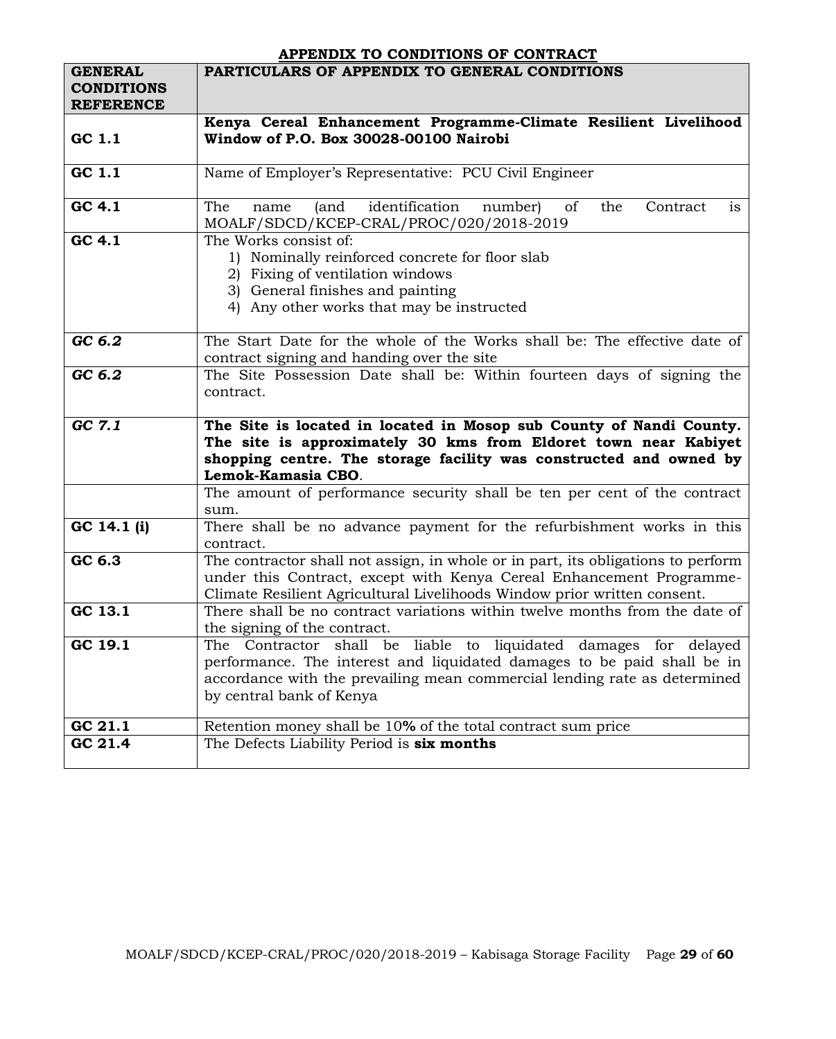## APPENDIX TO CONDITIONS OF CONTRACT

| GENERAL CONDITIONS REFERENCE | PARTICULARS OF APPENDIX TO GENERAL CONDITIONS |
|---|---|
| GC 1.1 | **Kenya Cereal Enhancement Programme-Climate Resilient Livelihood Window of P.O. Box 30028-00100 Nairobi** |
| GC 1.1 | Name of Employer's Representative: PCU Civil Engineer |
| GC 4.1 | The name (and identification number) of the Contract is MOALF/SDCD/KCEP-CRAL/PROC/020/2018-2019 |
| GC 4.1 | The Works consist of:<br>1) Nominally reinforced concrete for floor slab<br>2) Fixing of ventilation windows<br>3) General finishes and painting<br>4) Any other works that may be instructed |
| *GC 6.2* | The Start Date for the whole of the Works shall be: The effective date of contract signing and handing over the site |
| *GC 6.2* | The Site Possession Date shall be: Within fourteen days of signing the contract. |
| *GC 7.1* | **The Site is located in located in Mosop sub County of Nandi County. The site is approximately 30 kms from Eldoret town near Kabiyet shopping centre. The storage facility was constructed and owned by Lemok-Kamasia CBO**. |
| | The amount of performance security shall be ten per cent of the contract sum. |
| GC 14.1 (i) | There shall be no advance payment for the refurbishment works in this contract. |
| GC 6.3 | The contractor shall not assign, in whole or in part, its obligations to perform under this Contract, except with Kenya Cereal Enhancement Programme-Climate Resilient Agricultural Livelihoods Window prior written consent. |
| GC 13.1 | There shall be no contract variations within twelve months from the date of the signing of the contract. |
| GC 19.1 | The Contractor shall be liable to liquidated damages for delayed performance. The interest and liquidated damages to be paid shall be in accordance with the prevailing mean commercial lending rate as determined by central bank of Kenya |
| GC 21.1 | Retention money shall be 10**%** of the total contract sum price |
| GC 21.4 | The Defects Liability Period is **six months** |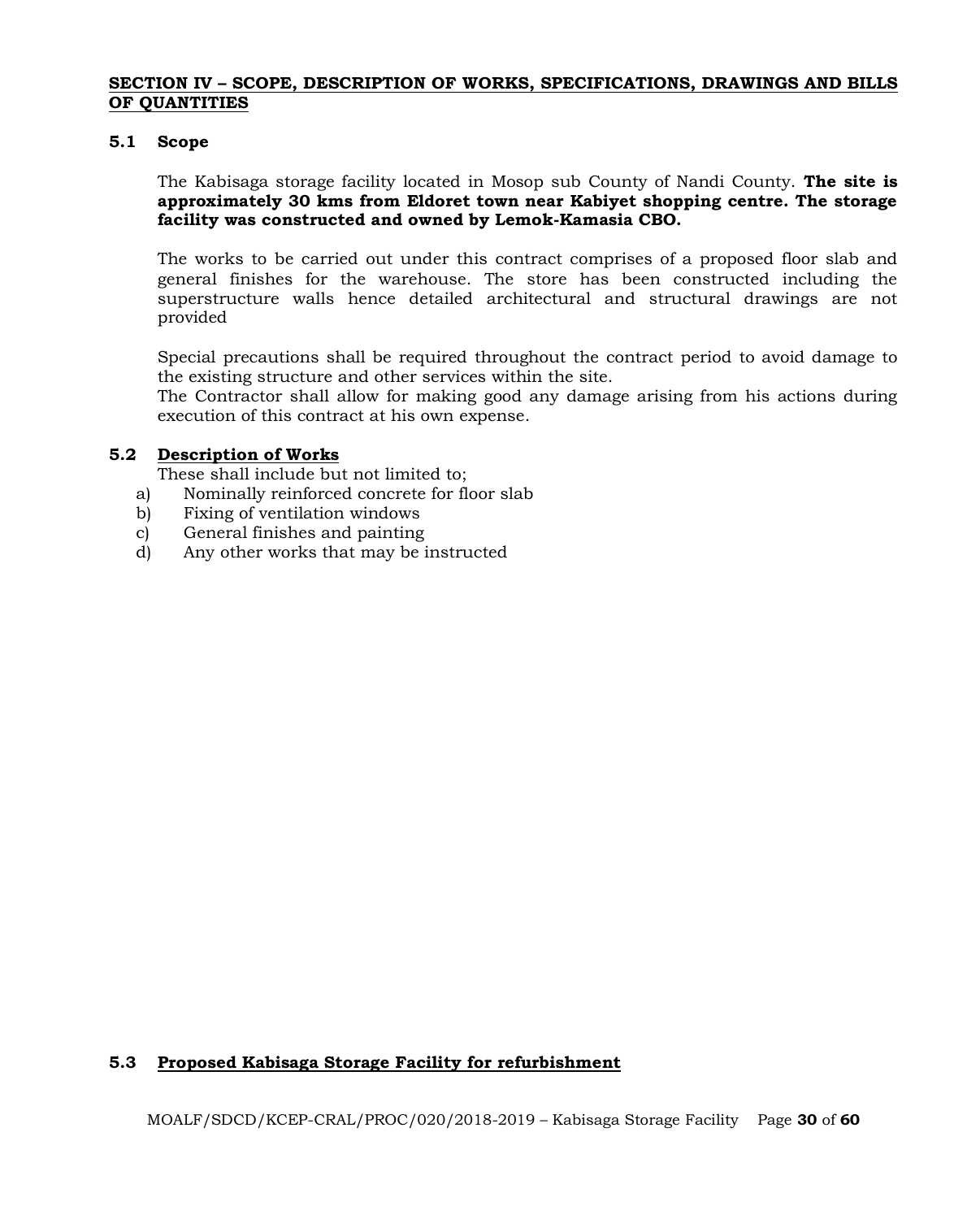## SECTION IV – SCOPE, DESCRIPTION OF WORKS, SPECIFICATIONS, DRAWINGS AND BILLS OF QUANTITIES

### 5.1 Scope

The Kabisaga storage facility located in Mosop sub County of Nandi County. **The site is approximately 30 kms from Eldoret town near Kabiyet shopping centre. The storage facility was constructed and owned by Lemok-Kamasia CBO.**

The works to be carried out under this contract comprises of a proposed floor slab and general finishes for the warehouse. The store has been constructed including the superstructure walls hence detailed architectural and structural drawings are not provided

Special precautions shall be required throughout the contract period to avoid damage to the existing structure and other services within the site.
The Contractor shall allow for making good any damage arising from his actions during execution of this contract at his own expense.

### 5.2 Description of Works

These shall include but not limited to;

a) Nominally reinforced concrete for floor slab
b) Fixing of ventilation windows
c) General finishes and painting
d) Any other works that may be instructed

### 5.3 Proposed Kabisaga Storage Facility for refurbishment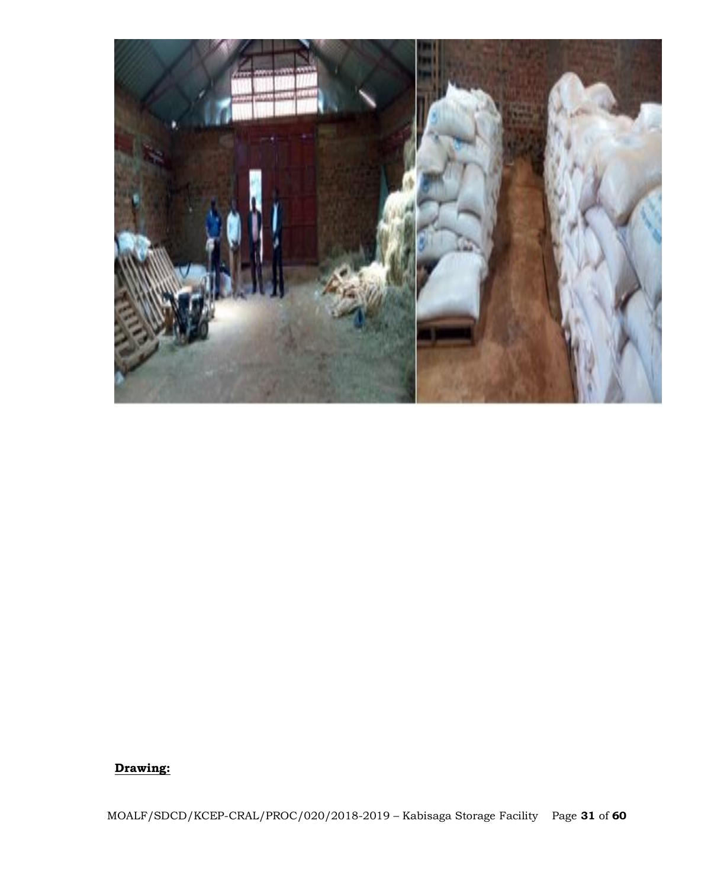**Drawing:**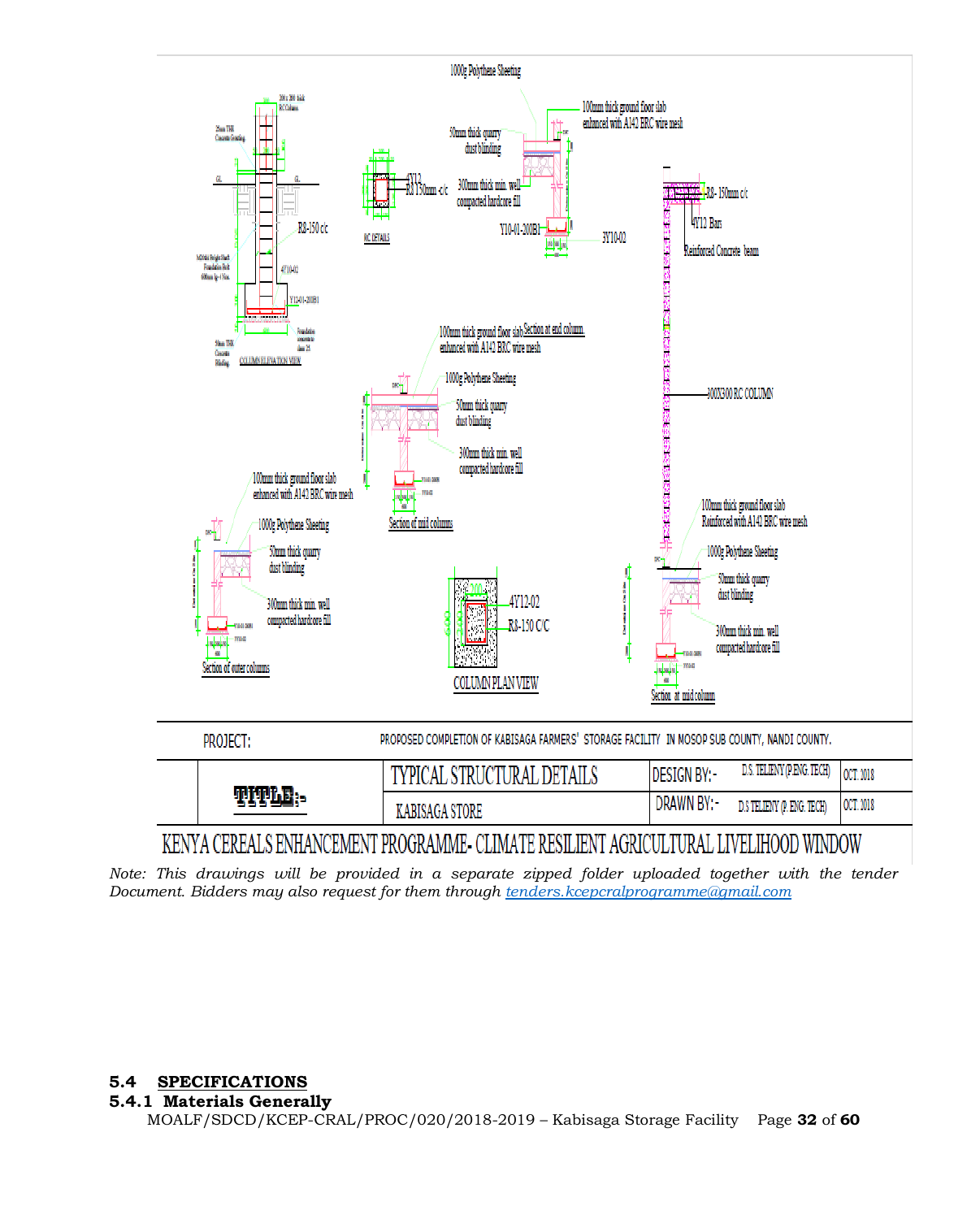1000g Polythene Sheeting

100mm thick ground floor slab enhanced with A142 BRC wire mesh

50mm thick quarry dust blinding

300mm thick min. well compacted hardcore fill

4Y12 R8 150mm c/c

RC DETAILS

Y10-01-200B1

3Y10-02

R8-150 c/c

4Y10-02

Y12-01-200B1

COLUMN ELEVATION VIEW

R8- 150mm c/c

4Y12 Bars

Reinforced Concrete beam

300X300 RC COLUMN

100mm thick ground floor slab enhanced with A142 BRC wire mesh

Section at end column

1000g Polythene Sheeting

50mm thick quarry dust blinding

300mm thick min. well compacted hardcore fill

Section of mid column

100mm thick ground floor slab enhanced with A142 BRC wire mesh

1000g Polythene Sheeting

50mm thick quarry dust blinding

300mm thick min. well compacted hardcore fill

Section of outer columns

4Y12-02

R8-150 C/C

COLUMN PLAN VIEW

100mm thick ground floor slab Reinforced with A142 BRC wire mesh

1000g Polythene Sheeting

50mm thick quarry dust blinding

300mm thick min. well compacted hardcore fill

Section at mid column

| PROJECT: | PROPOSED COMPLETION OF KABISAGA FARMERS' STORAGE FACILITY IN MOSOP SUB COUNTY, NANDI COUNTY. | | |
|---|---|---|---|
| TITLE:- | TYPICAL STRUCTURAL DETAILS | DESIGN BY:- D.S. TELIENY (P.ENG. TECH) | OCT. 2018 |
| | KABISAGA STORE | DRAWN BY:- D.S TELIENY (P. ENG. TECH) | OCT. 2018 |

KENYA CEREALS ENHANCEMENT PROGRAMME- CLIMATE RESILIENT AGRICULTURAL LIVELIHOOD WINDOW

*Note: This drawings will be provided in a separate zipped folder uploaded together with the tender Document. Bidders may also request for them through* [tenders.kcepcralprogramme@gmail.com](mailto:tenders.kcepcralprogramme@gmail.com)

## 5.4 SPECIFICATIONS

### 5.4.1 Materials Generally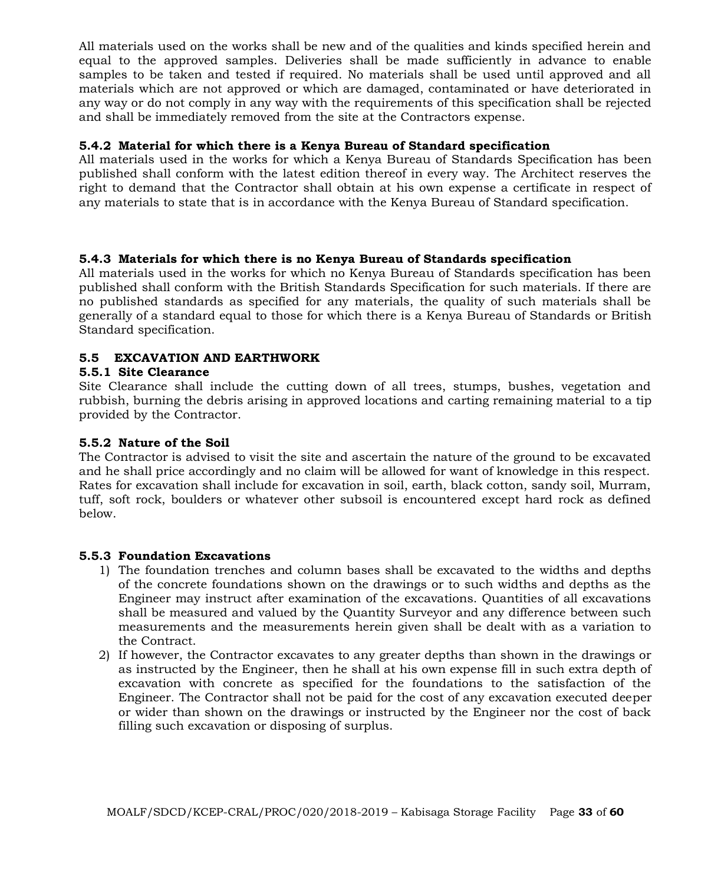All materials used on the works shall be new and of the qualities and kinds specified herein and equal to the approved samples. Deliveries shall be made sufficiently in advance to enable samples to be taken and tested if required. No materials shall be used until approved and all materials which are not approved or which are damaged, contaminated or have deteriorated in any way or do not comply in any way with the requirements of this specification shall be rejected and shall be immediately removed from the site at the Contractors expense.

#### 5.4.2 Material for which there is a Kenya Bureau of Standard specification

All materials used in the works for which a Kenya Bureau of Standards Specification has been published shall conform with the latest edition thereof in every way. The Architect reserves the right to demand that the Contractor shall obtain at his own expense a certificate in respect of any materials to state that is in accordance with the Kenya Bureau of Standard specification.

#### 5.4.3 Materials for which there is no Kenya Bureau of Standards specification

All materials used in the works for which no Kenya Bureau of Standards specification has been published shall conform with the British Standards Specification for such materials. If there are no published standards as specified for any materials, the quality of such materials shall be generally of a standard equal to those for which there is a Kenya Bureau of Standards or British Standard specification.

### 5.5 EXCAVATION AND EARTHWORK

#### 5.5.1 Site Clearance

Site Clearance shall include the cutting down of all trees, stumps, bushes, vegetation and rubbish, burning the debris arising in approved locations and carting remaining material to a tip provided by the Contractor.

#### 5.5.2 Nature of the Soil

The Contractor is advised to visit the site and ascertain the nature of the ground to be excavated and he shall price accordingly and no claim will be allowed for want of knowledge in this respect. Rates for excavation shall include for excavation in soil, earth, black cotton, sandy soil, Murram, tuff, soft rock, boulders or whatever other subsoil is encountered except hard rock as defined below.

#### 5.5.3 Foundation Excavations

1) The foundation trenches and column bases shall be excavated to the widths and depths of the concrete foundations shown on the drawings or to such widths and depths as the Engineer may instruct after examination of the excavations. Quantities of all excavations shall be measured and valued by the Quantity Surveyor and any difference between such measurements and the measurements herein given shall be dealt with as a variation to the Contract.
2) If however, the Contractor excavates to any greater depths than shown in the drawings or as instructed by the Engineer, then he shall at his own expense fill in such extra depth of excavation with concrete as specified for the foundations to the satisfaction of the Engineer. The Contractor shall not be paid for the cost of any excavation executed deeper or wider than shown on the drawings or instructed by the Engineer nor the cost of back filling such excavation or disposing of surplus.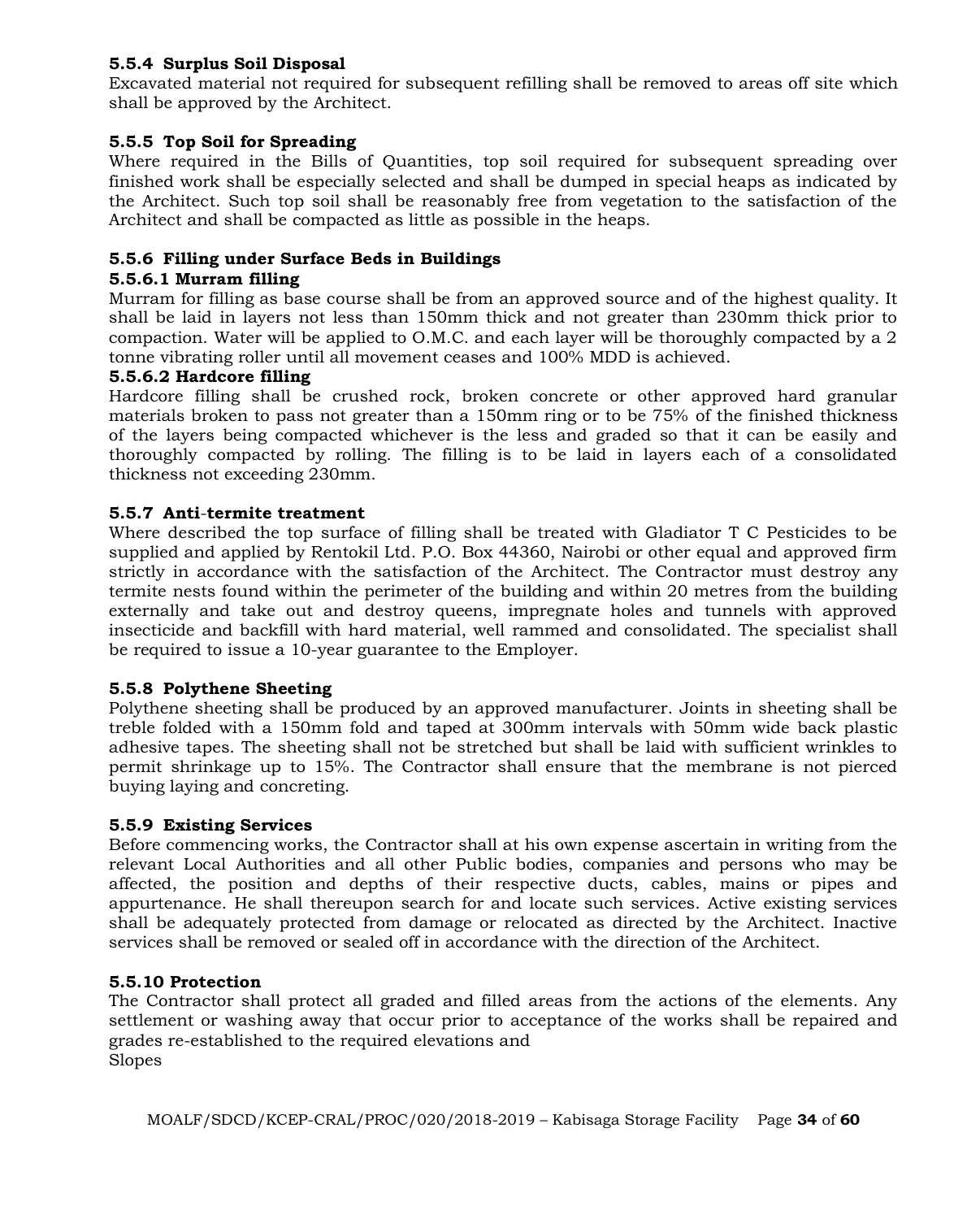#### 5.5.4 Surplus Soil Disposal

Excavated material not required for subsequent refilling shall be removed to areas off site which shall be approved by the Architect.

#### 5.5.5 Top Soil for Spreading

Where required in the Bills of Quantities, top soil required for subsequent spreading over finished work shall be especially selected and shall be dumped in special heaps as indicated by the Architect. Such top soil shall be reasonably free from vegetation to the satisfaction of the Architect and shall be compacted as little as possible in the heaps.

#### 5.5.6 Filling under Surface Beds in Buildings

##### 5.5.6.1 Murram filling

Murram for filling as base course shall be from an approved source and of the highest quality. It shall be laid in layers not less than 150mm thick and not greater than 230mm thick prior to compaction. Water will be applied to O.M.C. and each layer will be thoroughly compacted by a 2 tonne vibrating roller until all movement ceases and 100% MDD is achieved.

##### 5.5.6.2 Hardcore filling

Hardcore filling shall be crushed rock, broken concrete or other approved hard granular materials broken to pass not greater than a 150mm ring or to be 75% of the finished thickness of the layers being compacted whichever is the less and graded so that it can be easily and thoroughly compacted by rolling. The filling is to be laid in layers each of a consolidated thickness not exceeding 230mm.

#### 5.5.7 Anti-termite treatment

Where described the top surface of filling shall be treated with Gladiator T C Pesticides to be supplied and applied by Rentokil Ltd. P.O. Box 44360, Nairobi or other equal and approved firm strictly in accordance with the satisfaction of the Architect. The Contractor must destroy any termite nests found within the perimeter of the building and within 20 metres from the building externally and take out and destroy queens, impregnate holes and tunnels with approved insecticide and backfill with hard material, well rammed and consolidated. The specialist shall be required to issue a 10-year guarantee to the Employer.

#### 5.5.8 Polythene Sheeting

Polythene sheeting shall be produced by an approved manufacturer. Joints in sheeting shall be treble folded with a 150mm fold and taped at 300mm intervals with 50mm wide back plastic adhesive tapes. The sheeting shall not be stretched but shall be laid with sufficient wrinkles to permit shrinkage up to 15%. The Contractor shall ensure that the membrane is not pierced buying laying and concreting.

#### 5.5.9 Existing Services

Before commencing works, the Contractor shall at his own expense ascertain in writing from the relevant Local Authorities and all other Public bodies, companies and persons who may be affected, the position and depths of their respective ducts, cables, mains or pipes and appurtenance. He shall thereupon search for and locate such services. Active existing services shall be adequately protected from damage or relocated as directed by the Architect. Inactive services shall be removed or sealed off in accordance with the direction of the Architect.

#### 5.5.10 Protection

The Contractor shall protect all graded and filled areas from the actions of the elements. Any settlement or washing away that occur prior to acceptance of the works shall be repaired and grades re-established to the required elevations and
Slopes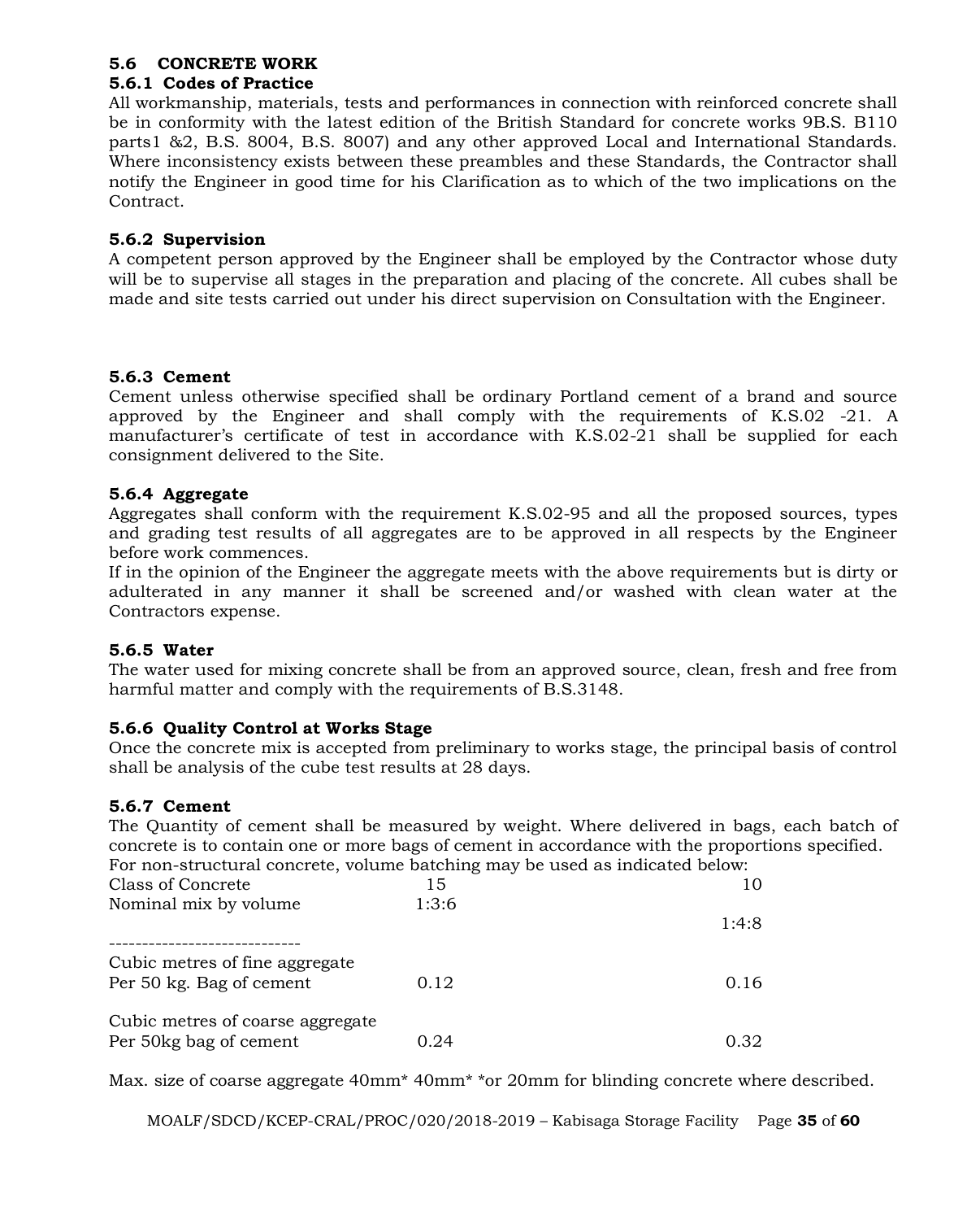## 5.6 CONCRETE WORK

### 5.6.1 Codes of Practice

All workmanship, materials, tests and performances in connection with reinforced concrete shall be in conformity with the latest edition of the British Standard for concrete works 9B.S. B110 parts1 &2, B.S. 8004, B.S. 8007) and any other approved Local and International Standards. Where inconsistency exists between these preambles and these Standards, the Contractor shall notify the Engineer in good time for his Clarification as to which of the two implications on the Contract.

### 5.6.2 Supervision

A competent person approved by the Engineer shall be employed by the Contractor whose duty will be to supervise all stages in the preparation and placing of the concrete. All cubes shall be made and site tests carried out under his direct supervision on Consultation with the Engineer.

### 5.6.3 Cement

Cement unless otherwise specified shall be ordinary Portland cement of a brand and source approved by the Engineer and shall comply with the requirements of K.S.02 -21. A manufacturer's certificate of test in accordance with K.S.02-21 shall be supplied for each consignment delivered to the Site.

### 5.6.4 Aggregate

Aggregates shall conform with the requirement K.S.02-95 and all the proposed sources, types and grading test results of all aggregates are to be approved in all respects by the Engineer before work commences.

If in the opinion of the Engineer the aggregate meets with the above requirements but is dirty or adulterated in any manner it shall be screened and/or washed with clean water at the Contractors expense.

### 5.6.5 Water

The water used for mixing concrete shall be from an approved source, clean, fresh and free from harmful matter and comply with the requirements of B.S.3148.

### 5.6.6 Quality Control at Works Stage

Once the concrete mix is accepted from preliminary to works stage, the principal basis of control shall be analysis of the cube test results at 28 days.

### 5.6.7 Cement

The Quantity of cement shall be measured by weight. Where delivered in bags, each batch of concrete is to contain one or more bags of cement in accordance with the proportions specified. For non-structural concrete, volume batching may be used as indicated below:

| Class of Concrete | 15 | 10 |
|---|---|---|
| Nominal mix by volume | 1:3:6 | 1:4:8 |
| Cubic metres of fine aggregate Per 50 kg. Bag of cement | 0.12 | 0.16 |
| Cubic metres of coarse aggregate Per 50kg bag of cement | 0.24 | 0.32 |

Max. size of coarse aggregate 40mm* 40mm* *or 20mm for blinding concrete where described.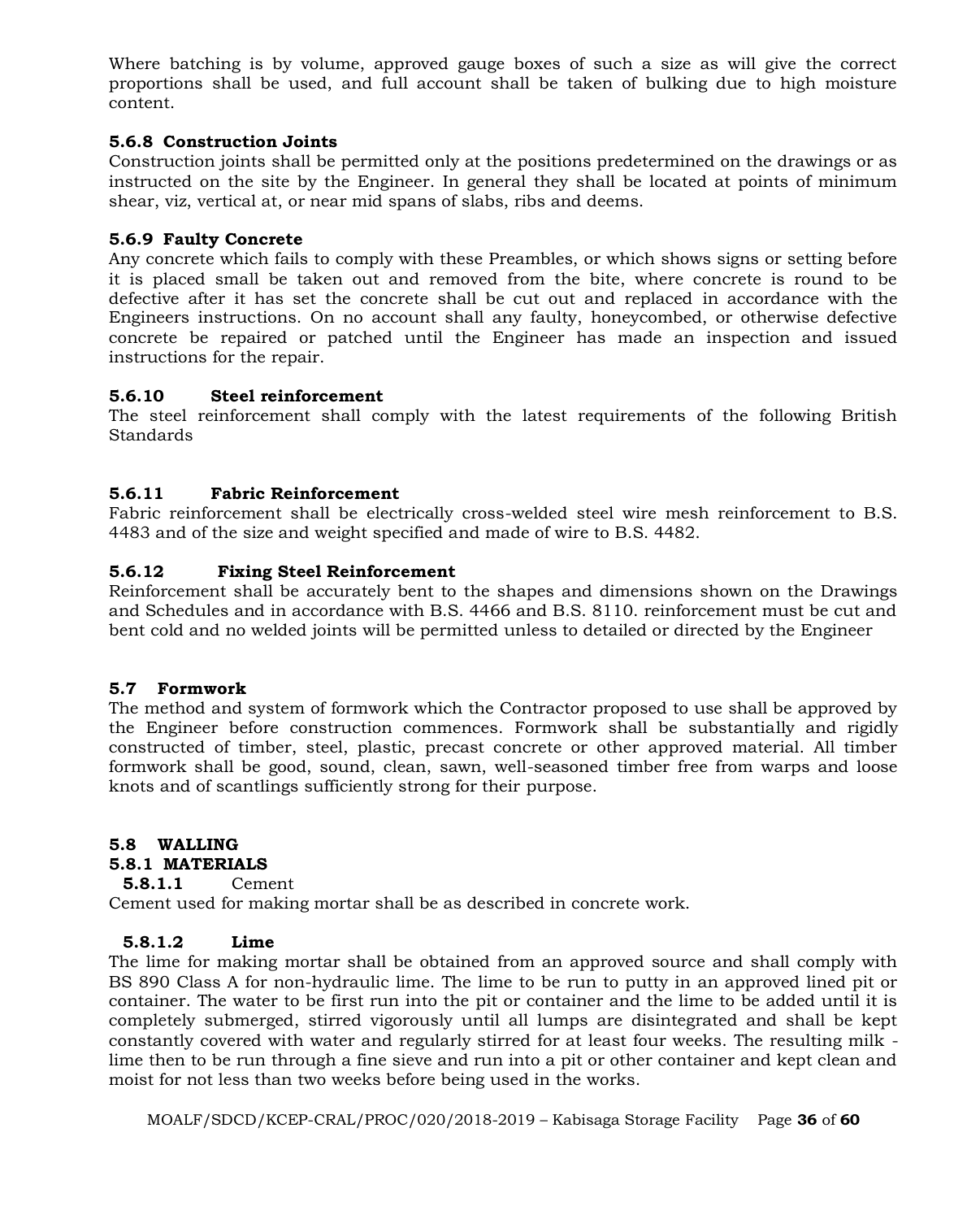Where batching is by volume, approved gauge boxes of such a size as will give the correct proportions shall be used, and full account shall be taken of bulking due to high moisture content.

### 5.6.8 Construction Joints

Construction joints shall be permitted only at the positions predetermined on the drawings or as instructed on the site by the Engineer. In general they shall be located at points of minimum shear, viz, vertical at, or near mid spans of slabs, ribs and deems.

### 5.6.9 Faulty Concrete

Any concrete which fails to comply with these Preambles, or which shows signs or setting before it is placed small be taken out and removed from the bite, where concrete is round to be defective after it has set the concrete shall be cut out and replaced in accordance with the Engineers instructions. On no account shall any faulty, honeycombed, or otherwise defective concrete be repaired or patched until the Engineer has made an inspection and issued instructions for the repair.

### 5.6.10 Steel reinforcement

The steel reinforcement shall comply with the latest requirements of the following British Standards

### 5.6.11 Fabric Reinforcement

Fabric reinforcement shall be electrically cross-welded steel wire mesh reinforcement to B.S. 4483 and of the size and weight specified and made of wire to B.S. 4482.

### 5.6.12 Fixing Steel Reinforcement

Reinforcement shall be accurately bent to the shapes and dimensions shown on the Drawings and Schedules and in accordance with B.S. 4466 and B.S. 8110. reinforcement must be cut and bent cold and no welded joints will be permitted unless to detailed or directed by the Engineer

## 5.7 Formwork

The method and system of formwork which the Contractor proposed to use shall be approved by the Engineer before construction commences. Formwork shall be substantially and rigidly constructed of timber, steel, plastic, precast concrete or other approved material. All timber formwork shall be good, sound, clean, sawn, well-seasoned timber free from warps and loose knots and of scantlings sufficiently strong for their purpose.

## 5.8 WALLING

### 5.8.1 MATERIALS

#### 5.8.1.1 Cement

Cement used for making mortar shall be as described in concrete work.

#### 5.8.1.2 Lime

The lime for making mortar shall be obtained from an approved source and shall comply with BS 890 Class A for non-hydraulic lime. The lime to be run to putty in an approved lined pit or container. The water to be first run into the pit or container and the lime to be added until it is completely submerged, stirred vigorously until all lumps are disintegrated and shall be kept constantly covered with water and regularly stirred for at least four weeks. The resulting milk - lime then to be run through a fine sieve and run into a pit or other container and kept clean and moist for not less than two weeks before being used in the works.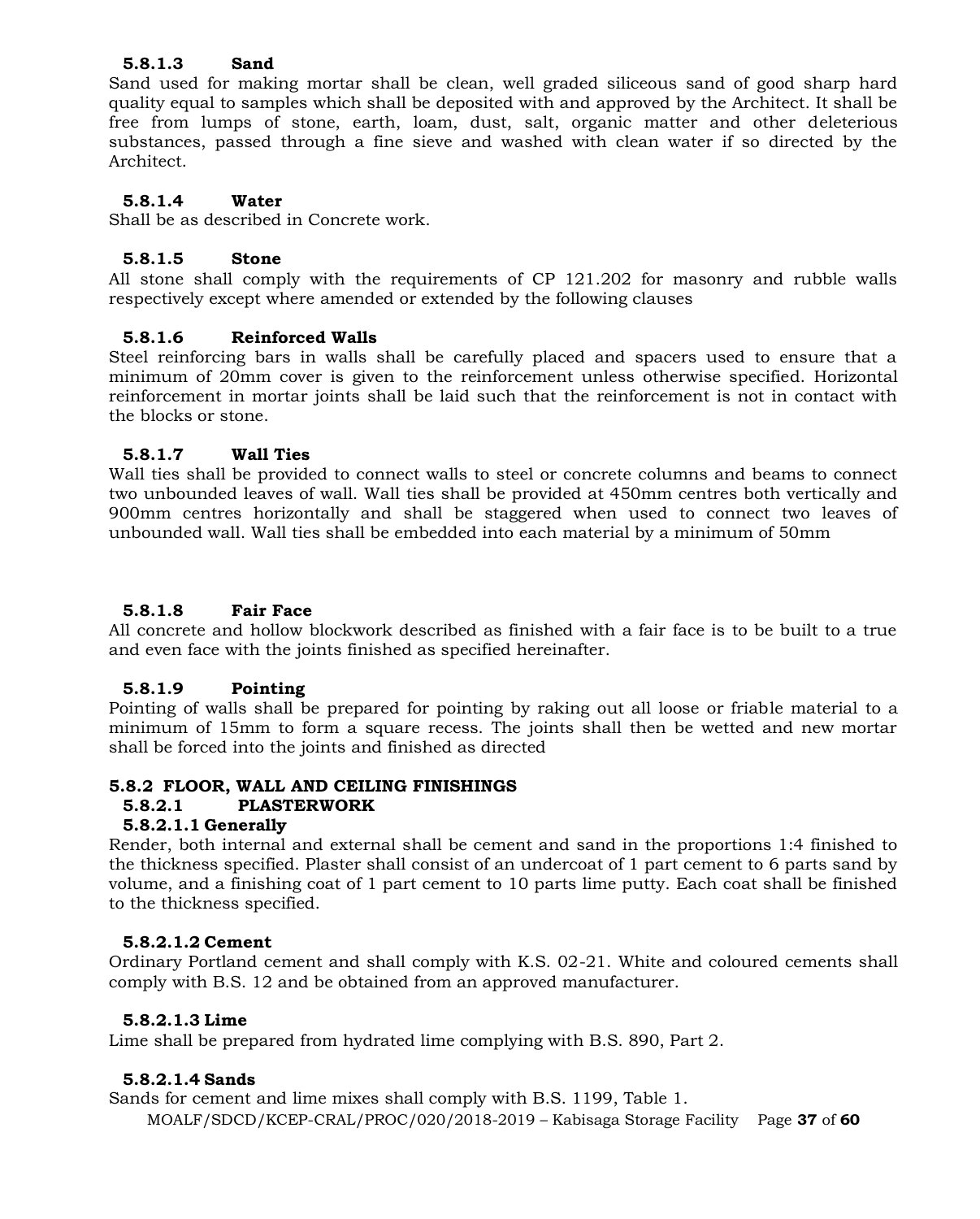#### 5.8.1.3 Sand

Sand used for making mortar shall be clean, well graded siliceous sand of good sharp hard quality equal to samples which shall be deposited with and approved by the Architect. It shall be free from lumps of stone, earth, loam, dust, salt, organic matter and other deleterious substances, passed through a fine sieve and washed with clean water if so directed by the Architect.

#### 5.8.1.4 Water

Shall be as described in Concrete work.

#### 5.8.1.5 Stone

All stone shall comply with the requirements of CP 121.202 for masonry and rubble walls respectively except where amended or extended by the following clauses

#### 5.8.1.6 Reinforced Walls

Steel reinforcing bars in walls shall be carefully placed and spacers used to ensure that a minimum of 20mm cover is given to the reinforcement unless otherwise specified. Horizontal reinforcement in mortar joints shall be laid such that the reinforcement is not in contact with the blocks or stone.

#### 5.8.1.7 Wall Ties

Wall ties shall be provided to connect walls to steel or concrete columns and beams to connect two unbounded leaves of wall. Wall ties shall be provided at 450mm centres both vertically and 900mm centres horizontally and shall be staggered when used to connect two leaves of unbounded wall. Wall ties shall be embedded into each material by a minimum of 50mm

#### 5.8.1.8 Fair Face

All concrete and hollow blockwork described as finished with a fair face is to be built to a true and even face with the joints finished as specified hereinafter.

#### 5.8.1.9 Pointing

Pointing of walls shall be prepared for pointing by raking out all loose or friable material to a minimum of 15mm to form a square recess. The joints shall then be wetted and new mortar shall be forced into the joints and finished as directed

### 5.8.2 FLOOR, WALL AND CEILING FINISHINGS

#### 5.8.2.1 PLASTERWORK

##### 5.8.2.1.1 Generally

Render, both internal and external shall be cement and sand in the proportions 1:4 finished to the thickness specified. Plaster shall consist of an undercoat of 1 part cement to 6 parts sand by volume, and a finishing coat of 1 part cement to 10 parts lime putty. Each coat shall be finished to the thickness specified.

##### 5.8.2.1.2 Cement

Ordinary Portland cement and shall comply with K.S. 02-21. White and coloured cements shall comply with B.S. 12 and be obtained from an approved manufacturer.

##### 5.8.2.1.3 Lime

Lime shall be prepared from hydrated lime complying with B.S. 890, Part 2.

##### 5.8.2.1.4 Sands

Sands for cement and lime mixes shall comply with B.S. 1199, Table 1.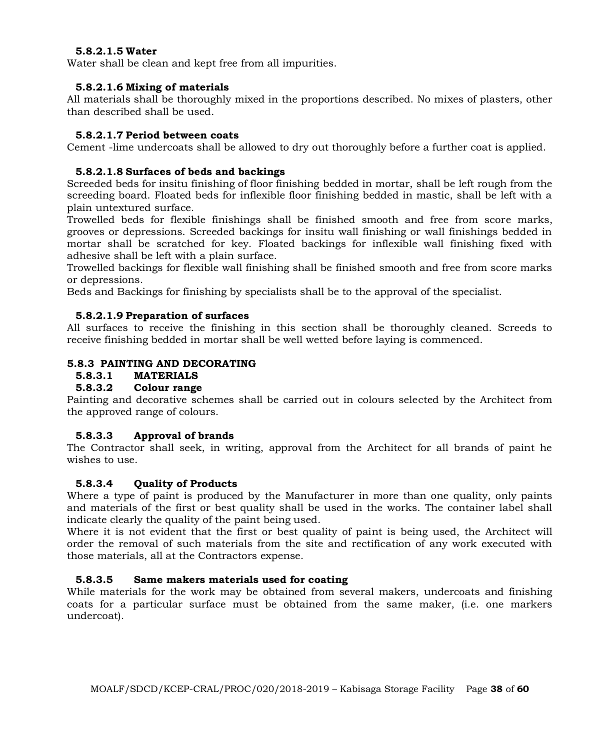#### 5.8.2.1.5 Water

Water shall be clean and kept free from all impurities.

#### 5.8.2.1.6 Mixing of materials

All materials shall be thoroughly mixed in the proportions described. No mixes of plasters, other than described shall be used.

#### 5.8.2.1.7 Period between coats

Cement -lime undercoats shall be allowed to dry out thoroughly before a further coat is applied.

#### 5.8.2.1.8 Surfaces of beds and backings

Screeded beds for insitu finishing of floor finishing bedded in mortar, shall be left rough from the screeding board. Floated beds for inflexible floor finishing bedded in mastic, shall be left with a plain untextured surface.

Trowelled beds for flexible finishings shall be finished smooth and free from score marks, grooves or depressions. Screeded backings for insitu wall finishing or wall finishings bedded in mortar shall be scratched for key. Floated backings for inflexible wall finishing fixed with adhesive shall be left with a plain surface.

Trowelled backings for flexible wall finishing shall be finished smooth and free from score marks or depressions.

Beds and Backings for finishing by specialists shall be to the approval of the specialist.

#### 5.8.2.1.9 Preparation of surfaces

All surfaces to receive the finishing in this section shall be thoroughly cleaned. Screeds to receive finishing bedded in mortar shall be well wetted before laying is commenced.

### 5.8.3 PAINTING AND DECORATING

#### 5.8.3.1 MATERIALS

#### 5.8.3.2 Colour range

Painting and decorative schemes shall be carried out in colours selected by the Architect from the approved range of colours.

#### 5.8.3.3 Approval of brands

The Contractor shall seek, in writing, approval from the Architect for all brands of paint he wishes to use.

#### 5.8.3.4 Quality of Products

Where a type of paint is produced by the Manufacturer in more than one quality, only paints and materials of the first or best quality shall be used in the works. The container label shall indicate clearly the quality of the paint being used.

Where it is not evident that the first or best quality of paint is being used, the Architect will order the removal of such materials from the site and rectification of any work executed with those materials, all at the Contractors expense.

#### 5.8.3.5 Same makers materials used for coating

While materials for the work may be obtained from several makers, undercoats and finishing coats for a particular surface must be obtained from the same maker, (i.e. one markers undercoat).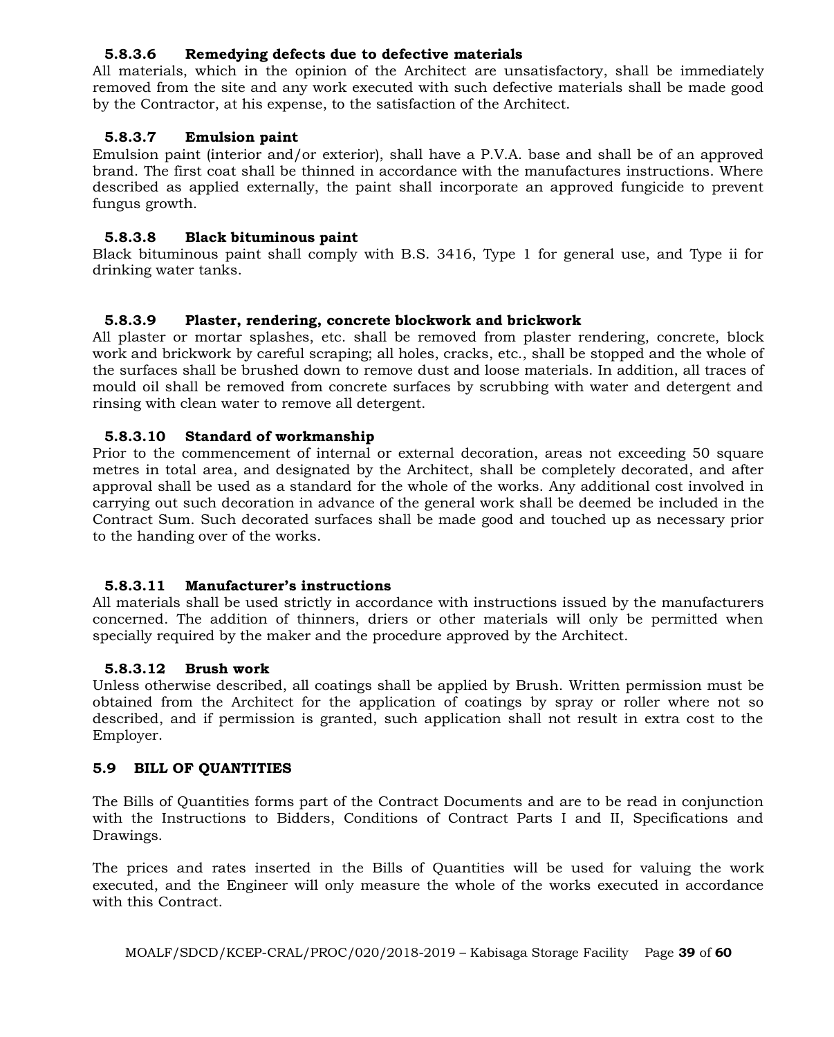#### 5.8.3.6 Remedying defects due to defective materials

All materials, which in the opinion of the Architect are unsatisfactory, shall be immediately removed from the site and any work executed with such defective materials shall be made good by the Contractor, at his expense, to the satisfaction of the Architect.

#### 5.8.3.7 Emulsion paint

Emulsion paint (interior and/or exterior), shall have a P.V.A. base and shall be of an approved brand. The first coat shall be thinned in accordance with the manufactures instructions. Where described as applied externally, the paint shall incorporate an approved fungicide to prevent fungus growth.

#### 5.8.3.8 Black bituminous paint

Black bituminous paint shall comply with B.S. 3416, Type 1 for general use, and Type ii for drinking water tanks.

#### 5.8.3.9 Plaster, rendering, concrete blockwork and brickwork

All plaster or mortar splashes, etc. shall be removed from plaster rendering, concrete, block work and brickwork by careful scraping; all holes, cracks, etc., shall be stopped and the whole of the surfaces shall be brushed down to remove dust and loose materials. In addition, all traces of mould oil shall be removed from concrete surfaces by scrubbing with water and detergent and rinsing with clean water to remove all detergent.

#### 5.8.3.10 Standard of workmanship

Prior to the commencement of internal or external decoration, areas not exceeding 50 square metres in total area, and designated by the Architect, shall be completely decorated, and after approval shall be used as a standard for the whole of the works. Any additional cost involved in carrying out such decoration in advance of the general work shall be deemed be included in the Contract Sum. Such decorated surfaces shall be made good and touched up as necessary prior to the handing over of the works.

#### 5.8.3.11 Manufacturer's instructions

All materials shall be used strictly in accordance with instructions issued by the manufacturers concerned. The addition of thinners, driers or other materials will only be permitted when specially required by the maker and the procedure approved by the Architect.

#### 5.8.3.12 Brush work

Unless otherwise described, all coatings shall be applied by Brush. Written permission must be obtained from the Architect for the application of coatings by spray or roller where not so described, and if permission is granted, such application shall not result in extra cost to the Employer.

## 5.9 BILL OF QUANTITIES

The Bills of Quantities forms part of the Contract Documents and are to be read in conjunction with the Instructions to Bidders, Conditions of Contract Parts I and II, Specifications and Drawings.

The prices and rates inserted in the Bills of Quantities will be used for valuing the work executed, and the Engineer will only measure the whole of the works executed in accordance with this Contract.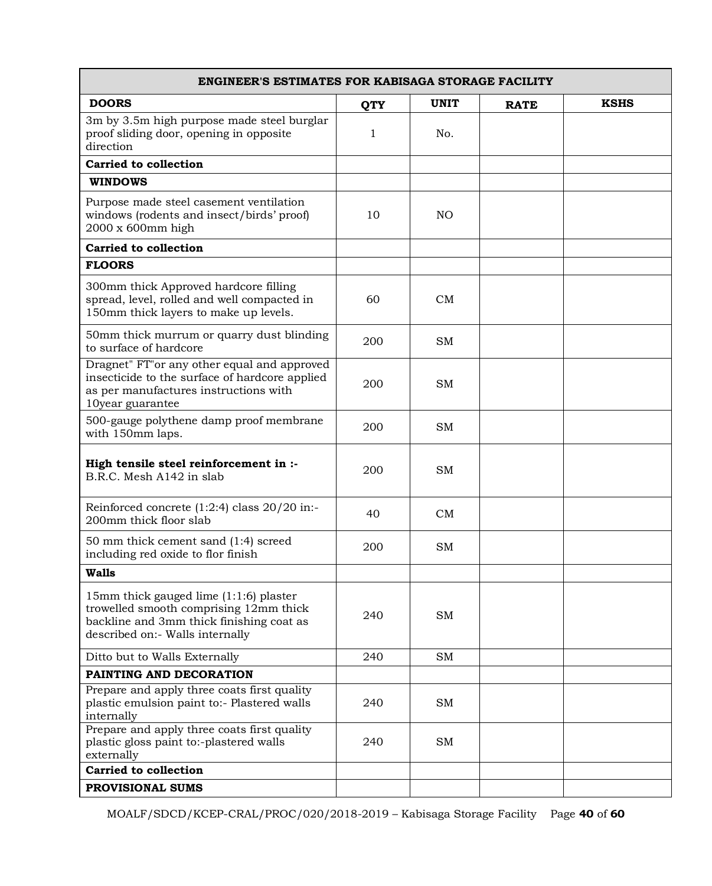| ENGINEER'S ESTIMATES FOR KABISAGA STORAGE FACILITY | | | | |
|---|---|---|---|---|
| **DOORS** | **QTY** | **UNIT** | **RATE** | **KSHS** |
| 3m by 3.5m high purpose made steel burglar proof sliding door, opening in opposite direction | 1 | No. | | |
| **Carried to collection** | | | | |
| **WINDOWS** | | | | |
| Purpose made steel casement ventilation windows (rodents and insect/birds' proof) 2000 x 600mm high | 10 | NO | | |
| **Carried to collection** | | | | |
| **FLOORS** | | | | |
| 300mm thick Approved hardcore filling spread, level, rolled and well compacted in 150mm thick layers to make up levels. | 60 | CM | | |
| 50mm thick murrum or quarry dust blinding to surface of hardcore | 200 | SM | | |
| Dragnet" FT"or any other equal and approved insecticide to the surface of hardcore applied as per manufactures instructions with 10year guarantee | 200 | SM | | |
| 500-gauge polythene damp proof membrane with 150mm laps. | 200 | SM | | |
| **High tensile steel reinforcement in :-** B.R.C. Mesh A142 in slab | 200 | SM | | |
| Reinforced concrete (1:2:4) class 20/20 in:- 200mm thick floor slab | 40 | CM | | |
| 50 mm thick cement sand (1:4) screed including red oxide to flor finish | 200 | SM | | |
| **Walls** | | | | |
| 15mm thick gauged lime (1:1:6) plaster trowelled smooth comprising 12mm thick backline and 3mm thick finishing coat as described on:- Walls internally | 240 | SM | | |
| Ditto but to Walls Externally | 240 | SM | | |
| **PAINTING AND DECORATION** | | | | |
| Prepare and apply three coats first quality plastic emulsion paint to:- Plastered walls internally | 240 | SM | | |
| Prepare and apply three coats first quality plastic gloss paint to:-plastered walls externally | 240 | SM | | |
| **Carried to collection** | | | | |
| **PROVISIONAL SUMS** | | | | |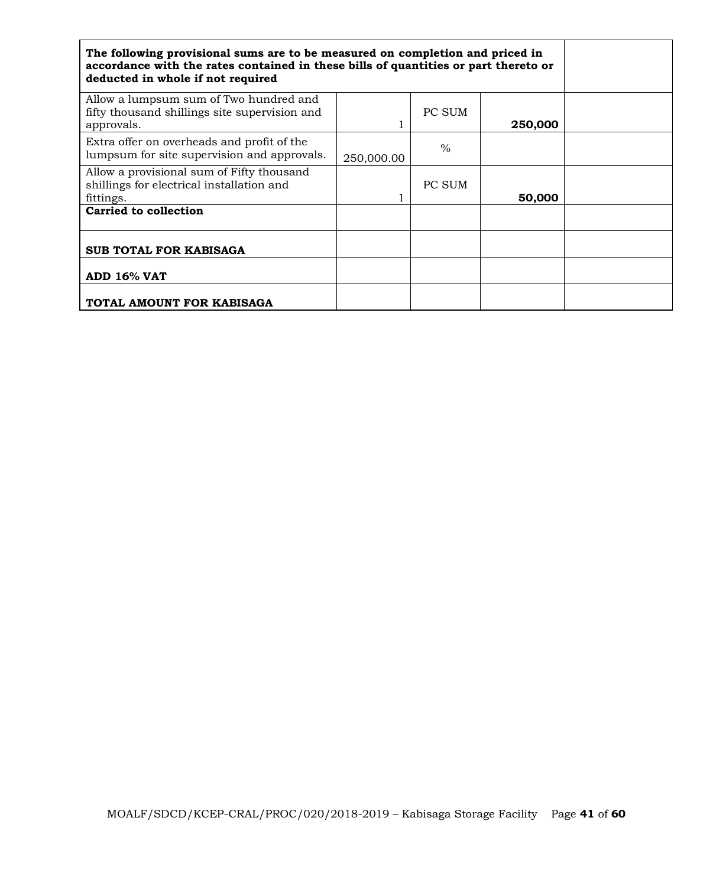| The following provisional sums are to be measured on completion and priced in accordance with the rates contained in these bills of quantities or part thereto or deducted in whole if not required | | | | |
|---|---|---|---|---|
| Allow a lumpsum sum of Two hundred and fifty thousand shillings site supervision and approvals. | 1 | PC SUM | **250,000** | |
| Extra offer on overheads and profit of the lumpsum for site supervision and approvals. | 250,000.00 | % | | |
| Allow a provisional sum of Fifty thousand shillings for electrical installation and fittings. | 1 | PC SUM | **50,000** | |
| **Carried to collection** | | | | |
| **SUB TOTAL FOR KABISAGA** | | | | |
| **ADD 16% VAT** | | | | |
| **TOTAL AMOUNT FOR KABISAGA** | | | | |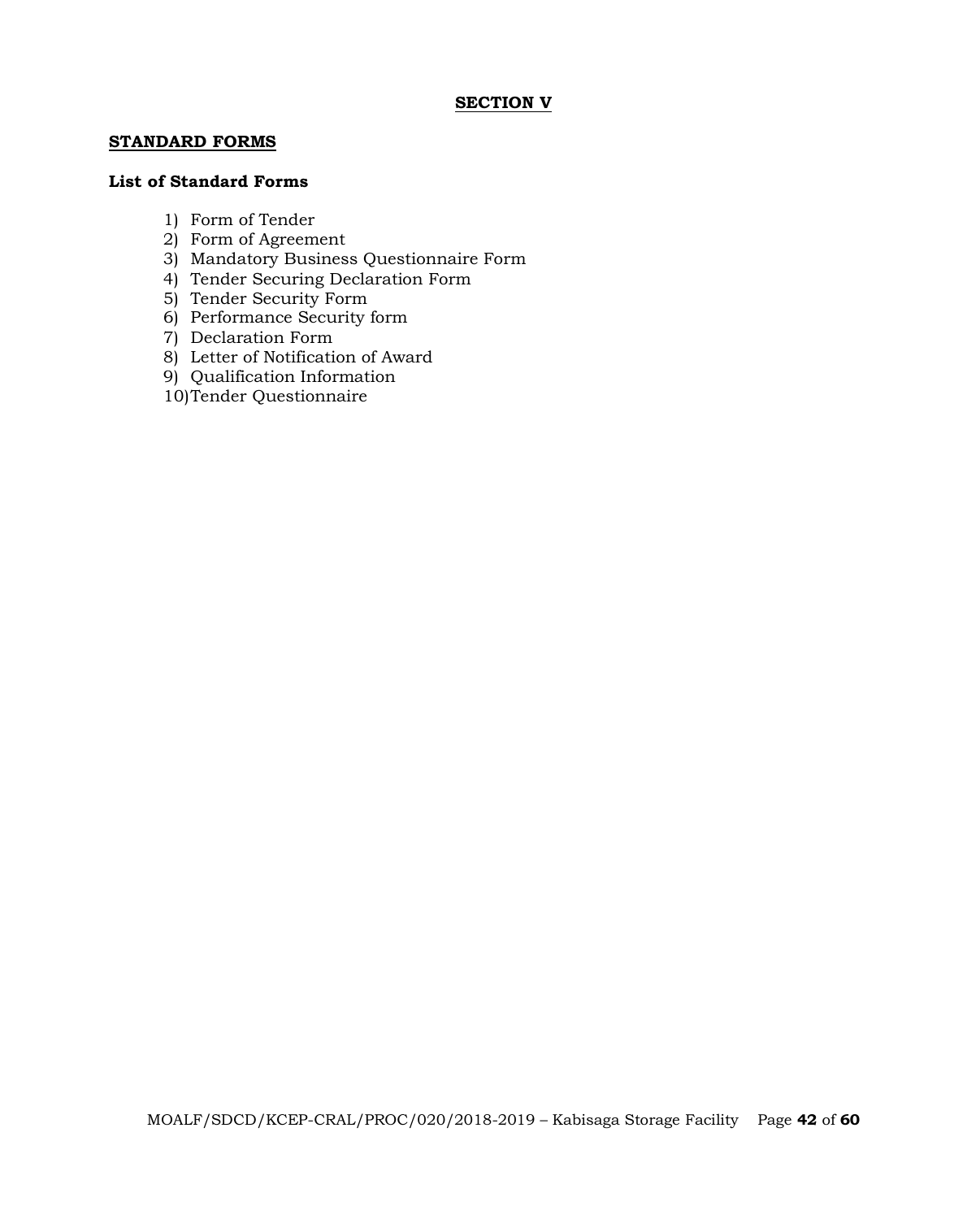## SECTION V

### STANDARD FORMS

**List of Standard Forms**

1) Form of Tender
2) Form of Agreement
3) Mandatory Business Questionnaire Form
4) Tender Securing Declaration Form
5) Tender Security Form
6) Performance Security form
7) Declaration Form
8) Letter of Notification of Award
9) Qualification Information
10) Tender Questionnaire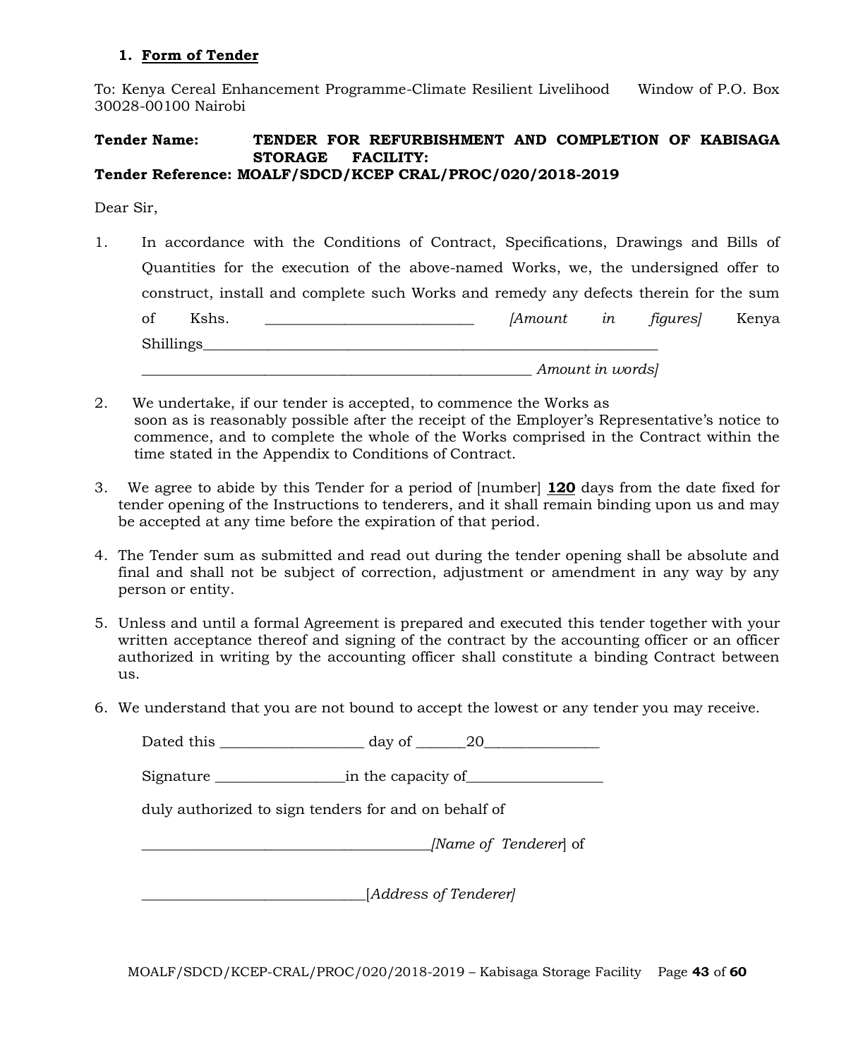### 1. **Form of Tender**

To: Kenya Cereal Enhancement Programme-Climate Resilient Livelihood Window of P.O. Box 30028-00100 Nairobi

**Tender Name: TENDER FOR REFURBISHMENT AND COMPLETION OF KABISAGA STORAGE FACILITY:**
**Tender Reference: MOALF/SDCD/KCEP CRAL/PROC/020/2018-2019**

Dear Sir,

1. In accordance with the Conditions of Contract, Specifications, Drawings and Bills of Quantities for the execution of the above-named Works, we, the undersigned offer to construct, install and complete such Works and remedy any defects therein for the sum of Kshs. ___________________________ *[Amount in figures]* Kenya Shillings_____________________________________________________________ ___________________________________________________ *Amount in words]*

2. We undertake, if our tender is accepted, to commence the Works as soon as is reasonably possible after the receipt of the Employer's Representative's notice to commence, and to complete the whole of the Works comprised in the Contract within the time stated in the Appendix to Conditions of Contract.

3. We agree to abide by this Tender for a period of [number] **120** days from the date fixed for tender opening of the Instructions to tenderers, and it shall remain binding upon us and may be accepted at any time before the expiration of that period.

4. The Tender sum as submitted and read out during the tender opening shall be absolute and final and shall not be subject of correction, adjustment or amendment in any way by any person or entity.

5. Unless and until a formal Agreement is prepared and executed this tender together with your written acceptance thereof and signing of the contract by the accounting officer or an officer authorized in writing by the accounting officer shall constitute a binding Contract between us.

6. We understand that you are not bound to accept the lowest or any tender you may receive.

Dated this ___________________ day of ______20______________

Signature ________________in the capacity of__________________

duly authorized to sign tenders for and on behalf of

_____________________________________*[Name of Tenderer*] of

_____________________________[*Address of Tenderer]*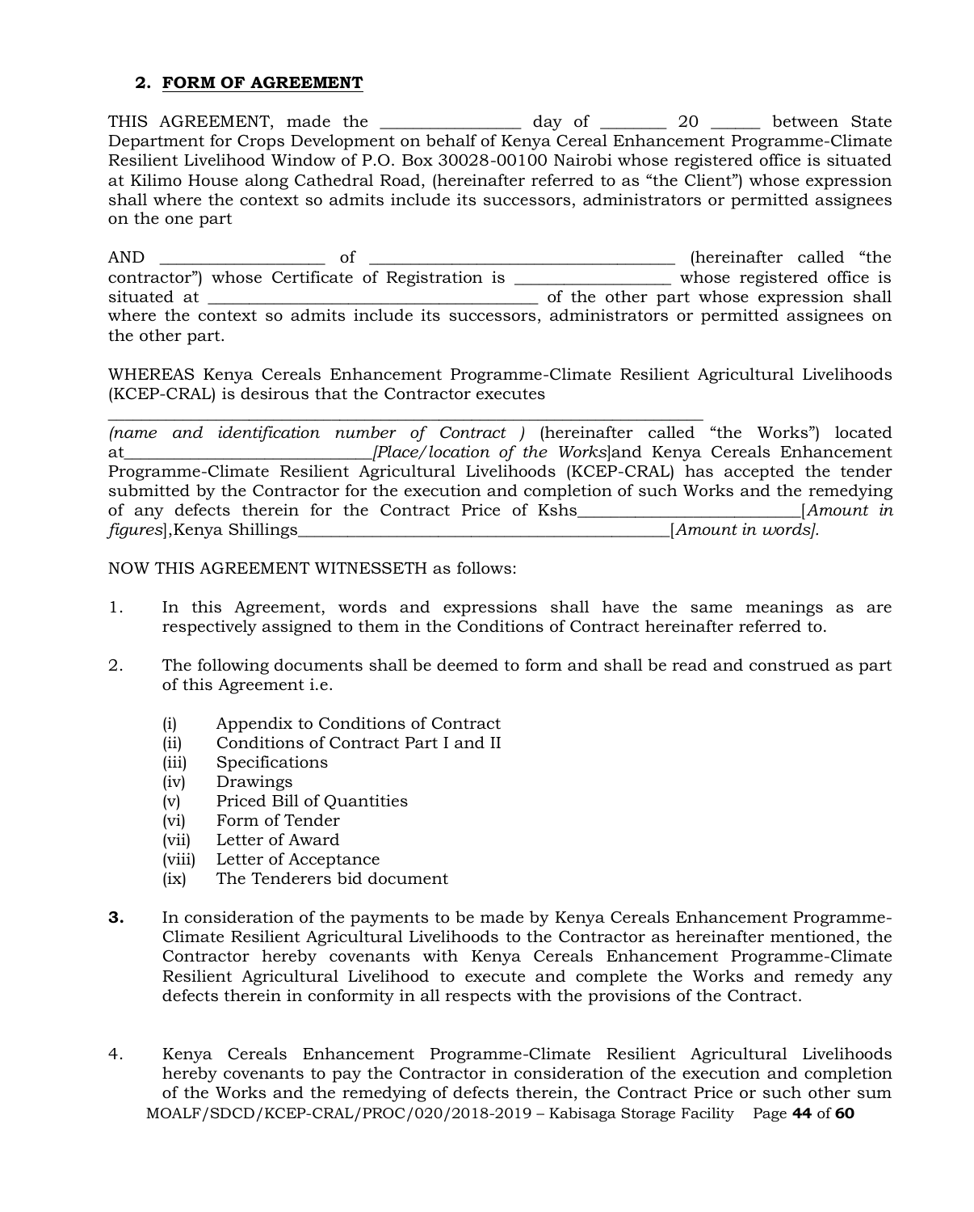## 2. **FORM OF AGREEMENT**

THIS AGREEMENT, made the ________________ day of _______ 20 _____ between State Department for Crops Development on behalf of Kenya Cereal Enhancement Programme-Climate Resilient Livelihood Window of P.O. Box 30028-00100 Nairobi whose registered office is situated at Kilimo House along Cathedral Road, (hereinafter referred to as "the Client") whose expression shall where the context so admits include its successors, administrators or permitted assignees on the one part

AND ___________________ of ___________________________________ (hereinafter called "the contractor") whose Certificate of Registration is __________________ whose registered office is situated at ______________________________________ of the other part whose expression shall where the context so admits include its successors, administrators or permitted assignees on the other part.

WHEREAS Kenya Cereals Enhancement Programme-Climate Resilient Agricultural Livelihoods (KCEP-CRAL) is desirous that the Contractor executes _______________________________________________________________________ *(name and identification number of Contract )* (hereinafter called "the Works") located at___________________________*[Place/location of the Works*]and Kenya Cereals Enhancement Programme-Climate Resilient Agricultural Livelihoods (KCEP-CRAL) has accepted the tender submitted by the Contractor for the execution and completion of such Works and the remedying of any defects therein for the Contract Price of Kshs_________________________[*Amount in figures*],Kenya Shillings__________________________________________[*Amount in words].*

NOW THIS AGREEMENT WITNESSETH as follows:

1. In this Agreement, words and expressions shall have the same meanings as are respectively assigned to them in the Conditions of Contract hereinafter referred to.

2. The following documents shall be deemed to form and shall be read and construed as part of this Agreement i.e.

   (i) Appendix to Conditions of Contract
   (ii) Conditions of Contract Part I and II
   (iii) Specifications
   (iv) Drawings
   (v) Priced Bill of Quantities
   (vi) Form of Tender
   (vii) Letter of Award
   (viii) Letter of Acceptance
   (ix) The Tenderers bid document

**3.** In consideration of the payments to be made by Kenya Cereals Enhancement Programme-Climate Resilient Agricultural Livelihoods to the Contractor as hereinafter mentioned, the Contractor hereby covenants with Kenya Cereals Enhancement Programme-Climate Resilient Agricultural Livelihood to execute and complete the Works and remedy any defects therein in conformity in all respects with the provisions of the Contract.

4. Kenya Cereals Enhancement Programme-Climate Resilient Agricultural Livelihoods hereby covenants to pay the Contractor in consideration of the execution and completion of the Works and the remedying of defects therein, the Contract Price or such other sum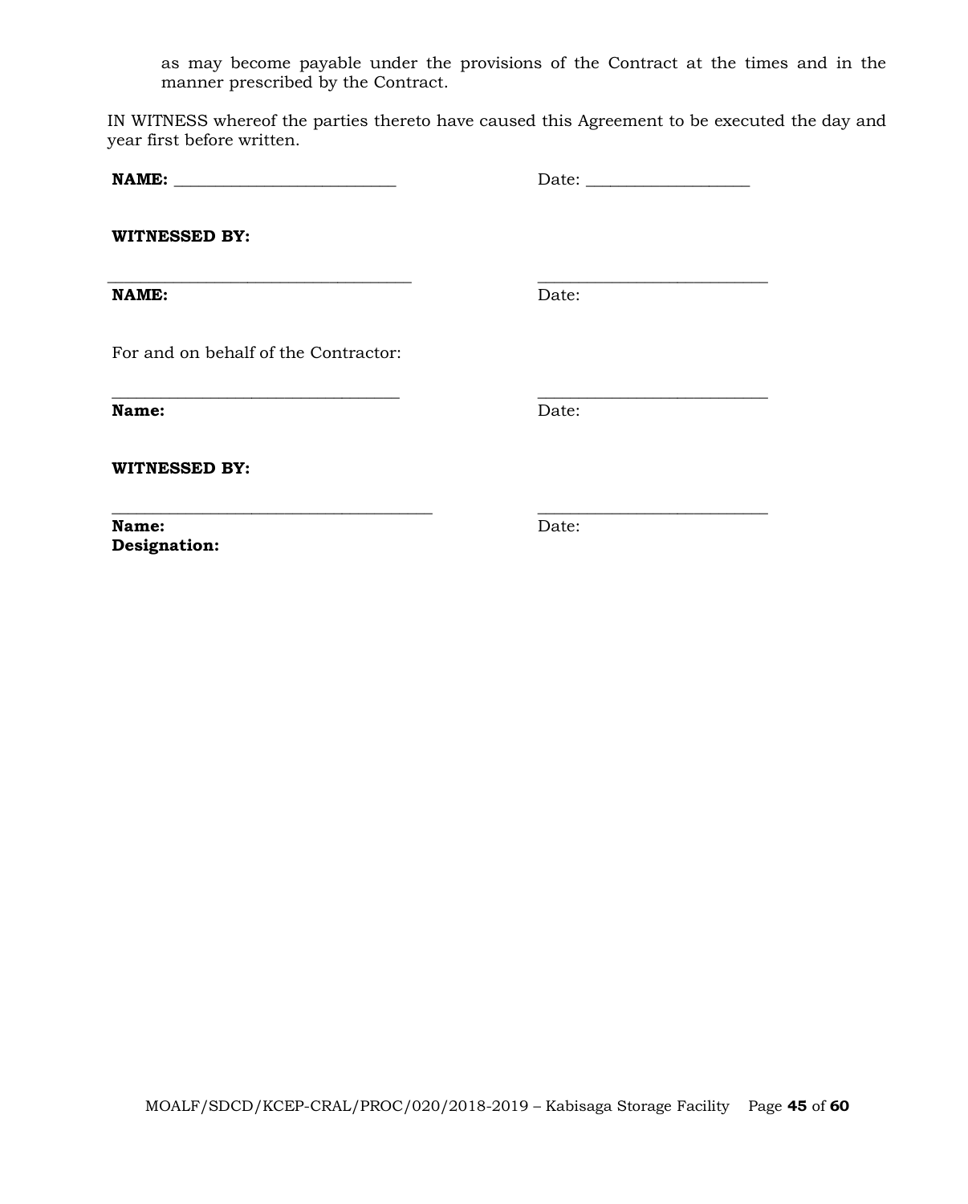as may become payable under the provisions of the Contract at the times and in the manner prescribed by the Contract.

IN WITNESS whereof the parties thereto have caused this Agreement to be executed the day and year first before written.

**NAME:** ___________________________ Date: ____________________

**WITNESSED BY:**

_____________________________________ ____________________________

**NAME:** Date:

For and on behalf of the Contractor:

___________________________________ ____________________________

**Name:** Date:

**WITNESSED BY:**

_______________________________________ ____________________________

**Name:** Date:
**Designation:**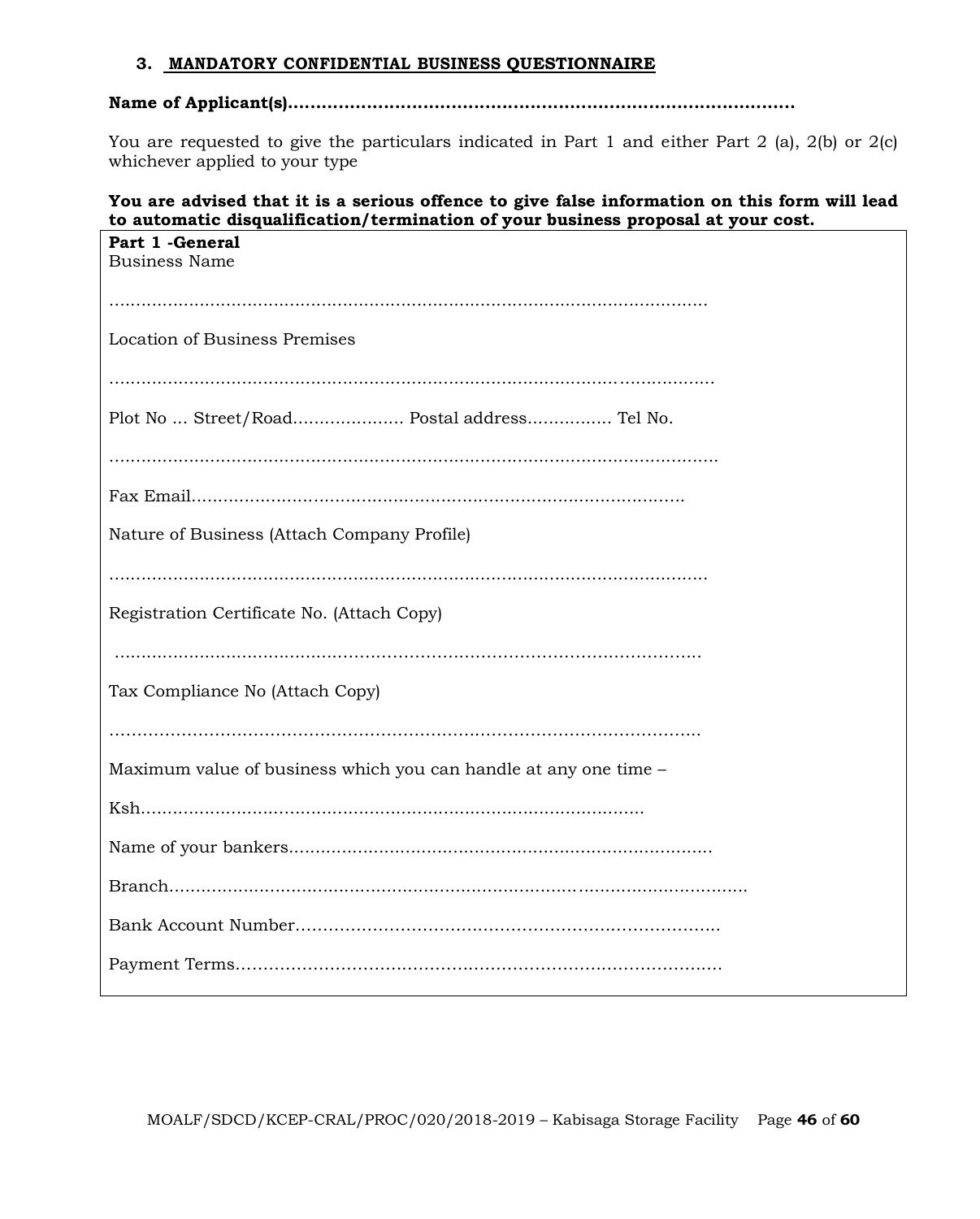### 3. MANDATORY CONFIDENTIAL BUSINESS QUESTIONNAIRE

**Name of Applicant(s)……………………………………………………………………………….**

You are requested to give the particulars indicated in Part 1 and either Part 2 (a), 2(b) or 2(c) whichever applied to your type

**You are advised that it is a serious offence to give false information on this form will lead to automatic disqualification/termination of your business proposal at your cost.**

**Part 1 -General**

Business Name

……………………………………………………………………………………………………

Location of Business Premises

……………………………………………………………………………………………………

Plot No … Street/Road………………… Postal address……………. Tel No.

……………………………………………………………………………………………………

Fax Email……………………………………………………………………………………

Nature of Business (Attach Company Profile)

……………………………………………………………………………………………………

Registration Certificate No. (Attach Copy)

……………………………………………………………………………………………………

Tax Compliance No (Attach Copy)

……………………………………………………………………………………………………

Maximum value of business which you can handle at any one time –

Ksh……………………………………………………………………………………

Name of your bankers……………………………………………………………………

Branch………………………………………………………………………………………………

Bank Account Number…………………………………………………………………

Payment Terms……………………………………………………………………………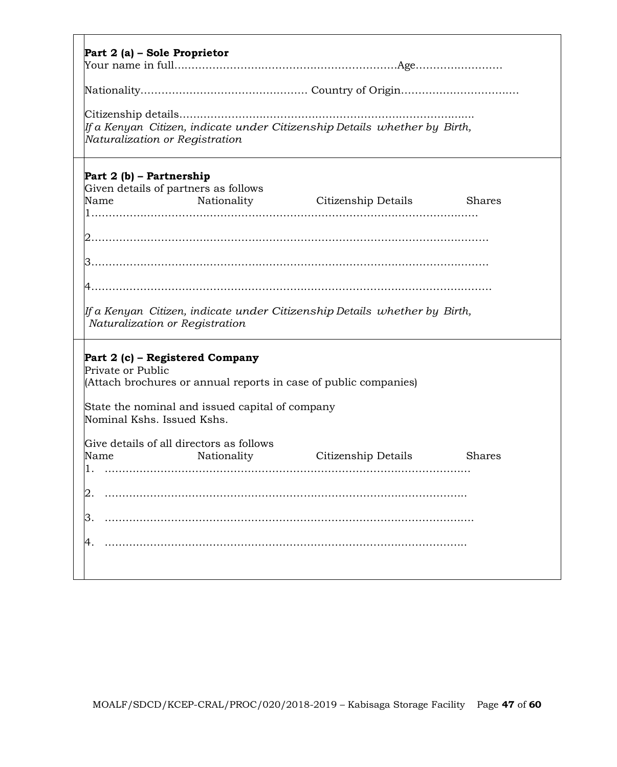**Part 2 (a) – Sole Proprietor**

Your name in full………………………………………………………Age……………………

Nationality………………………………………… Country of Origin……………………………

Citizenship details…………………………………………………………………………

*If a Kenyan Citizen, indicate under Citizenship Details whether by Birth, Naturalization or Registration*

**Part 2 (b) – Partnership**

Given details of partners as follows

| Name | Nationality | Citizenship Details | Shares |
|---|---|---|---|
| 1…… | | | |
| 2…… | | | |
| 3…… | | | |
| 4…… | | | |

*If a Kenyan Citizen, indicate under Citizenship Details whether by Birth, Naturalization or Registration*

**Part 2 (c) – Registered Company**

Private or Public

(Attach brochures or annual reports in case of public companies)

State the nominal and issued capital of company

Nominal Kshs. Issued Kshs.

Give details of all directors as follows

| Name | Nationality | Citizenship Details | Shares |
|---|---|---|---|
| 1. …… | | | |
| 2. …… | | | |
| 3. …… | | | |
| 4. …… | | | |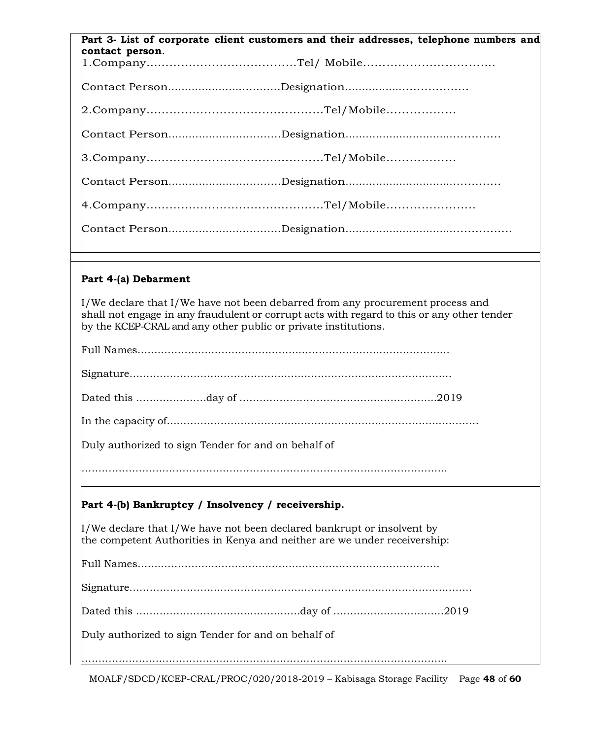**Part 3- List of corporate client customers and their addresses, telephone numbers and contact person**.

1.Company…………………………………Tel/ Mobile…………………………….

Contact Person................................Designation.................………………

2.Company………………………………………Tel/Mobile………………

Contact Person................................Designation............................…………

3.Company………………………………………Tel/Mobile………………

Contact Person................................Designation............................…………

4.Company………………………………………Tel/Mobile…………………..

Contact Person................................Designation..............................……………

**Part 4-(a) Debarment**

I/We declare that I/We have not been debarred from any procurement process and shall not engage in any fraudulent or corrupt acts with regard to this or any other tender by the KCEP-CRAL and any other public or private institutions.

Full Names……………………………………………………………………………….

Signature………………………………………………………………………………….

Dated this …………………day of ……………………………………………….2019

In the capacity of………………………………………………………………………………

Duly authorized to sign Tender for and on behalf of

…………………………………………………………………………………………………

**Part 4-(b) Bankruptcy / Insolvency / receivership.**

I/We declare that I/We have not been declared bankrupt or insolvent by the competent Authorities in Kenya and neither are we under receivership:

Full Names…………………………………………………………………………….

Signature……………………………………………………………………………………….

Dated this …………………………………………day of ……………………………2019

Duly authorized to sign Tender for and on behalf of

…………………………………………………………………………………………………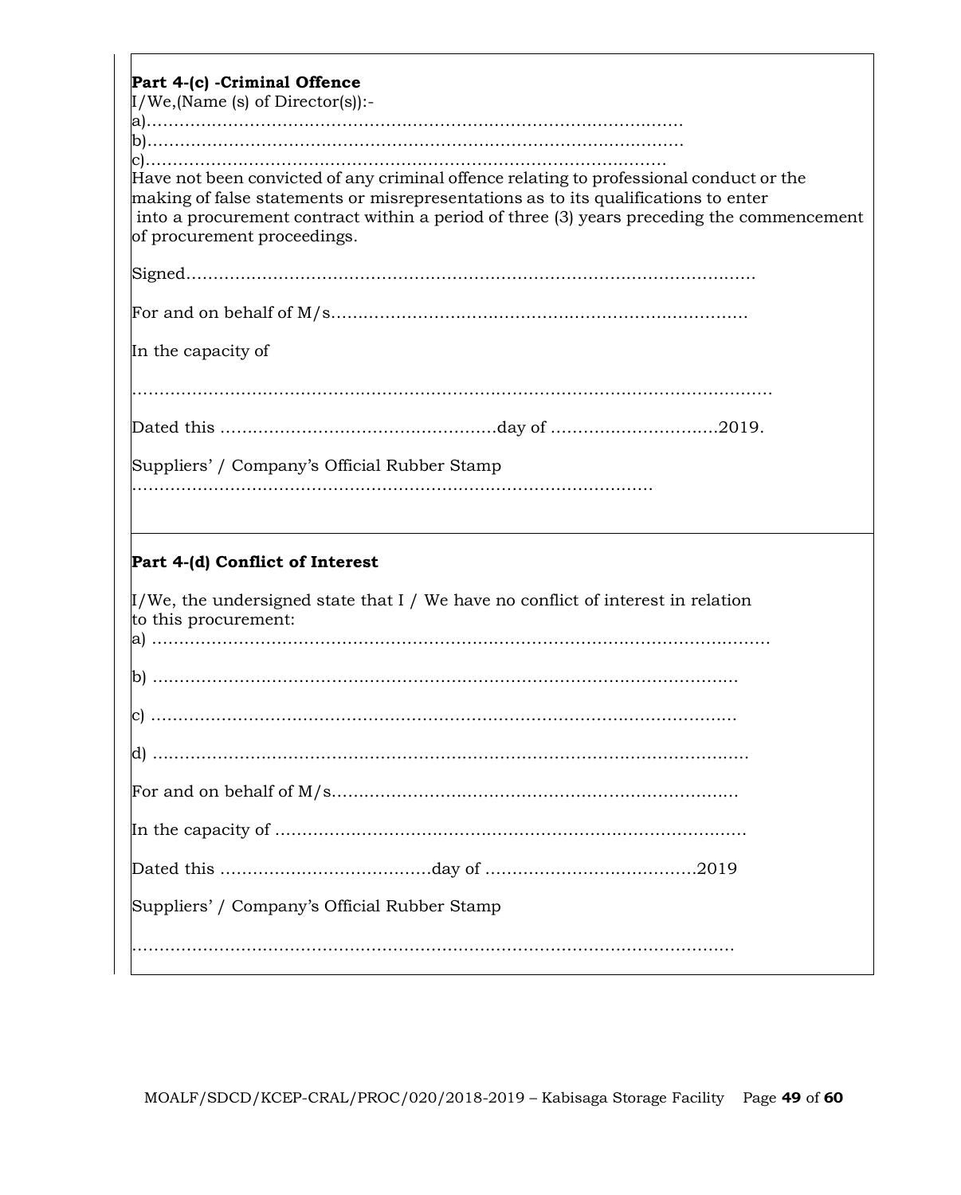**Part 4-(c) -Criminal Offence**

I/We,(Name (s) of Director(s)):-

a)…………………………………………………………………………………………

b)…………………………………………………………………………………………

c)…………………………………………………………………………………………

Have not been convicted of any criminal offence relating to professional conduct or the making of false statements or misrepresentations as to its qualifications to enter into a procurement contract within a period of three (3) years preceding the commencement of procurement proceedings.

Signed……………………………………………………………………………………………

For and on behalf of M/s………………………………………………………………….

In the capacity of

……………………………………………………………………………………………………

Dated this ……………………………………………day of ………………………….2019.

Suppliers' / Company's Official Rubber Stamp

………………………………………………………………………………………

**Part 4-(d) Conflict of Interest**

I/We, the undersigned state that I / We have no conflict of interest in relation to this procurement:

a) ……………………………………………………………………………………………………

b) …………………………………………………………………………………………………

c) …………………………………………………………………………………………………

d) …………………………………………………………………………………………………

For and on behalf of M/s…………………………………………………………………

In the capacity of ………………………………………………………………………………

Dated this …………………………………day of ………………………………….2019

Suppliers' / Company's Official Rubber Stamp

……………………………………………………………………………………………………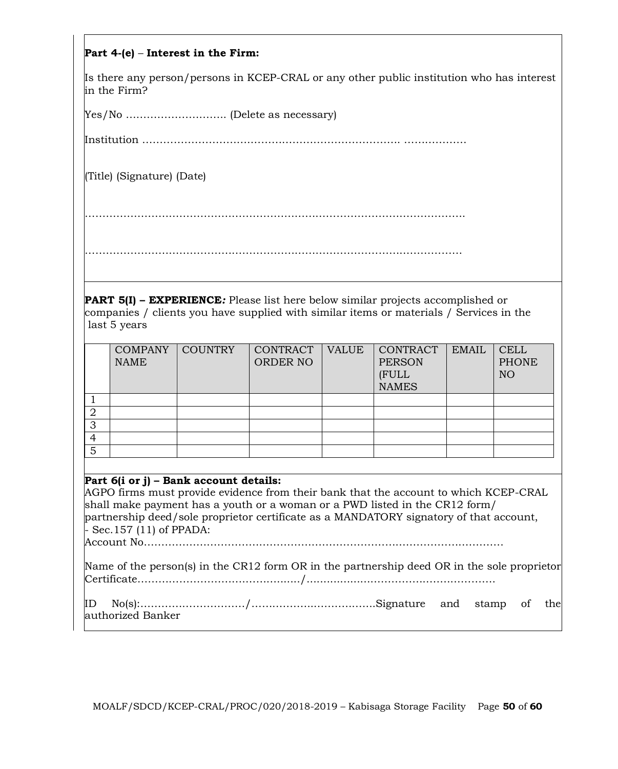**Part 4-(e)** – **Interest in the Firm:**

Is there any person/persons in KCEP-CRAL or any other public institution who has interest in the Firm?

Yes/No ………………………. (Delete as necessary)

Institution ……………………………………………………………. ………………

(Title) (Signature) (Date)

……………………………………………………………………………………………

……………………………………………………………………………………………

**PART 5(I) – EXPERIENCE***:* Please list here below similar projects accomplished or companies / clients you have supplied with similar items or materials / Services in the last 5 years

| | COMPANY NAME | COUNTRY | CONTRACT ORDER NO | VALUE | CONTRACT PERSON (FULL NAMES | EMAIL | CELL PHONE NO |
|---|---|---|---|---|---|---|---|
| 1 | | | | | | | |
| 2 | | | | | | | |
| 3 | | | | | | | |
| 4 | | | | | | | |
| 5 | | | | | | | |

**Part 6(i or j) – Bank account details:**

AGPO firms must provide evidence from their bank that the account to which KCEP-CRAL shall make payment has a youth or a woman or a PWD listed in the CR12 form/ partnership deed/sole proprietor certificate as a MANDATORY signatory of that account, - Sec.157 (11) of PPADA:

Account No……………………………………………………………………………………

Name of the person(s) in the CR12 form OR in the partnership deed OR in the sole proprietor Certificate………………………………………/………………………………………………

ID No(s):…………………………/………………………………Signature and stamp of the authorized Banker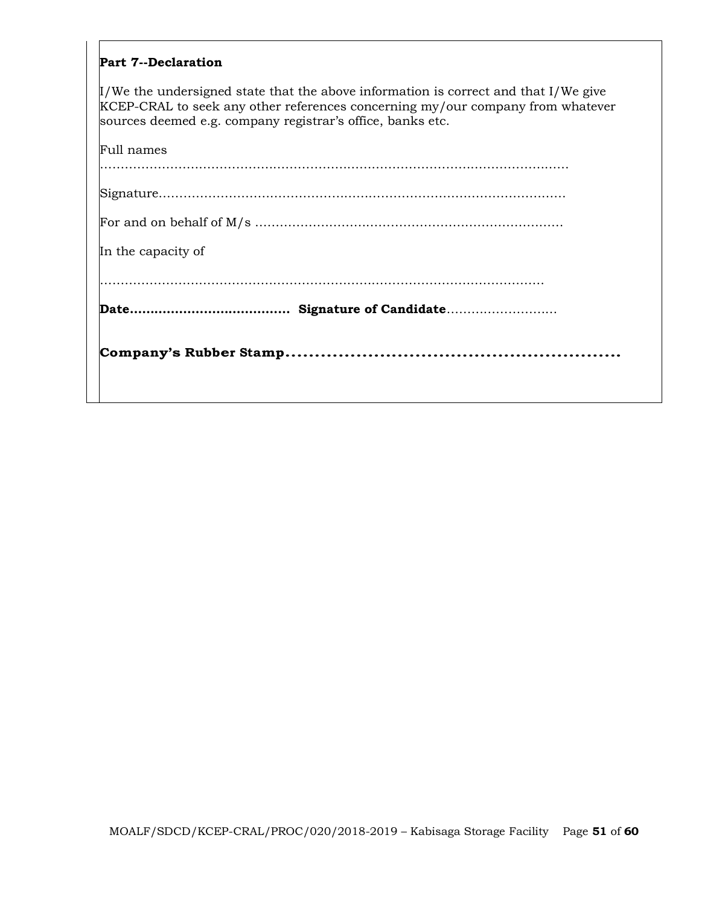**Part 7--Declaration**

I/We the undersigned state that the above information is correct and that I/We give KCEP-CRAL to seek any other references concerning my/our company from whatever sources deemed e.g. company registrar's office, banks etc.

Full names ……………………………………………………………………………………………………

Signature………………………………………………………………………………………

For and on behalf of M/s …………………………………………………………………

In the capacity of

………………………………………………………………………………………………

**Date…………………………………** **Signature of Candidate**………………………

**Company's Rubber Stamp……………………………………………………**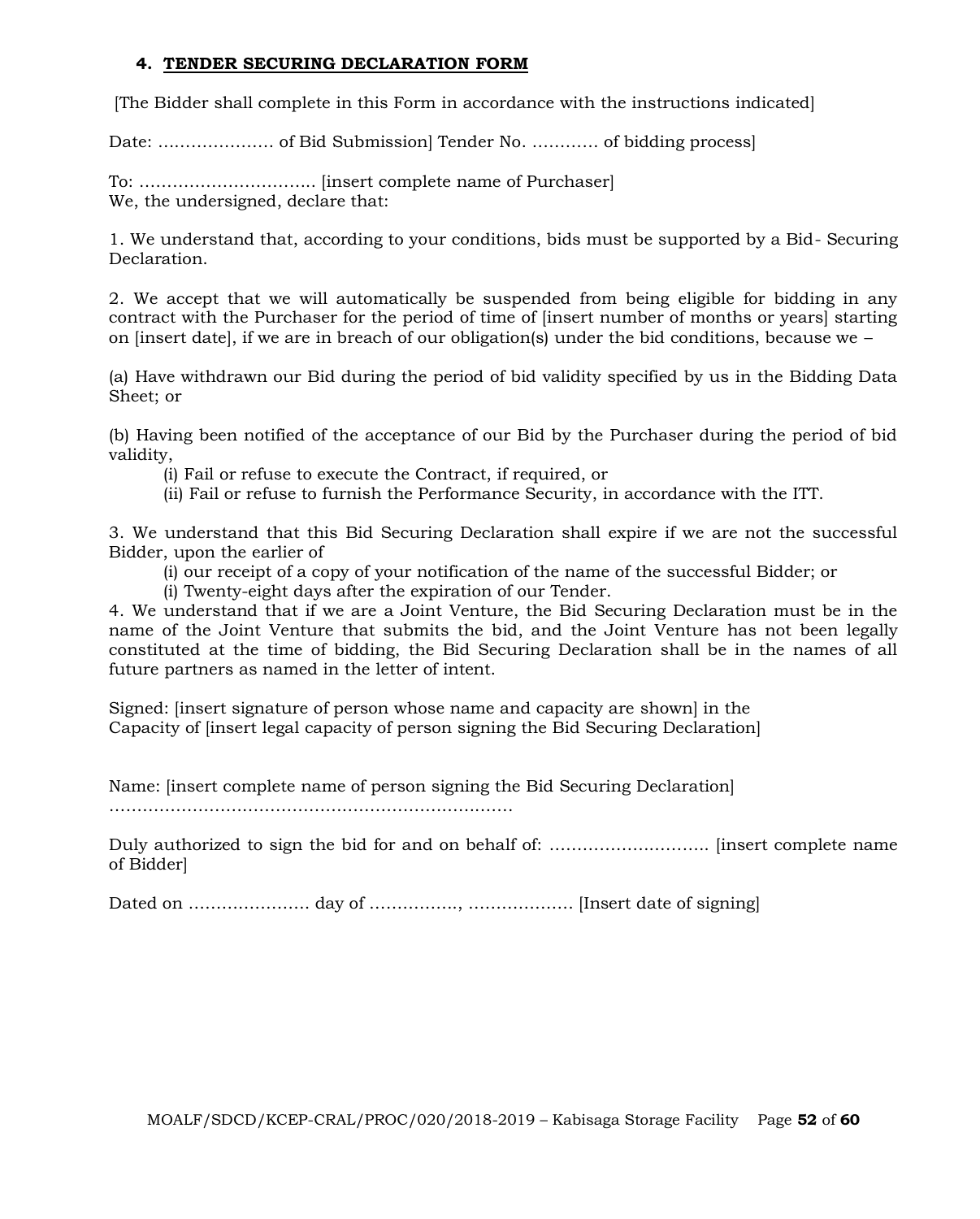#### 4. TENDER SECURING DECLARATION FORM

[The Bidder shall complete in this Form in accordance with the instructions indicated]

Date: ………………… of Bid Submission] Tender No. ………… of bidding process]

To: ………………………….. [insert complete name of Purchaser]
We, the undersigned, declare that:

1. We understand that, according to your conditions, bids must be supported by a Bid- Securing Declaration.

2. We accept that we will automatically be suspended from being eligible for bidding in any contract with the Purchaser for the period of time of [insert number of months or years] starting on [insert date], if we are in breach of our obligation(s) under the bid conditions, because we –

(a) Have withdrawn our Bid during the period of bid validity specified by us in the Bidding Data Sheet; or

(b) Having been notified of the acceptance of our Bid by the Purchaser during the period of bid validity,

(i) Fail or refuse to execute the Contract, if required, or

(ii) Fail or refuse to furnish the Performance Security, in accordance with the ITT.

3. We understand that this Bid Securing Declaration shall expire if we are not the successful Bidder, upon the earlier of

(i) our receipt of a copy of your notification of the name of the successful Bidder; or

(i) Twenty-eight days after the expiration of our Tender.

4. We understand that if we are a Joint Venture, the Bid Securing Declaration must be in the name of the Joint Venture that submits the bid, and the Joint Venture has not been legally constituted at the time of bidding, the Bid Securing Declaration shall be in the names of all future partners as named in the letter of intent.

Signed: [insert signature of person whose name and capacity are shown] in the
Capacity of [insert legal capacity of person signing the Bid Securing Declaration]

Name: [insert complete name of person signing the Bid Securing Declaration]
………………………………………………………………

Duly authorized to sign the bid for and on behalf of: ……………………….. [insert complete name of Bidder]

Dated on …………………. day of ……………., ………………. [Insert date of signing]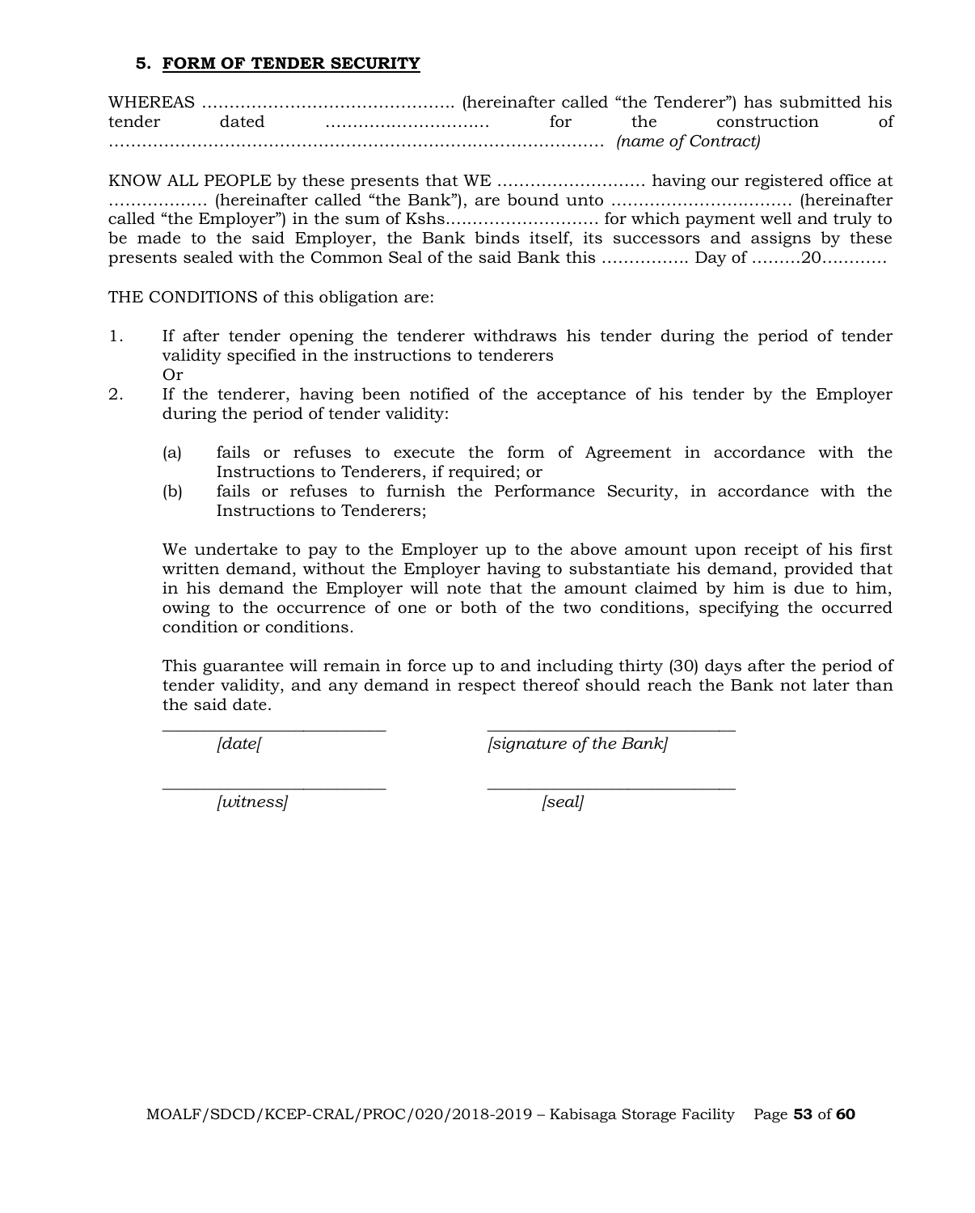### 5. **FORM OF TENDER SECURITY**

WHEREAS ………………………………………. (hereinafter called "the Tenderer") has submitted his tender dated ………………………… for the construction of ……………………………………………………………………………… *(name of Contract)*

KNOW ALL PEOPLE by these presents that WE ……………………… having our registered office at …………….. (hereinafter called "the Bank"), are bound unto …………………………… (hereinafter called "the Employer") in the sum of Kshs.……………………… for which payment well and truly to be made to the said Employer, the Bank binds itself, its successors and assigns by these presents sealed with the Common Seal of the said Bank this ……………. Day of ………20…………

THE CONDITIONS of this obligation are:

1. If after tender opening the tenderer withdraws his tender during the period of tender validity specified in the instructions to tenderers
   Or
2. If the tenderer, having been notified of the acceptance of his tender by the Employer during the period of tender validity:

   (a) fails or refuses to execute the form of Agreement in accordance with the Instructions to Tenderers, if required; or
   (b) fails or refuses to furnish the Performance Security, in accordance with the Instructions to Tenderers;

   We undertake to pay to the Employer up to the above amount upon receipt of his first written demand, without the Employer having to substantiate his demand, provided that in his demand the Employer will note that the amount claimed by him is due to him, owing to the occurrence of one or both of the two conditions, specifying the occurred condition or conditions.

   This guarantee will remain in force up to and including thirty (30) days after the period of tender validity, and any demand in respect thereof should reach the Bank not later than the said date.

___________________________ ___________________________

*[date[* *[signature of the Bank]*

___________________________ ___________________________

*[witness]* *[seal]*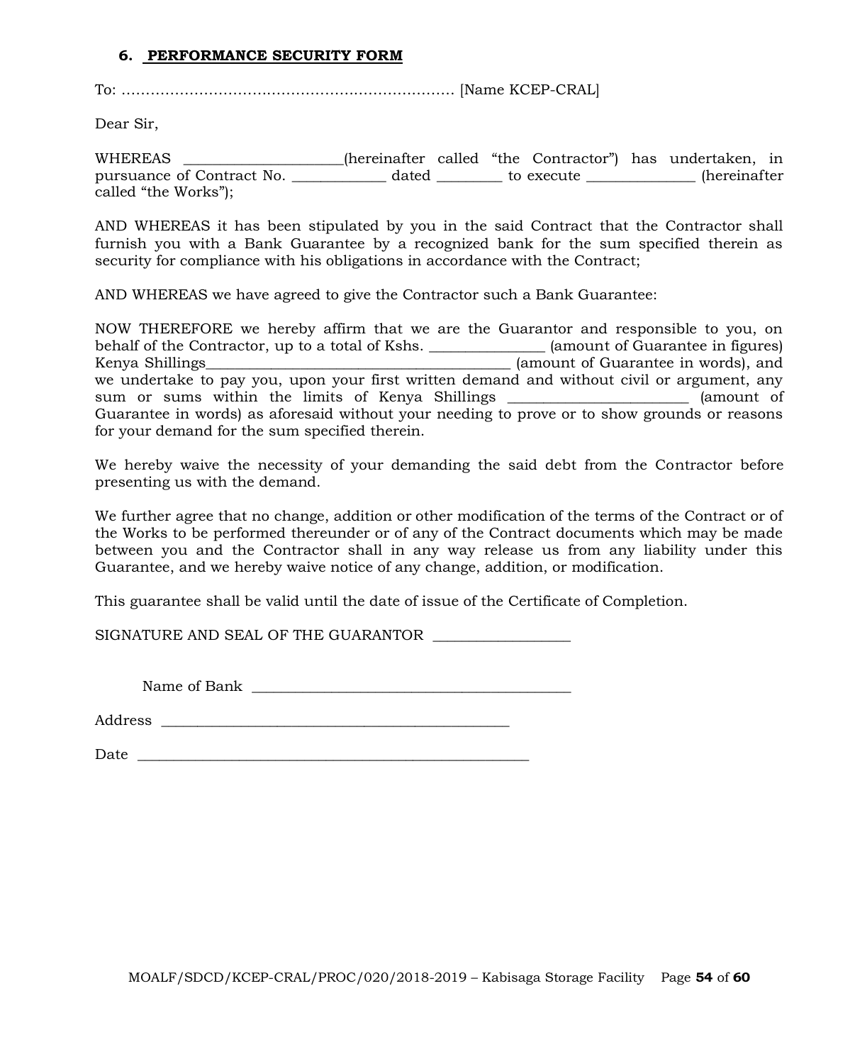### 6. PERFORMANCE SECURITY FORM

To: …………………………………………………………… [Name KCEP-CRAL]

Dear Sir,

WHEREAS _____________________(hereinafter called "the Contractor") has undertaken, in pursuance of Contract No. _____________ dated _________ to execute _______________ (hereinafter called "the Works");

AND WHEREAS it has been stipulated by you in the said Contract that the Contractor shall furnish you with a Bank Guarantee by a recognized bank for the sum specified therein as security for compliance with his obligations in accordance with the Contract;

AND WHEREAS we have agreed to give the Contractor such a Bank Guarantee:

NOW THEREFORE we hereby affirm that we are the Guarantor and responsible to you, on behalf of the Contractor, up to a total of Kshs. _______________ (amount of Guarantee in figures) Kenya Shillings_________________________________________ (amount of Guarantee in words), and we undertake to pay you, upon your first written demand and without civil or argument, any sum or sums within the limits of Kenya Shillings ________________________ (amount of Guarantee in words) as aforesaid without your needing to prove or to show grounds or reasons for your demand for the sum specified therein.

We hereby waive the necessity of your demanding the said debt from the Contractor before presenting us with the demand.

We further agree that no change, addition or other modification of the terms of the Contract or of the Works to be performed thereunder or of any of the Contract documents which may be made between you and the Contractor shall in any way release us from any liability under this Guarantee, and we hereby waive notice of any change, addition, or modification.

This guarantee shall be valid until the date of issue of the Certificate of Completion.

SIGNATURE AND SEAL OF THE GUARANTOR __________________

Name of Bank ___________________________________________

Address ________________________________________________

Date ____________________________________________________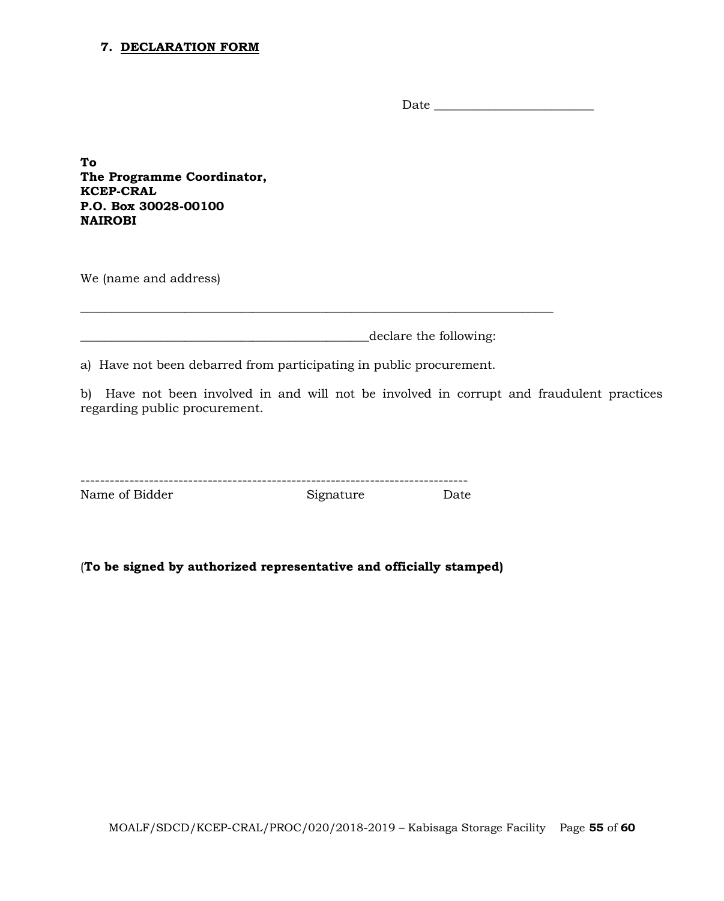## 7. <u>DECLARATION FORM</u>

Date ___________________________

**To**
**The Programme Coordinator,**
**KCEP-CRAL**
**P.O. Box 30028-00100**
**NAIROBI**

We (name and address)

________________________________________________________________________________

________________________________________________declare the following:

a) Have not been debarred from participating in public procurement.

b) Have not been involved in and will not be involved in corrupt and fraudulent practices regarding public procurement.

--------------------------------------------------------------------------------

Name of Bidder                    Signature                    Date

(**To be signed by authorized representative and officially stamped)**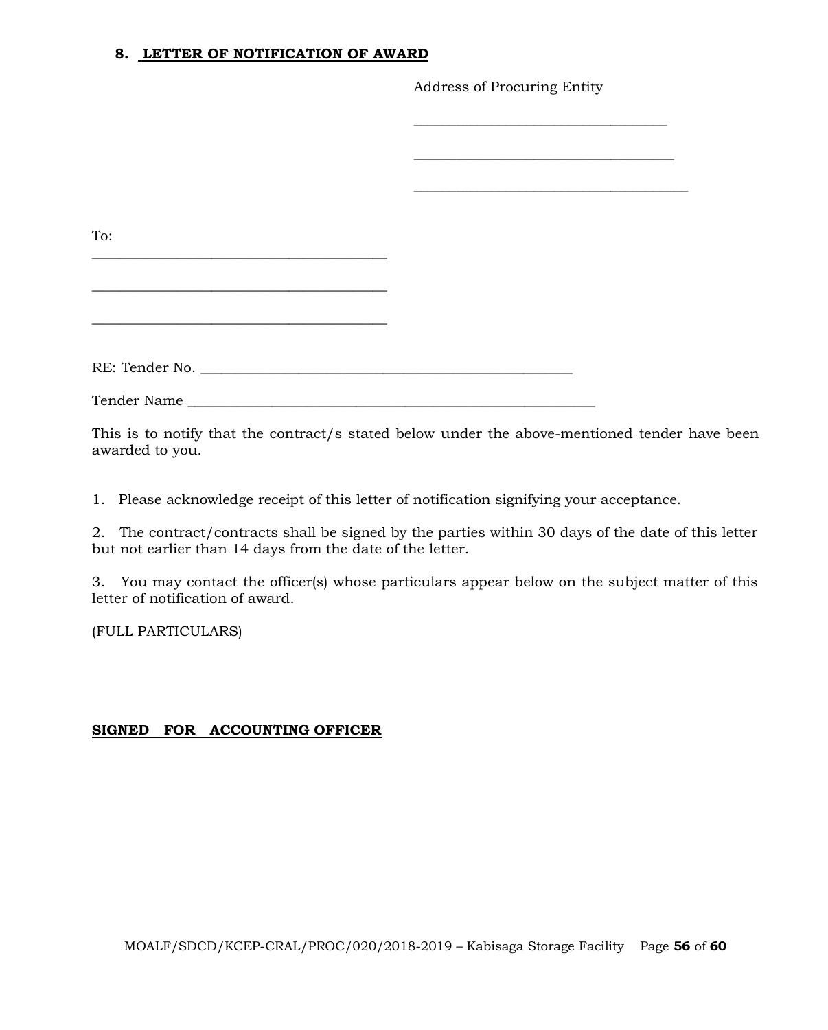## 8. LETTER OF NOTIFICATION OF AWARD

Address of Procuring Entity

___________________________________

___________________________________

_____________________________________

To:
________________________________________

________________________________________

________________________________________

RE: Tender No. ___________________________________________________

Tender Name ________________________________________________________

This is to notify that the contract/s stated below under the above-mentioned tender have been awarded to you.

1. Please acknowledge receipt of this letter of notification signifying your acceptance.

2. The contract/contracts shall be signed by the parties within 30 days of the date of this letter but not earlier than 14 days from the date of the letter.

3. You may contact the officer(s) whose particulars appear below on the subject matter of this letter of notification of award.

(FULL PARTICULARS)

**SIGNED FOR ACCOUNTING OFFICER**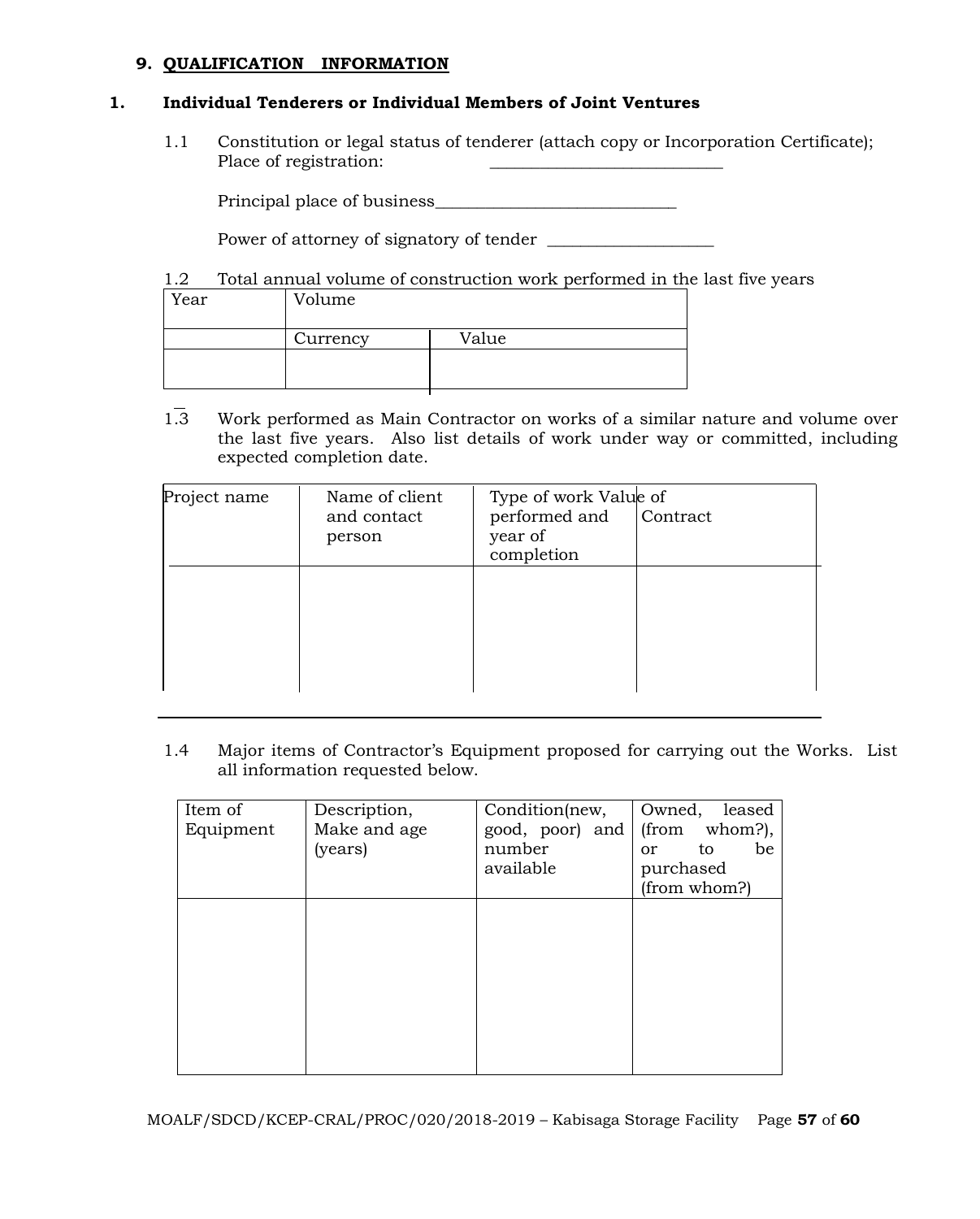## 9. QUALIFICATION INFORMATION

### 1. Individual Tenderers or Individual Members of Joint Ventures

1.1 Constitution or legal status of tenderer (attach copy or Incorporation Certificate); Place of registration: ___________________________

Principal place of business____________________________

Power of attorney of signatory of tender ___________________

1.2 Total annual volume of construction work performed in the last five years

| Year | Volume | |
|---|---|---|
| | Currency | Value |
| | | |

1.3 Work performed as Main Contractor on works of a similar nature and volume over the last five years. Also list details of work under way or committed, including expected completion date.

| Project name | Name of client and contact person | Type of work performed and year of completion | Value of Contract |
|---|---|---|---|
| | | | |

1.4 Major items of Contractor's Equipment proposed for carrying out the Works. List all information requested below.

| Item of Equipment | Description, Make and age (years) | Condition(new, good, poor) and number available | Owned, leased (from whom?), or to be purchased (from whom?) |
|---|---|---|---|
| | | | |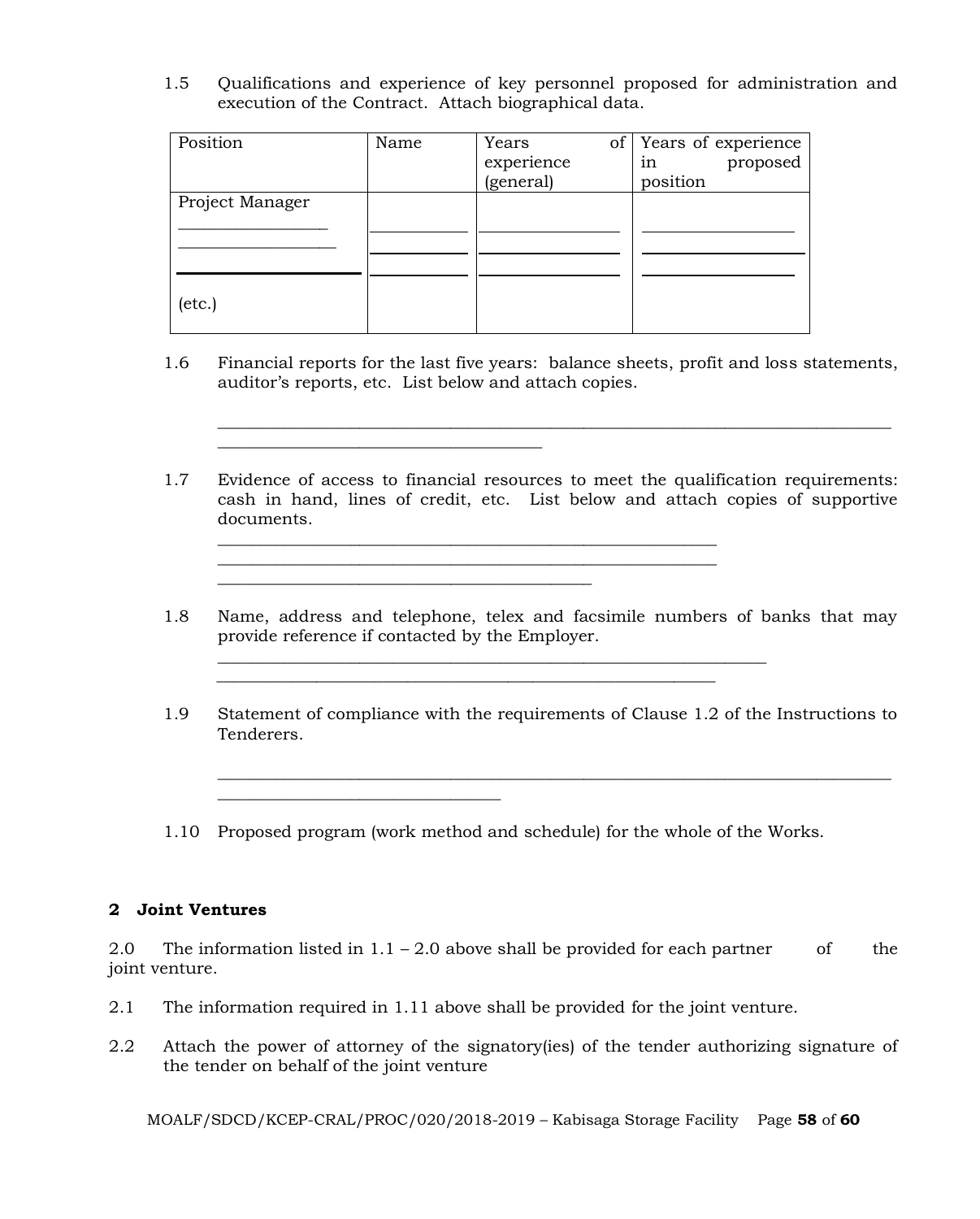1.5 Qualifications and experience of key personnel proposed for administration and execution of the Contract. Attach biographical data.

| Position | Name | Years of experience (general) | Years of experience in proposed position |
| --- | --- | --- | --- |
| Project Manager | | | |
| ________________ | ___________ | ________________ | _________________ |
| _________________ | ___________ | ________________ | _________________ |
| ____________________ | ___________ | ________________ | _________________ |
| (etc.) | | | |

1.6 Financial reports for the last five years: balance sheets, profit and loss statements, auditor's reports, etc. List below and attach copies.

_______________________________________________________________________________
______________________________________

1.7 Evidence of access to financial resources to meet the qualification requirements: cash in hand, lines of credit, etc. List below and attach copies of supportive documents.

__________________________________________________________
__________________________________________________________
___________________________________________

1.8 Name, address and telephone, telex and facsimile numbers of banks that may provide reference if contacted by the Employer.

________________________________________________________________
__________________________________________________________

1.9 Statement of compliance with the requirements of Clause 1.2 of the Instructions to Tenderers.

_______________________________________________________________________________
_________________________________

1.10 Proposed program (work method and schedule) for the whole of the Works.

## 2 Joint Ventures

2.0 The information listed in 1.1 – 2.0 above shall be provided for each partner of the joint venture.

2.1 The information required in 1.11 above shall be provided for the joint venture.

2.2 Attach the power of attorney of the signatory(ies) of the tender authorizing signature of the tender on behalf of the joint venture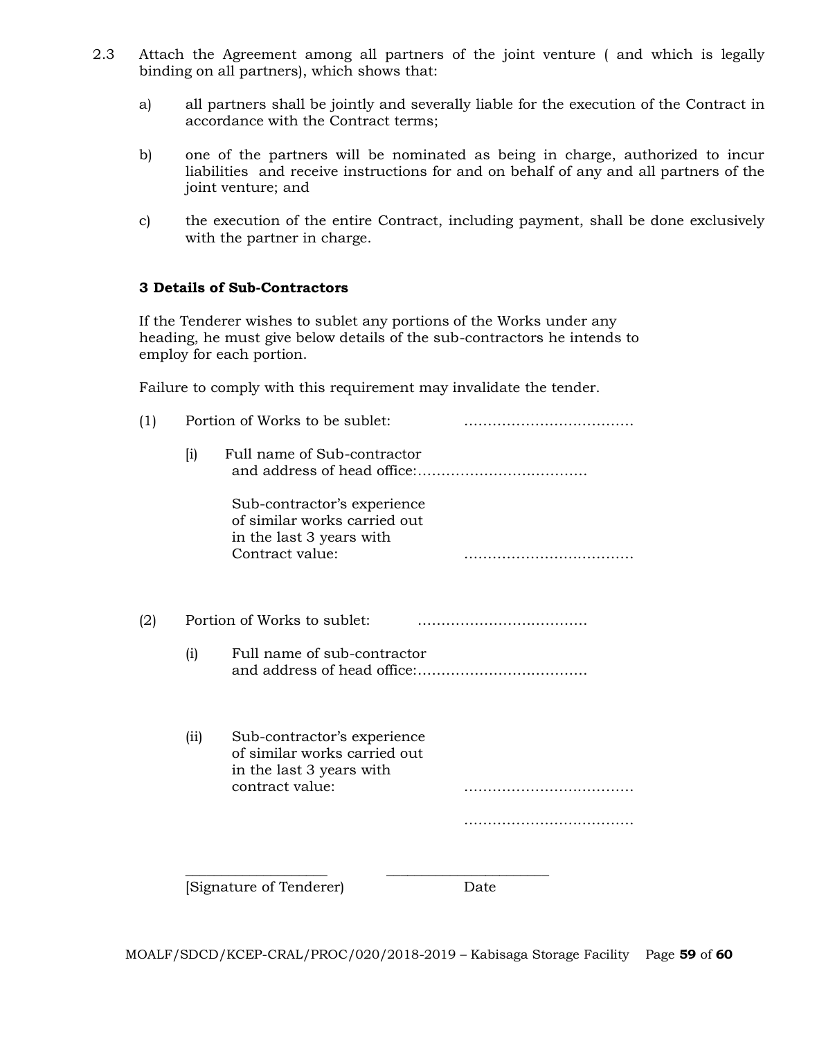2.3 Attach the Agreement among all partners of the joint venture ( and which is legally binding on all partners), which shows that:

a) all partners shall be jointly and severally liable for the execution of the Contract in accordance with the Contract terms;

b) one of the partners will be nominated as being in charge, authorized to incur liabilities and receive instructions for and on behalf of any and all partners of the joint venture; and

c) the execution of the entire Contract, including payment, shall be done exclusively with the partner in charge.

**3 Details of Sub-Contractors**

If the Tenderer wishes to sublet any portions of the Works under any heading, he must give below details of the sub-contractors he intends to employ for each portion.

Failure to comply with this requirement may invalidate the tender.

(1) Portion of Works to be sublet: ………………………………

[i] Full name of Sub-contractor and address of head office:………………………………

Sub-contractor's experience of similar works carried out in the last 3 years with Contract value: ………………………………

(2) Portion of Works to sublet: ………………………………

(i) Full name of sub-contractor and address of head office:………………………………

(ii) Sub-contractor's experience of similar works carried out in the last 3 years with contract value: ………………………………

………………………………

___________________ ______________________

[Signature of Tenderer) Date

MOALF/SDCD/KCEP-CRAL/PROC/020/2018-2019 – Kabisaga Storage Facility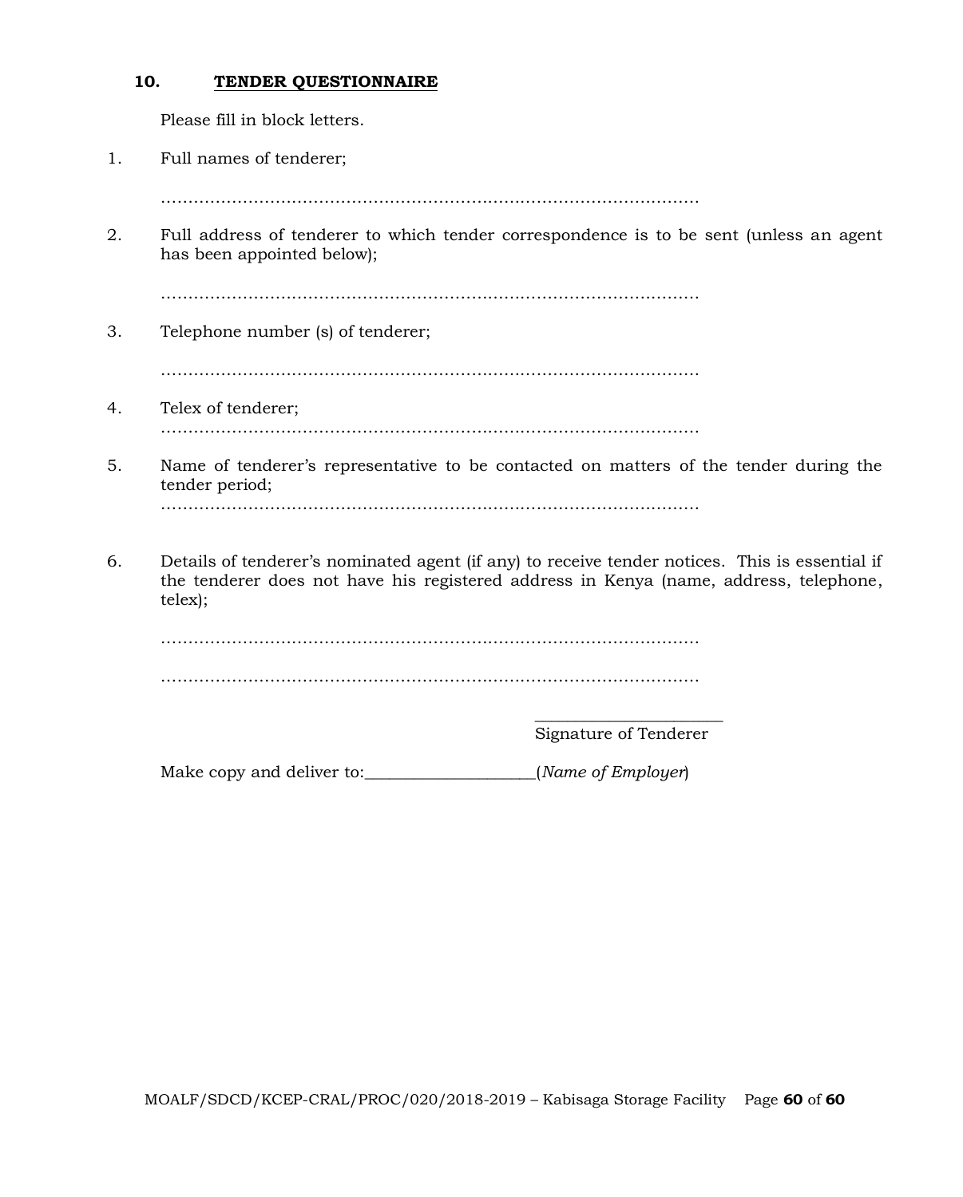## 10. TENDER QUESTIONNAIRE

Please fill in block letters.

1. Full names of tenderer;

   …………………………………………………………………………………………

2. Full address of tenderer to which tender correspondence is to be sent (unless an agent has been appointed below);

   …………………………………………………………………………………………

3. Telephone number (s) of tenderer;

   …………………………………………………………………………………………

4. Telex of tenderer;

   …………………………………………………………………………………………

5. Name of tenderer's representative to be contacted on matters of the tender during the tender period;

   …………………………………………………………………………………………

6. Details of tenderer's nominated agent (if any) to receive tender notices. This is essential if the tenderer does not have his registered address in Kenya (name, address, telephone, telex);

   …………………………………………………………………………………………

   …………………………………………………………………………………………

______________________

Signature of Tenderer

Make copy and deliver to:____________________(*Name of Employer*)